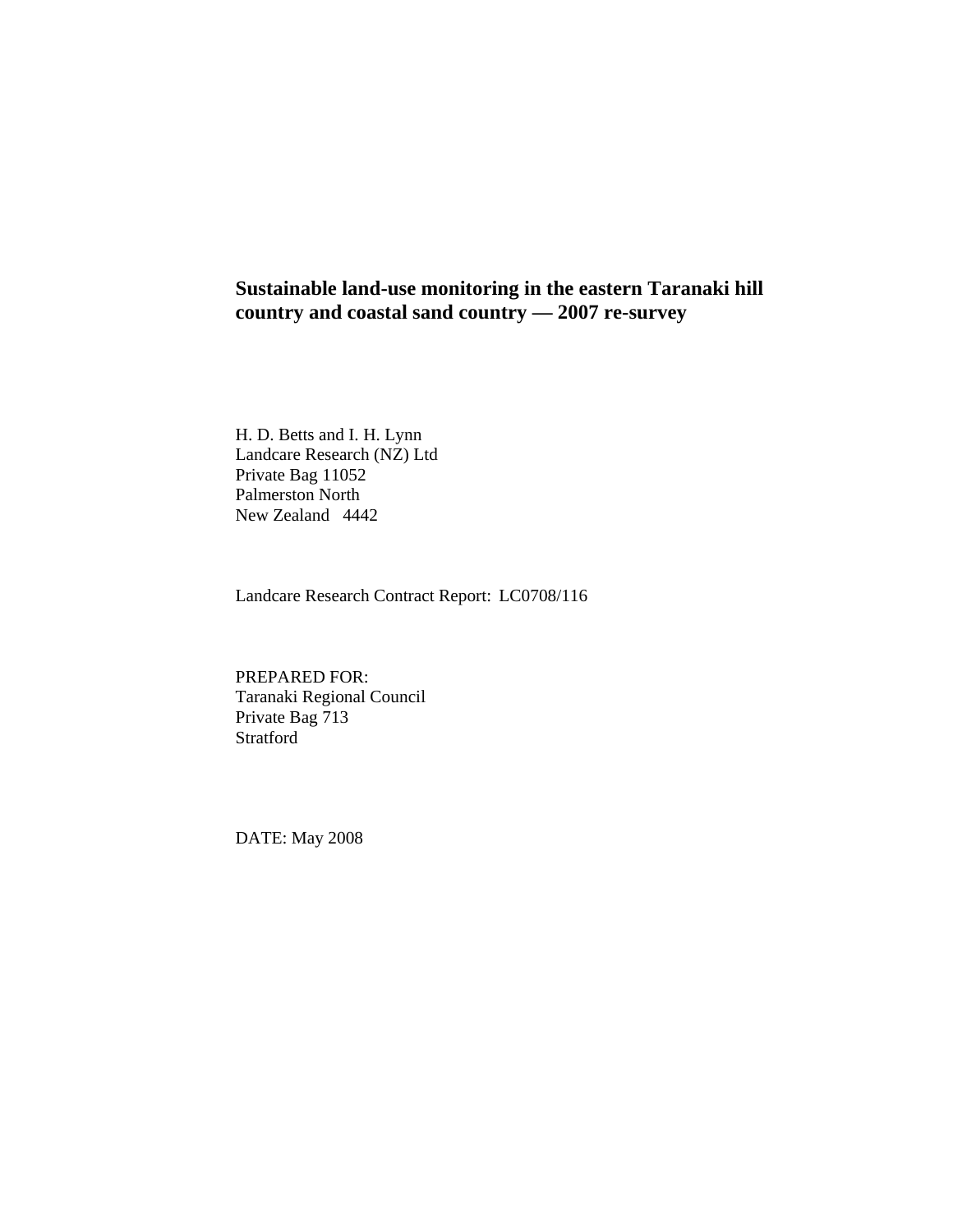# Sustainable land-use monitoring in the eastern Taranaki hill country and coastal sand country — 2007 re-survey

H. D. Betts and I. H. Lynn
Landcare Research (NZ) Ltd
Private Bag 11052
Palmerston North
New Zealand 4442

Landcare Research Contract Report: LC0708/116

PREPARED FOR:
Taranaki Regional Council
Private Bag 713
Stratford

DATE: May 2008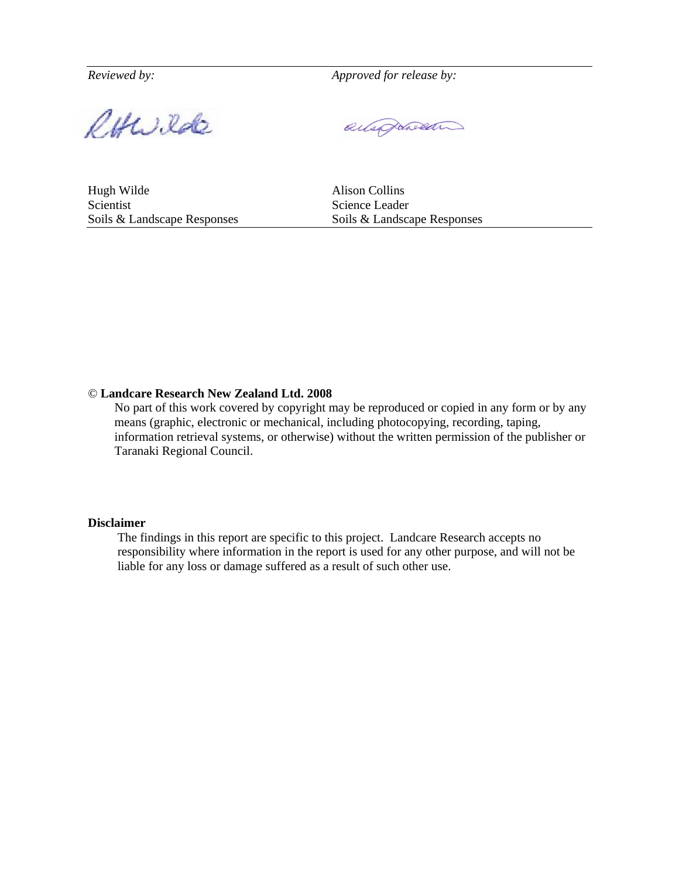| *Reviewed by:* | *Approved for release by:* |
| --- | --- |
| Hugh Wilde | Alison Collins |
| Scientist | Science Leader |
| Soils & Landscape Responses | Soils & Landscape Responses |

© **Landcare Research New Zealand Ltd. 2008**

No part of this work covered by copyright may be reproduced or copied in any form or by any means (graphic, electronic or mechanical, including photocopying, recording, taping, information retrieval systems, or otherwise) without the written permission of the publisher or Taranaki Regional Council.

**Disclaimer**

The findings in this report are specific to this project. Landcare Research accepts no responsibility where information in the report is used for any other purpose, and will not be liable for any loss or damage suffered as a result of such other use.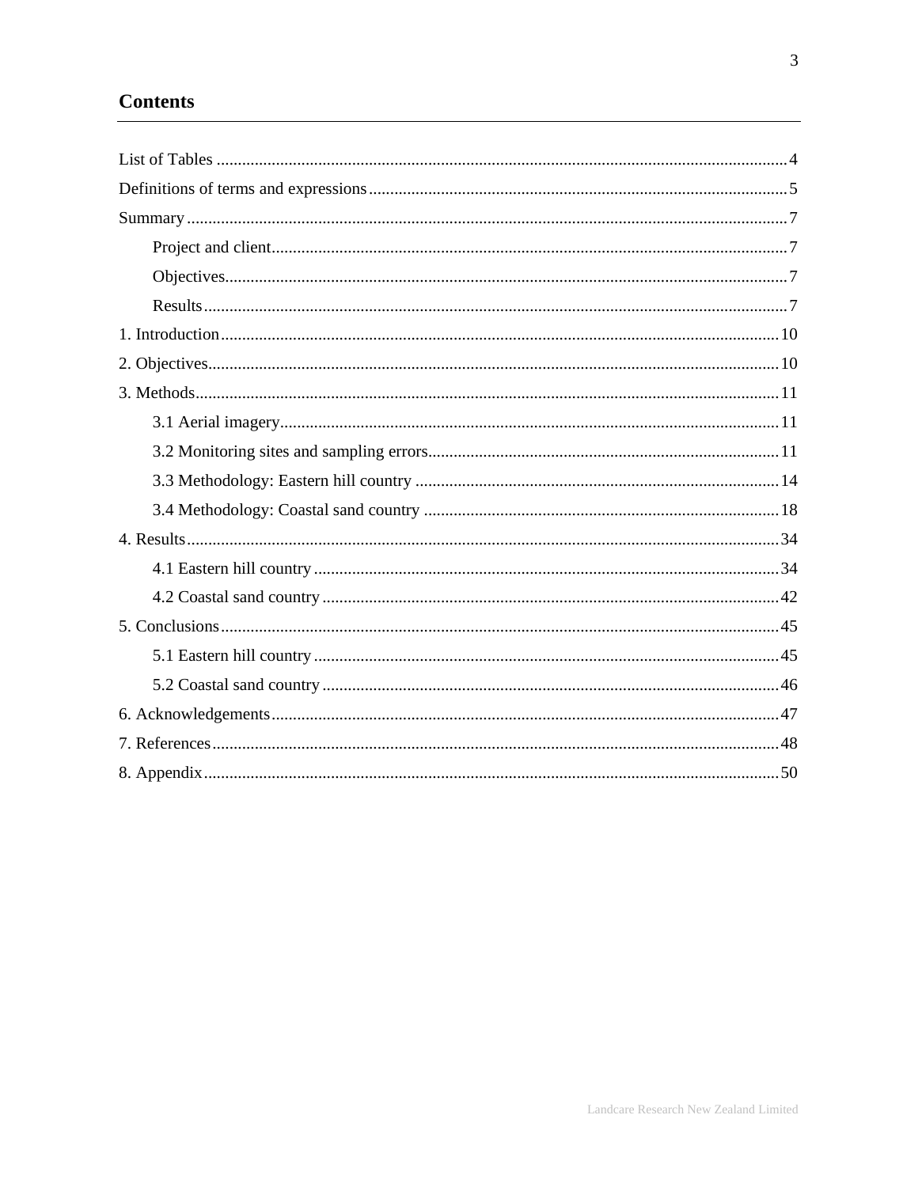## Contents

List of Tables ........................................................................................................................ 4

Definitions of terms and expressions .................................................................................. 5

Summary ............................................................................................................................. 7

- Project and client ......................................................................................................... 7
- Objectives .................................................................................................................... 7
- Results ......................................................................................................................... 7

1. Introduction .................................................................................................................. 10

2. Objectives ..................................................................................................................... 10

3. Methods ........................................................................................................................ 11

- 3.1 Aerial imagery ........................................................................................................ 11
- 3.2 Monitoring sites and sampling errors ..................................................................... 11
- 3.3 Methodology: Eastern hill country ......................................................................... 14
- 3.4 Methodology: Coastal sand country ....................................................................... 18

4. Results .......................................................................................................................... 34

- 4.1 Eastern hill country ................................................................................................ 34
- 4.2 Coastal sand country ............................................................................................... 42

5. Conclusions ................................................................................................................... 45

- 5.1 Eastern hill country ................................................................................................ 45
- 5.2 Coastal sand country ............................................................................................... 46

6. Acknowledgements ....................................................................................................... 47

7. References ..................................................................................................................... 48

8. Appendix ....................................................................................................................... 50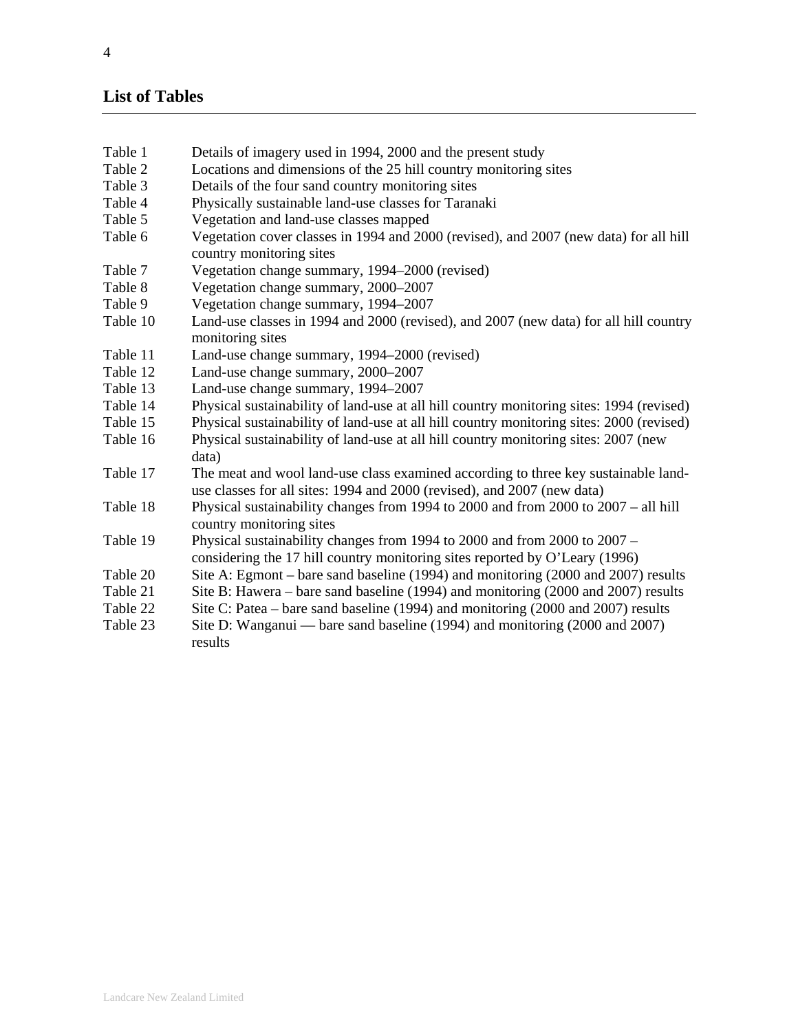## List of Tables

| | |
|---|---|
| Table 1 | Details of imagery used in 1994, 2000 and the present study |
| Table 2 | Locations and dimensions of the 25 hill country monitoring sites |
| Table 3 | Details of the four sand country monitoring sites |
| Table 4 | Physically sustainable land-use classes for Taranaki |
| Table 5 | Vegetation and land-use classes mapped |
| Table 6 | Vegetation cover classes in 1994 and 2000 (revised), and 2007 (new data) for all hill country monitoring sites |
| Table 7 | Vegetation change summary, 1994–2000 (revised) |
| Table 8 | Vegetation change summary, 2000–2007 |
| Table 9 | Vegetation change summary, 1994–2007 |
| Table 10 | Land-use classes in 1994 and 2000 (revised), and 2007 (new data) for all hill country monitoring sites |
| Table 11 | Land-use change summary, 1994–2000 (revised) |
| Table 12 | Land-use change summary, 2000–2007 |
| Table 13 | Land-use change summary, 1994–2007 |
| Table 14 | Physical sustainability of land-use at all hill country monitoring sites: 1994 (revised) |
| Table 15 | Physical sustainability of land-use at all hill country monitoring sites: 2000 (revised) |
| Table 16 | Physical sustainability of land-use at all hill country monitoring sites: 2007 (new data) |
| Table 17 | The meat and wool land-use class examined according to three key sustainable land-use classes for all sites: 1994 and 2000 (revised), and 2007 (new data) |
| Table 18 | Physical sustainability changes from 1994 to 2000 and from 2000 to 2007 – all hill country monitoring sites |
| Table 19 | Physical sustainability changes from 1994 to 2000 and from 2000 to 2007 – considering the 17 hill country monitoring sites reported by O'Leary (1996) |
| Table 20 | Site A: Egmont – bare sand baseline (1994) and monitoring (2000 and 2007) results |
| Table 21 | Site B: Hawera – bare sand baseline (1994) and monitoring (2000 and 2007) results |
| Table 22 | Site C: Patea – bare sand baseline (1994) and monitoring (2000 and 2007) results |
| Table 23 | Site D: Wanganui — bare sand baseline (1994) and monitoring (2000 and 2007) results |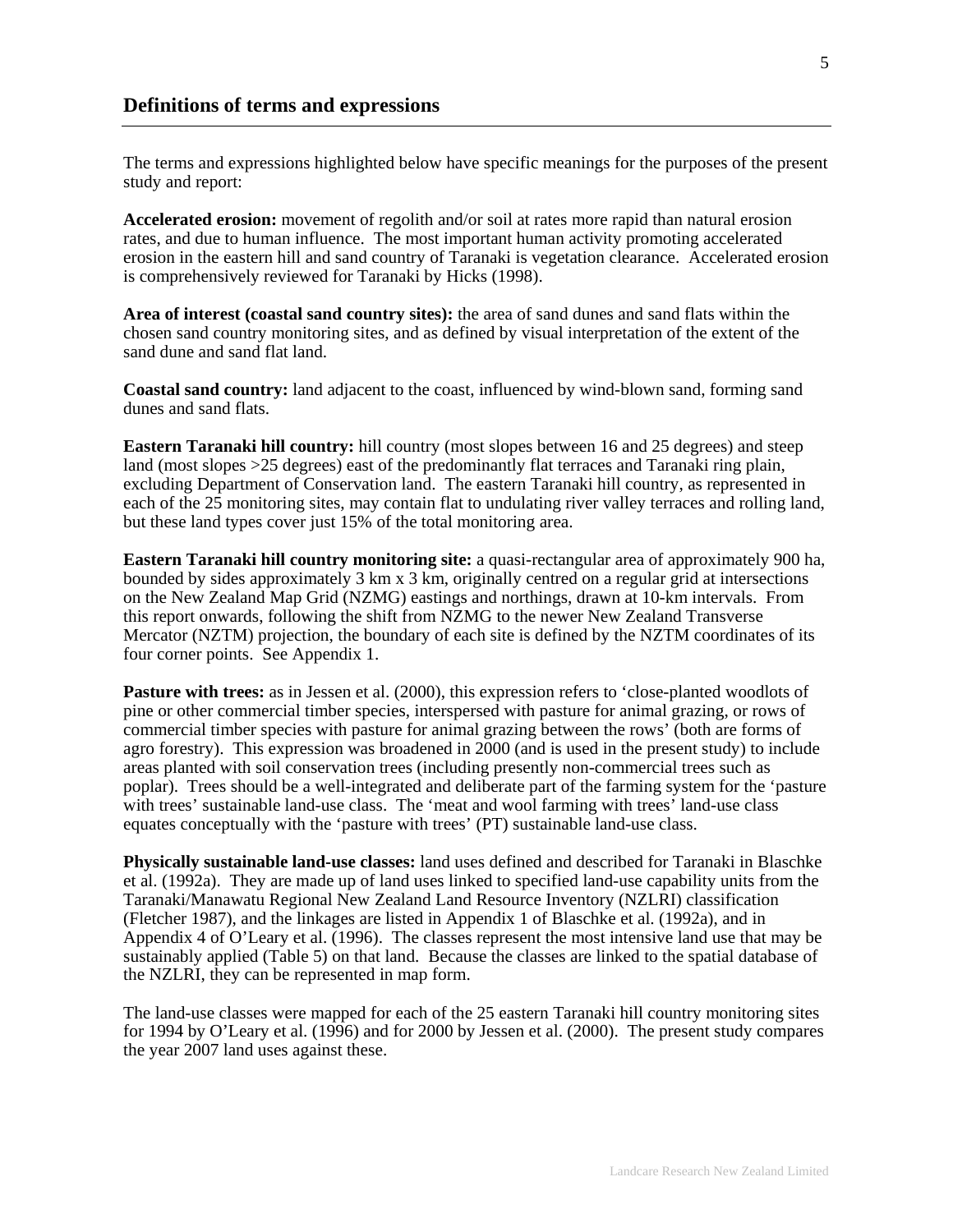## Definitions of terms and expressions

The terms and expressions highlighted below have specific meanings for the purposes of the present study and report:

**Accelerated erosion:** movement of regolith and/or soil at rates more rapid than natural erosion rates, and due to human influence. The most important human activity promoting accelerated erosion in the eastern hill and sand country of Taranaki is vegetation clearance. Accelerated erosion is comprehensively reviewed for Taranaki by Hicks (1998).

**Area of interest (coastal sand country sites):** the area of sand dunes and sand flats within the chosen sand country monitoring sites, and as defined by visual interpretation of the extent of the sand dune and sand flat land.

**Coastal sand country:** land adjacent to the coast, influenced by wind-blown sand, forming sand dunes and sand flats.

**Eastern Taranaki hill country:** hill country (most slopes between 16 and 25 degrees) and steep land (most slopes >25 degrees) east of the predominantly flat terraces and Taranaki ring plain, excluding Department of Conservation land. The eastern Taranaki hill country, as represented in each of the 25 monitoring sites, may contain flat to undulating river valley terraces and rolling land, but these land types cover just 15% of the total monitoring area.

**Eastern Taranaki hill country monitoring site:** a quasi-rectangular area of approximately 900 ha, bounded by sides approximately 3 km x 3 km, originally centred on a regular grid at intersections on the New Zealand Map Grid (NZMG) eastings and northings, drawn at 10-km intervals. From this report onwards, following the shift from NZMG to the newer New Zealand Transverse Mercator (NZTM) projection, the boundary of each site is defined by the NZTM coordinates of its four corner points. See Appendix 1.

**Pasture with trees:** as in Jessen et al. (2000), this expression refers to 'close-planted woodlots of pine or other commercial timber species, interspersed with pasture for animal grazing, or rows of commercial timber species with pasture for animal grazing between the rows' (both are forms of agro forestry). This expression was broadened in 2000 (and is used in the present study) to include areas planted with soil conservation trees (including presently non-commercial trees such as poplar). Trees should be a well-integrated and deliberate part of the farming system for the 'pasture with trees' sustainable land-use class. The 'meat and wool farming with trees' land-use class equates conceptually with the 'pasture with trees' (PT) sustainable land-use class.

**Physically sustainable land-use classes:** land uses defined and described for Taranaki in Blaschke et al. (1992a). They are made up of land uses linked to specified land-use capability units from the Taranaki/Manawatu Regional New Zealand Land Resource Inventory (NZLRI) classification (Fletcher 1987), and the linkages are listed in Appendix 1 of Blaschke et al. (1992a), and in Appendix 4 of O'Leary et al. (1996). The classes represent the most intensive land use that may be sustainably applied (Table 5) on that land. Because the classes are linked to the spatial database of the NZLRI, they can be represented in map form.

The land-use classes were mapped for each of the 25 eastern Taranaki hill country monitoring sites for 1994 by O'Leary et al. (1996) and for 2000 by Jessen et al. (2000). The present study compares the year 2007 land uses against these.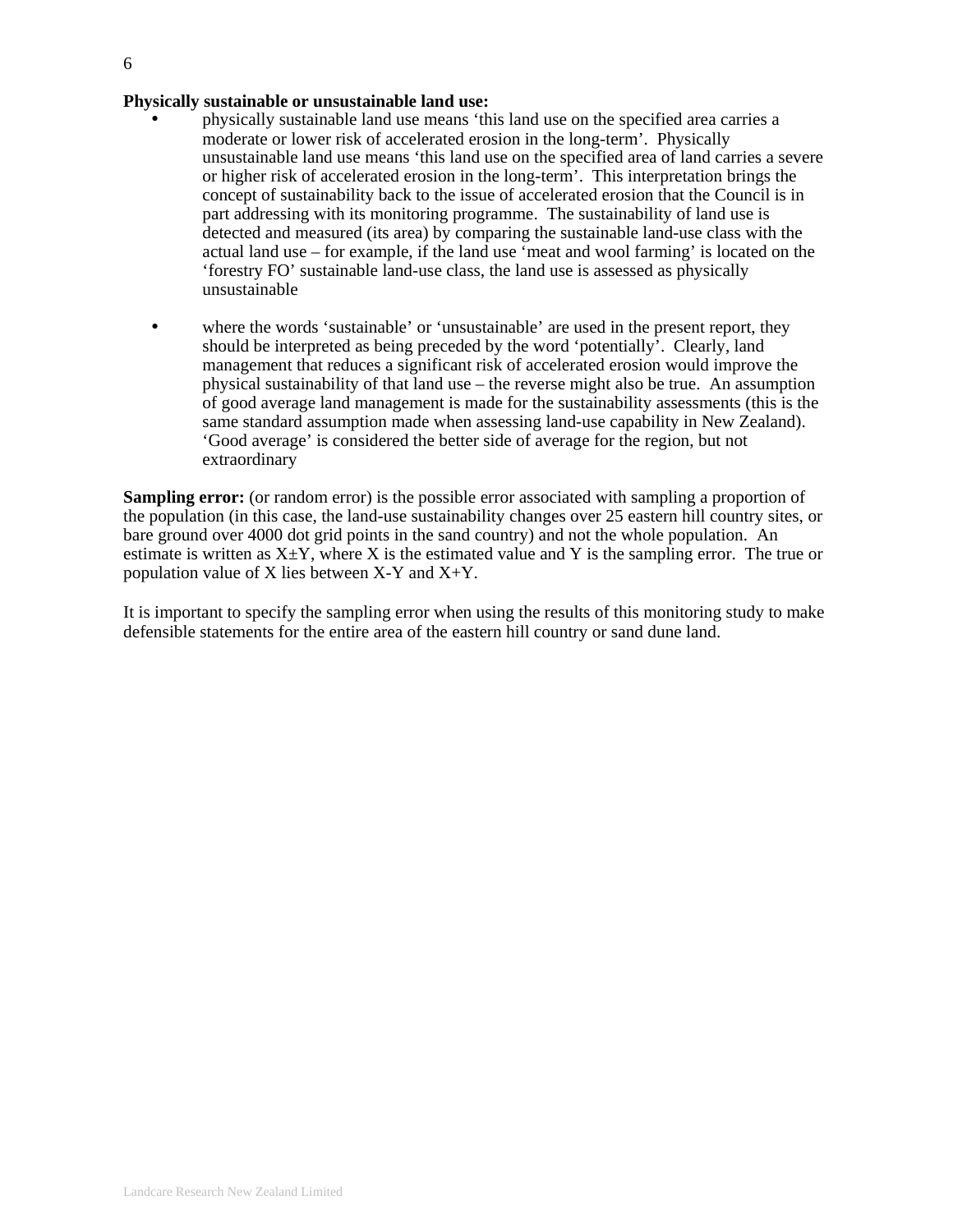**Physically sustainable or unsustainable land use:**

- physically sustainable land use means 'this land use on the specified area carries a moderate or lower risk of accelerated erosion in the long-term'. Physically unsustainable land use means 'this land use on the specified area of land carries a severe or higher risk of accelerated erosion in the long-term'. This interpretation brings the concept of sustainability back to the issue of accelerated erosion that the Council is in part addressing with its monitoring programme. The sustainability of land use is detected and measured (its area) by comparing the sustainable land-use class with the actual land use – for example, if the land use 'meat and wool farming' is located on the 'forestry FO' sustainable land-use class, the land use is assessed as physically unsustainable

- where the words 'sustainable' or 'unsustainable' are used in the present report, they should be interpreted as being preceded by the word 'potentially'. Clearly, land management that reduces a significant risk of accelerated erosion would improve the physical sustainability of that land use – the reverse might also be true. An assumption of good average land management is made for the sustainability assessments (this is the same standard assumption made when assessing land-use capability in New Zealand). 'Good average' is considered the better side of average for the region, but not extraordinary

**Sampling error:** (or random error) is the possible error associated with sampling a proportion of the population (in this case, the land-use sustainability changes over 25 eastern hill country sites, or bare ground over 4000 dot grid points in the sand country) and not the whole population. An estimate is written as $X \pm Y$, where X is the estimated value and Y is the sampling error. The true or population value of X lies between $X-Y$ and $X+Y$.

It is important to specify the sampling error when using the results of this monitoring study to make defensible statements for the entire area of the eastern hill country or sand dune land.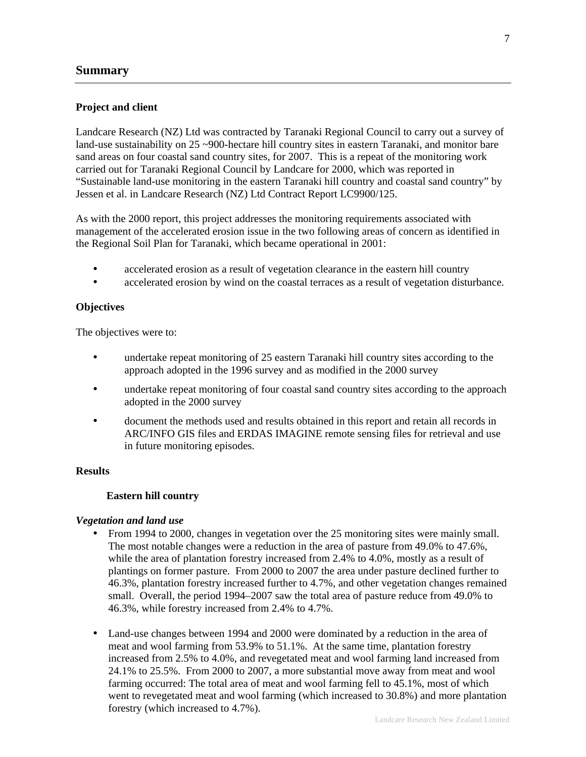## Summary

### Project and client

Landcare Research (NZ) Ltd was contracted by Taranaki Regional Council to carry out a survey of land-use sustainability on 25 ~900-hectare hill country sites in eastern Taranaki, and monitor bare sand areas on four coastal sand country sites, for 2007. This is a repeat of the monitoring work carried out for Taranaki Regional Council by Landcare for 2000, which was reported in "Sustainable land-use monitoring in the eastern Taranaki hill country and coastal sand country" by Jessen et al. in Landcare Research (NZ) Ltd Contract Report LC9900/125.

As with the 2000 report, this project addresses the monitoring requirements associated with management of the accelerated erosion issue in the two following areas of concern as identified in the Regional Soil Plan for Taranaki, which became operational in 2001:

- accelerated erosion as a result of vegetation clearance in the eastern hill country
- accelerated erosion by wind on the coastal terraces as a result of vegetation disturbance.

### Objectives

The objectives were to:

- undertake repeat monitoring of 25 eastern Taranaki hill country sites according to the approach adopted in the 1996 survey and as modified in the 2000 survey
- undertake repeat monitoring of four coastal sand country sites according to the approach adopted in the 2000 survey
- document the methods used and results obtained in this report and retain all records in ARC/INFO GIS files and ERDAS IMAGINE remote sensing files for retrieval and use in future monitoring episodes.

### Results

#### Eastern hill country

***Vegetation and land use***

- From 1994 to 2000, changes in vegetation over the 25 monitoring sites were mainly small. The most notable changes were a reduction in the area of pasture from 49.0% to 47.6%, while the area of plantation forestry increased from 2.4% to 4.0%, mostly as a result of plantings on former pasture. From 2000 to 2007 the area under pasture declined further to 46.3%, plantation forestry increased further to 4.7%, and other vegetation changes remained small. Overall, the period 1994–2007 saw the total area of pasture reduce from 49.0% to 46.3%, while forestry increased from 2.4% to 4.7%.

- Land-use changes between 1994 and 2000 were dominated by a reduction in the area of meat and wool farming from 53.9% to 51.1%. At the same time, plantation forestry increased from 2.5% to 4.0%, and revegetated meat and wool farming land increased from 24.1% to 25.5%. From 2000 to 2007, a more substantial move away from meat and wool farming occurred: The total area of meat and wool farming fell to 45.1%, most of which went to revegetated meat and wool farming (which increased to 30.8%) and more plantation forestry (which increased to 4.7%).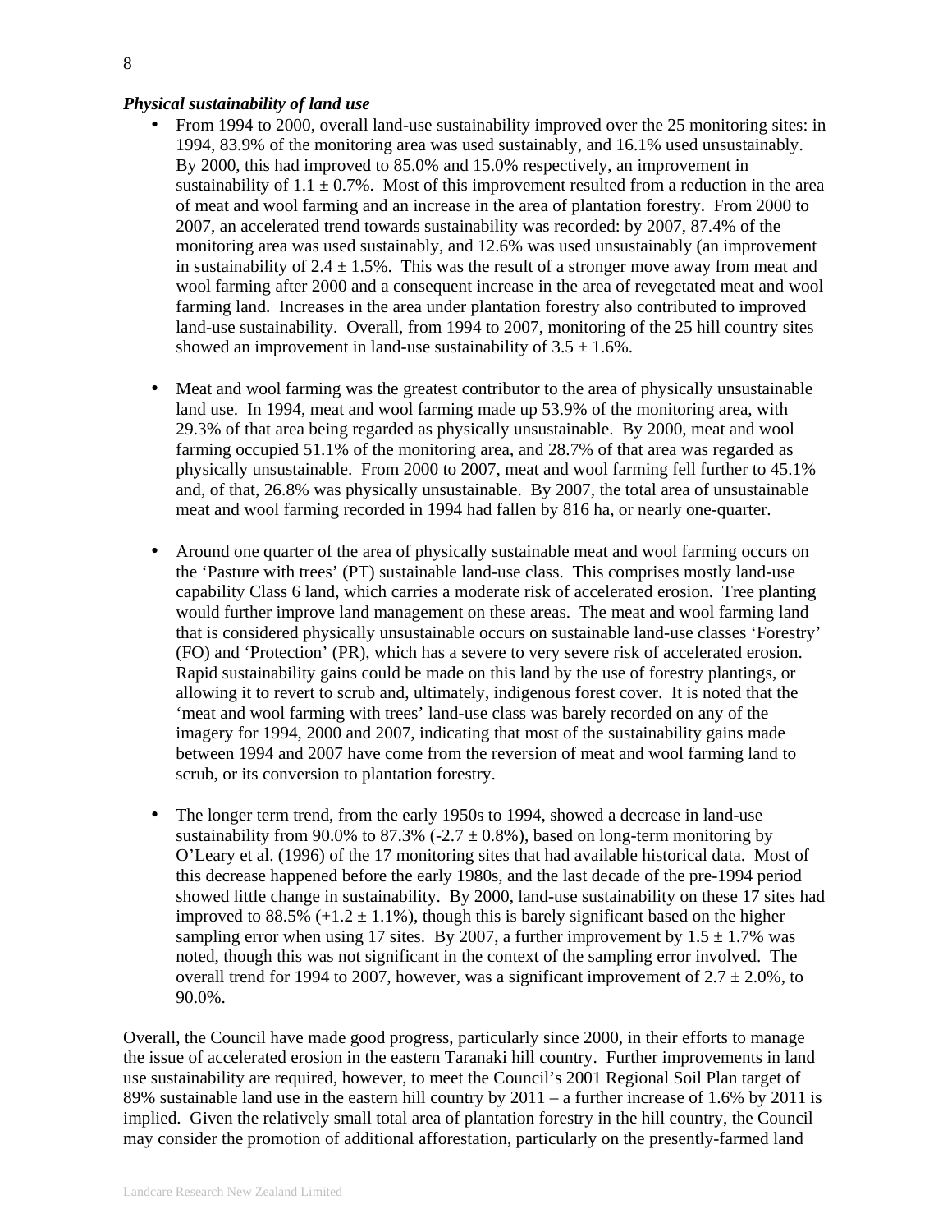***Physical sustainability of land use***

- From 1994 to 2000, overall land-use sustainability improved over the 25 monitoring sites: in 1994, 83.9% of the monitoring area was used sustainably, and 16.1% used unsustainably. By 2000, this had improved to 85.0% and 15.0% respectively, an improvement in sustainability of $1.1 \pm 0.7\%$. Most of this improvement resulted from a reduction in the area of meat and wool farming and an increase in the area of plantation forestry. From 2000 to 2007, an accelerated trend towards sustainability was recorded: by 2007, 87.4% of the monitoring area was used sustainably, and 12.6% was used unsustainably (an improvement in sustainability of $2.4 \pm 1.5\%$. This was the result of a stronger move away from meat and wool farming after 2000 and a consequent increase in the area of revegetated meat and wool farming land. Increases in the area under plantation forestry also contributed to improved land-use sustainability. Overall, from 1994 to 2007, monitoring of the 25 hill country sites showed an improvement in land-use sustainability of $3.5 \pm 1.6\%$.

- Meat and wool farming was the greatest contributor to the area of physically unsustainable land use. In 1994, meat and wool farming made up 53.9% of the monitoring area, with 29.3% of that area being regarded as physically unsustainable. By 2000, meat and wool farming occupied 51.1% of the monitoring area, and 28.7% of that area was regarded as physically unsustainable. From 2000 to 2007, meat and wool farming fell further to 45.1% and, of that, 26.8% was physically unsustainable. By 2007, the total area of unsustainable meat and wool farming recorded in 1994 had fallen by 816 ha, or nearly one-quarter.

- Around one quarter of the area of physically sustainable meat and wool farming occurs on the 'Pasture with trees' (PT) sustainable land-use class. This comprises mostly land-use capability Class 6 land, which carries a moderate risk of accelerated erosion. Tree planting would further improve land management on these areas. The meat and wool farming land that is considered physically unsustainable occurs on sustainable land-use classes 'Forestry' (FO) and 'Protection' (PR), which has a severe to very severe risk of accelerated erosion. Rapid sustainability gains could be made on this land by the use of forestry plantings, or allowing it to revert to scrub and, ultimately, indigenous forest cover. It is noted that the 'meat and wool farming with trees' land-use class was barely recorded on any of the imagery for 1994, 2000 and 2007, indicating that most of the sustainability gains made between 1994 and 2007 have come from the reversion of meat and wool farming land to scrub, or its conversion to plantation forestry.

- The longer term trend, from the early 1950s to 1994, showed a decrease in land-use sustainability from 90.0% to 87.3% ($-2.7 \pm 0.8\%$), based on long-term monitoring by O'Leary et al. (1996) of the 17 monitoring sites that had available historical data. Most of this decrease happened before the early 1980s, and the last decade of the pre-1994 period showed little change in sustainability. By 2000, land-use sustainability on these 17 sites had improved to 88.5% ($+1.2 \pm 1.1\%$), though this is barely significant based on the higher sampling error when using 17 sites. By 2007, a further improvement by $1.5 \pm 1.7\%$ was noted, though this was not significant in the context of the sampling error involved. The overall trend for 1994 to 2007, however, was a significant improvement of $2.7 \pm 2.0\%$, to 90.0%.

Overall, the Council have made good progress, particularly since 2000, in their efforts to manage the issue of accelerated erosion in the eastern Taranaki hill country. Further improvements in land use sustainability are required, however, to meet the Council's 2001 Regional Soil Plan target of 89% sustainable land use in the eastern hill country by 2011 – a further increase of 1.6% by 2011 is implied. Given the relatively small total area of plantation forestry in the hill country, the Council may consider the promotion of additional afforestation, particularly on the presently-farmed land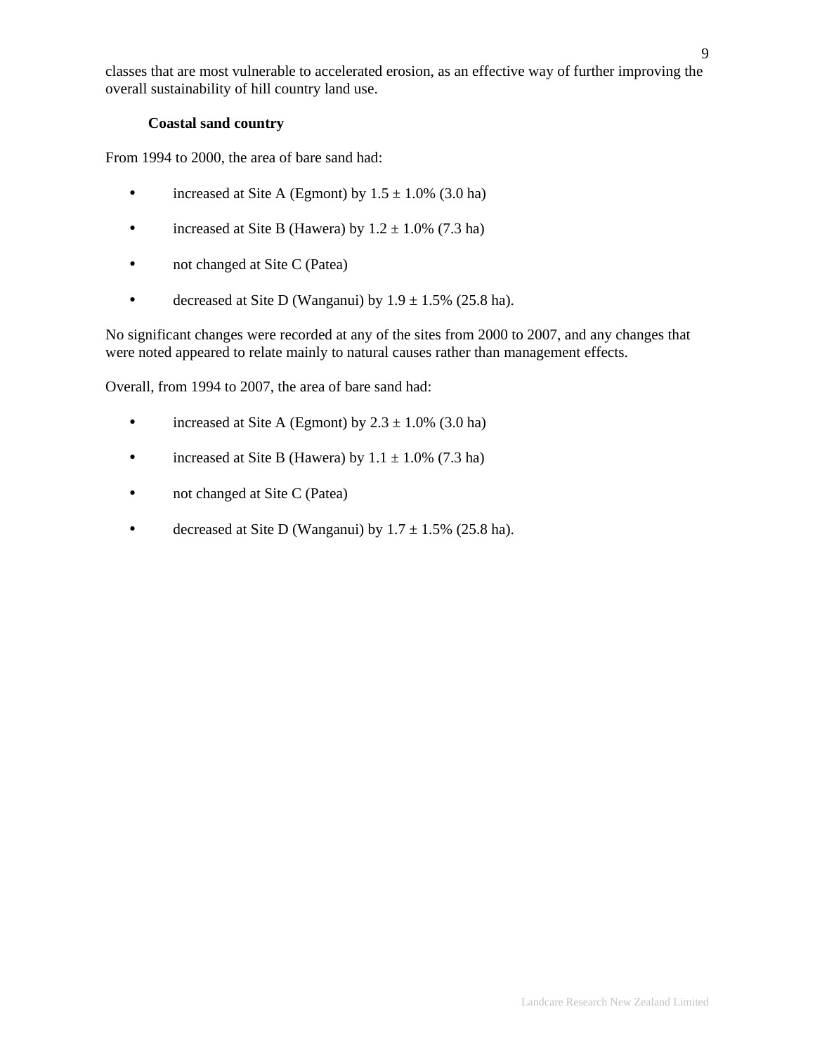classes that are most vulnerable to accelerated erosion, as an effective way of further improving the overall sustainability of hill country land use.

### Coastal sand country

From 1994 to 2000, the area of bare sand had:

- increased at Site A (Egmont) by $1.5 \pm 1.0\%$ (3.0 ha)
- increased at Site B (Hawera) by $1.2 \pm 1.0\%$ (7.3 ha)
- not changed at Site C (Patea)
- decreased at Site D (Wanganui) by $1.9 \pm 1.5\%$ (25.8 ha).

No significant changes were recorded at any of the sites from 2000 to 2007, and any changes that were noted appeared to relate mainly to natural causes rather than management effects.

Overall, from 1994 to 2007, the area of bare sand had:

- increased at Site A (Egmont) by $2.3 \pm 1.0\%$ (3.0 ha)
- increased at Site B (Hawera) by $1.1 \pm 1.0\%$ (7.3 ha)
- not changed at Site C (Patea)
- decreased at Site D (Wanganui) by $1.7 \pm 1.5\%$ (25.8 ha).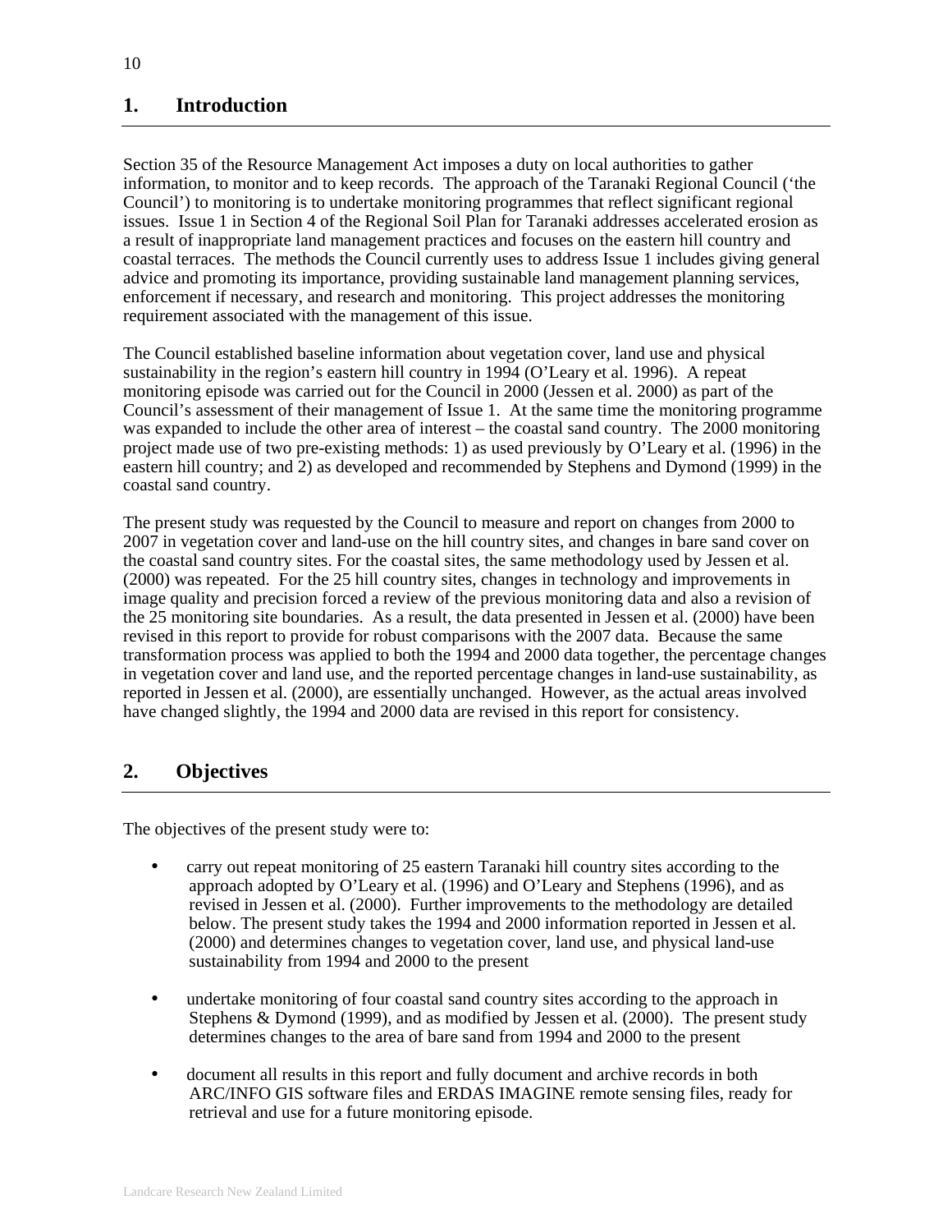## 1. Introduction

Section 35 of the Resource Management Act imposes a duty on local authorities to gather information, to monitor and to keep records. The approach of the Taranaki Regional Council ('the Council') to monitoring is to undertake monitoring programmes that reflect significant regional issues. Issue 1 in Section 4 of the Regional Soil Plan for Taranaki addresses accelerated erosion as a result of inappropriate land management practices and focuses on the eastern hill country and coastal terraces. The methods the Council currently uses to address Issue 1 includes giving general advice and promoting its importance, providing sustainable land management planning services, enforcement if necessary, and research and monitoring. This project addresses the monitoring requirement associated with the management of this issue.

The Council established baseline information about vegetation cover, land use and physical sustainability in the region's eastern hill country in 1994 (O'Leary et al. 1996). A repeat monitoring episode was carried out for the Council in 2000 (Jessen et al. 2000) as part of the Council's assessment of their management of Issue 1. At the same time the monitoring programme was expanded to include the other area of interest – the coastal sand country. The 2000 monitoring project made use of two pre-existing methods: 1) as used previously by O'Leary et al. (1996) in the eastern hill country; and 2) as developed and recommended by Stephens and Dymond (1999) in the coastal sand country.

The present study was requested by the Council to measure and report on changes from 2000 to 2007 in vegetation cover and land-use on the hill country sites, and changes in bare sand cover on the coastal sand country sites. For the coastal sites, the same methodology used by Jessen et al. (2000) was repeated. For the 25 hill country sites, changes in technology and improvements in image quality and precision forced a review of the previous monitoring data and also a revision of the 25 monitoring site boundaries. As a result, the data presented in Jessen et al. (2000) have been revised in this report to provide for robust comparisons with the 2007 data. Because the same transformation process was applied to both the 1994 and 2000 data together, the percentage changes in vegetation cover and land use, and the reported percentage changes in land-use sustainability, as reported in Jessen et al. (2000), are essentially unchanged. However, as the actual areas involved have changed slightly, the 1994 and 2000 data are revised in this report for consistency.

## 2. Objectives

The objectives of the present study were to:

- carry out repeat monitoring of 25 eastern Taranaki hill country sites according to the approach adopted by O'Leary et al. (1996) and O'Leary and Stephens (1996), and as revised in Jessen et al. (2000). Further improvements to the methodology are detailed below. The present study takes the 1994 and 2000 information reported in Jessen et al. (2000) and determines changes to vegetation cover, land use, and physical land-use sustainability from 1994 and 2000 to the present

- undertake monitoring of four coastal sand country sites according to the approach in Stephens & Dymond (1999), and as modified by Jessen et al. (2000). The present study determines changes to the area of bare sand from 1994 and 2000 to the present

- document all results in this report and fully document and archive records in both ARC/INFO GIS software files and ERDAS IMAGINE remote sensing files, ready for retrieval and use for a future monitoring episode.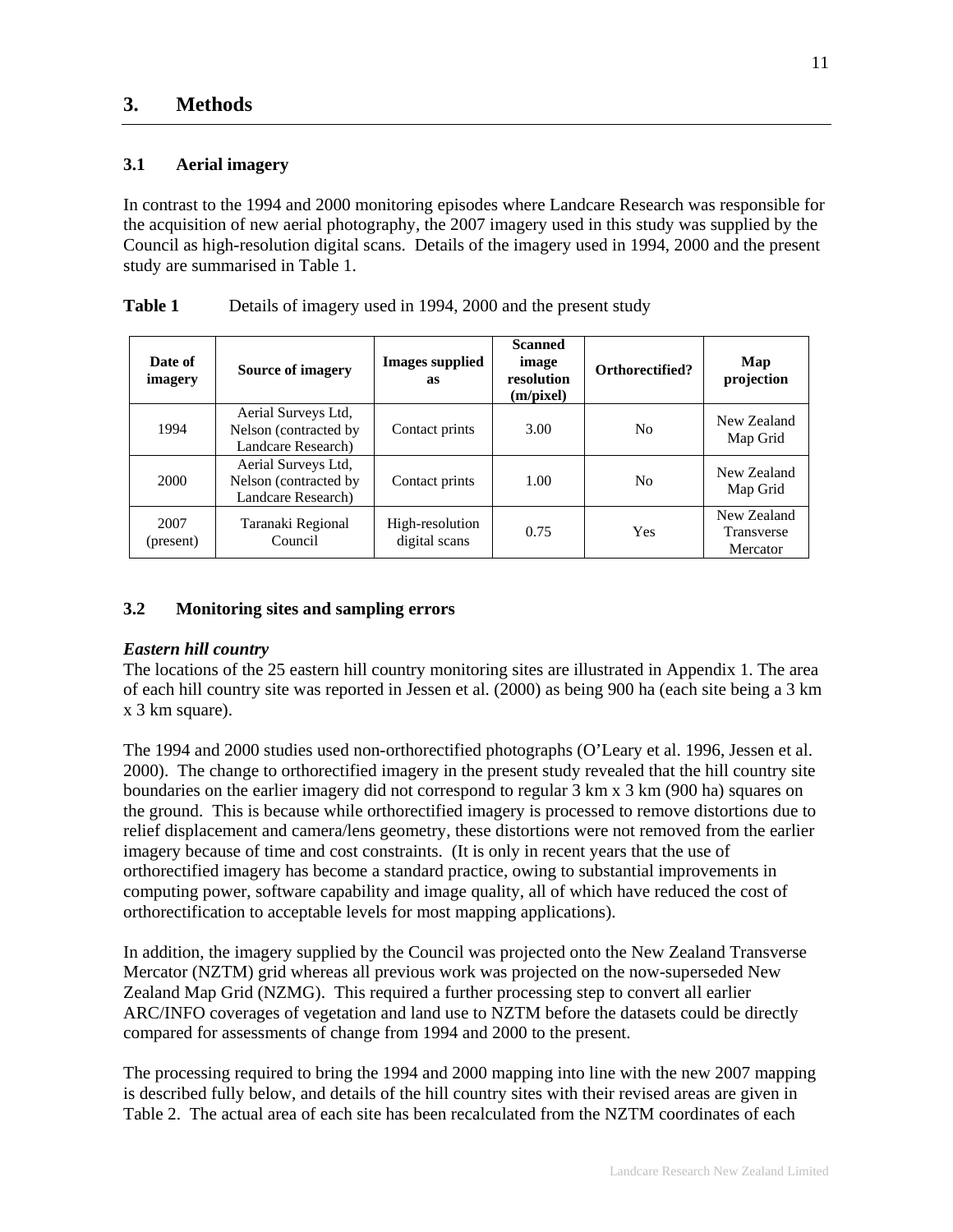# 3. Methods

## 3.1 Aerial imagery

In contrast to the 1994 and 2000 monitoring episodes where Landcare Research was responsible for the acquisition of new aerial photography, the 2007 imagery used in this study was supplied by the Council as high-resolution digital scans. Details of the imagery used in 1994, 2000 and the present study are summarised in Table 1.

**Table 1** Details of imagery used in 1994, 2000 and the present study

| Date of imagery | Source of imagery | Images supplied as | Scanned image resolution (m/pixel) | Orthorectified? | Map projection |
|---|---|---|---|---|---|
| 1994 | Aerial Surveys Ltd, Nelson (contracted by Landcare Research) | Contact prints | 3.00 | No | New Zealand Map Grid |
| 2000 | Aerial Surveys Ltd, Nelson (contracted by Landcare Research) | Contact prints | 1.00 | No | New Zealand Map Grid |
| 2007 (present) | Taranaki Regional Council | High-resolution digital scans | 0.75 | Yes | New Zealand Transverse Mercator |

## 3.2 Monitoring sites and sampling errors

***Eastern hill country***

The locations of the 25 eastern hill country monitoring sites are illustrated in Appendix 1. The area of each hill country site was reported in Jessen et al. (2000) as being 900 ha (each site being a 3 km x 3 km square).

The 1994 and 2000 studies used non-orthorectified photographs (O'Leary et al. 1996, Jessen et al. 2000). The change to orthorectified imagery in the present study revealed that the hill country site boundaries on the earlier imagery did not correspond to regular 3 km x 3 km (900 ha) squares on the ground. This is because while orthorectified imagery is processed to remove distortions due to relief displacement and camera/lens geometry, these distortions were not removed from the earlier imagery because of time and cost constraints. (It is only in recent years that the use of orthorectified imagery has become a standard practice, owing to substantial improvements in computing power, software capability and image quality, all of which have reduced the cost of orthorectification to acceptable levels for most mapping applications).

In addition, the imagery supplied by the Council was projected onto the New Zealand Transverse Mercator (NZTM) grid whereas all previous work was projected on the now-superseded New Zealand Map Grid (NZMG). This required a further processing step to convert all earlier ARC/INFO coverages of vegetation and land use to NZTM before the datasets could be directly compared for assessments of change from 1994 and 2000 to the present.

The processing required to bring the 1994 and 2000 mapping into line with the new 2007 mapping is described fully below, and details of the hill country sites with their revised areas are given in Table 2. The actual area of each site has been recalculated from the NZTM coordinates of each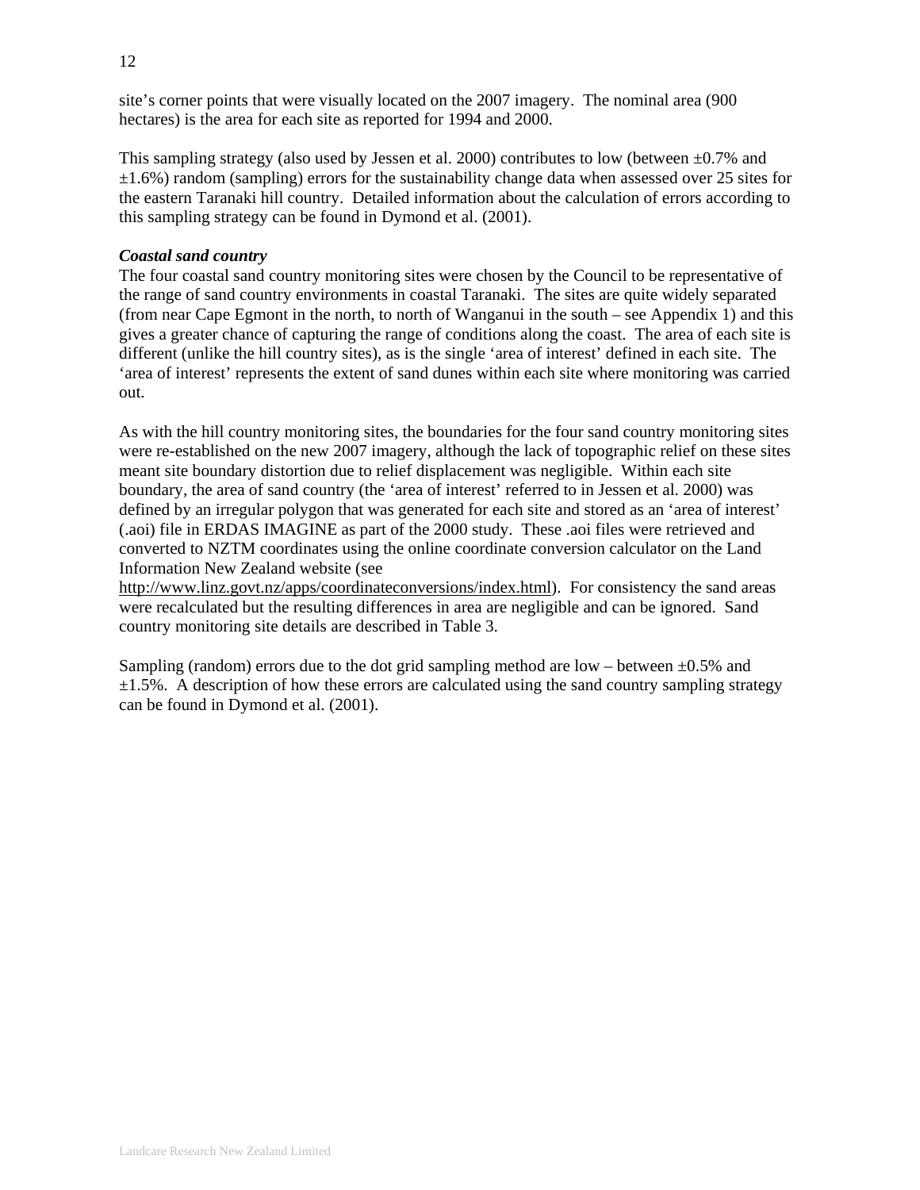site's corner points that were visually located on the 2007 imagery. The nominal area (900 hectares) is the area for each site as reported for 1994 and 2000.

This sampling strategy (also used by Jessen et al. 2000) contributes to low (between ±0.7% and ±1.6%) random (sampling) errors for the sustainability change data when assessed over 25 sites for the eastern Taranaki hill country. Detailed information about the calculation of errors according to this sampling strategy can be found in Dymond et al. (2001).

***Coastal sand country***

The four coastal sand country monitoring sites were chosen by the Council to be representative of the range of sand country environments in coastal Taranaki. The sites are quite widely separated (from near Cape Egmont in the north, to north of Wanganui in the south – see Appendix 1) and this gives a greater chance of capturing the range of conditions along the coast. The area of each site is different (unlike the hill country sites), as is the single 'area of interest' defined in each site. The 'area of interest' represents the extent of sand dunes within each site where monitoring was carried out.

As with the hill country monitoring sites, the boundaries for the four sand country monitoring sites were re-established on the new 2007 imagery, although the lack of topographic relief on these sites meant site boundary distortion due to relief displacement was negligible. Within each site boundary, the area of sand country (the 'area of interest' referred to in Jessen et al. 2000) was defined by an irregular polygon that was generated for each site and stored as an 'area of interest' (.aoi) file in ERDAS IMAGINE as part of the 2000 study. These .aoi files were retrieved and converted to NZTM coordinates using the online coordinate conversion calculator on the Land Information New Zealand website (see http://www.linz.govt.nz/apps/coordinateconversions/index.html). For consistency the sand areas were recalculated but the resulting differences in area are negligible and can be ignored. Sand country monitoring site details are described in Table 3.

Sampling (random) errors due to the dot grid sampling method are low – between ±0.5% and ±1.5%. A description of how these errors are calculated using the sand country sampling strategy can be found in Dymond et al. (2001).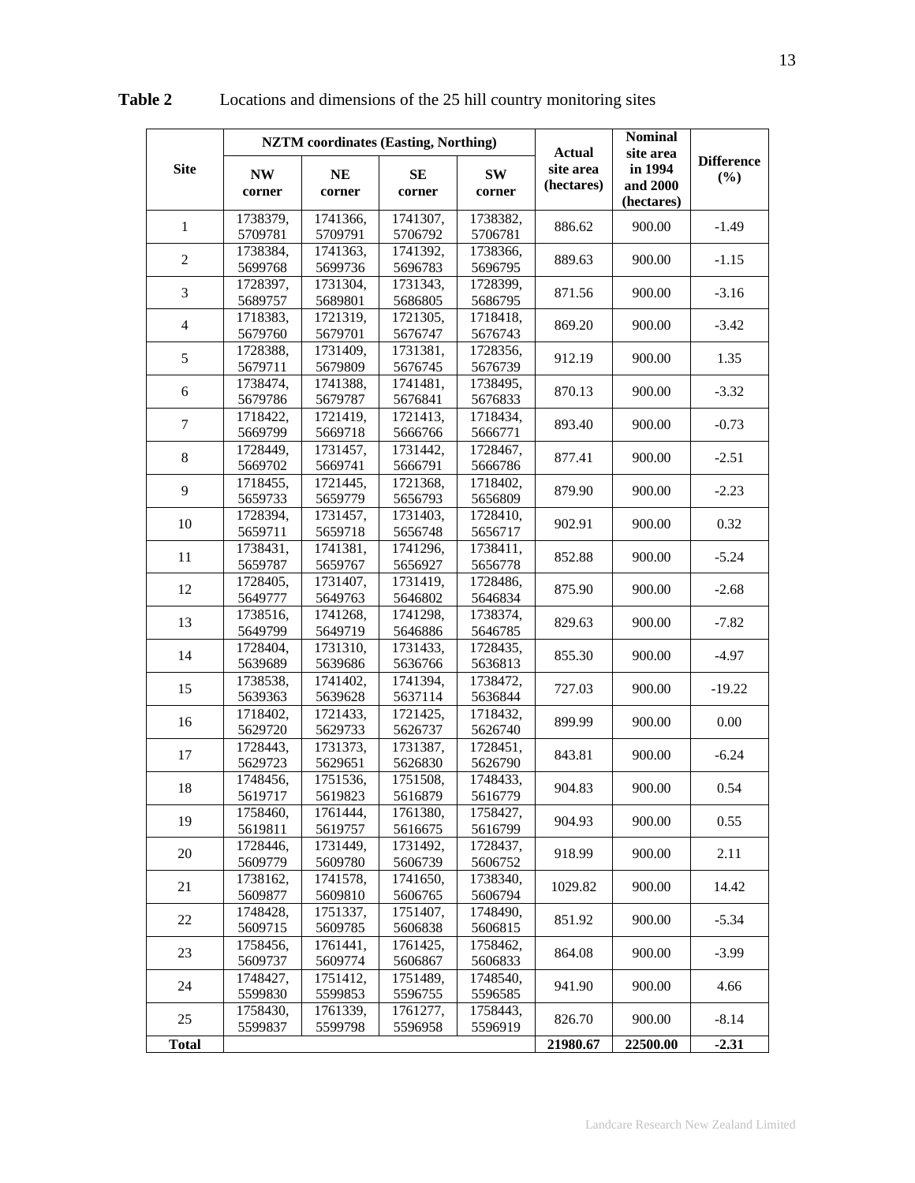**Table 2** Locations and dimensions of the 25 hill country monitoring sites

| Site | NZTM coordinates (Easting, Northing) | | | | Actual site area (hectares) | Nominal site area in 1994 and 2000 (hectares) | Difference (%) |
|---|---|---|---|---|---|---|---|
| | NW corner | NE corner | SE corner | SW corner | | | |
| 1 | 1738379, 5709781 | 1741366, 5709791 | 1741307, 5706792 | 1738382, 5706781 | 886.62 | 900.00 | -1.49 |
| 2 | 1738384, 5699768 | 1741363, 5699736 | 1741392, 5696783 | 1738366, 5696795 | 889.63 | 900.00 | -1.15 |
| 3 | 1728397, 5689757 | 1731304, 5689801 | 1731343, 5686805 | 1728399, 5686795 | 871.56 | 900.00 | -3.16 |
| 4 | 1718383, 5679760 | 1721319, 5679701 | 1721305, 5676747 | 1718418, 5676743 | 869.20 | 900.00 | -3.42 |
| 5 | 1728388, 5679711 | 1731409, 5679809 | 1731381, 5676745 | 1728356, 5676739 | 912.19 | 900.00 | 1.35 |
| 6 | 1738474, 5679786 | 1741388, 5679787 | 1741481, 5676841 | 1738495, 5676833 | 870.13 | 900.00 | -3.32 |
| 7 | 1718422, 5669799 | 1721419, 5669718 | 1721413, 5666766 | 1718434, 5666771 | 893.40 | 900.00 | -0.73 |
| 8 | 1728449, 5669702 | 1731457, 5669741 | 1731442, 5666791 | 1728467, 5666786 | 877.41 | 900.00 | -2.51 |
| 9 | 1718455, 5659733 | 1721445, 5659779 | 1721368, 5656793 | 1718402, 5656809 | 879.90 | 900.00 | -2.23 |
| 10 | 1728394, 5659711 | 1731457, 5659718 | 1731403, 5656748 | 1728410, 5656717 | 902.91 | 900.00 | 0.32 |
| 11 | 1738431, 5659787 | 1741381, 5659767 | 1741296, 5656927 | 1738411, 5656778 | 852.88 | 900.00 | -5.24 |
| 12 | 1728405, 5649777 | 1731407, 5649763 | 1731419, 5646802 | 1728486, 5646834 | 875.90 | 900.00 | -2.68 |
| 13 | 1738516, 5649799 | 1741268, 5649719 | 1741298, 5646886 | 1738374, 5646785 | 829.63 | 900.00 | -7.82 |
| 14 | 1728404, 5639689 | 1731310, 5639686 | 1731433, 5636766 | 1728435, 5636813 | 855.30 | 900.00 | -4.97 |
| 15 | 1738538, 5639363 | 1741402, 5639628 | 1741394, 5637114 | 1738472, 5636844 | 727.03 | 900.00 | -19.22 |
| 16 | 1718402, 5629720 | 1721433, 5629733 | 1721425, 5626737 | 1718432, 5626740 | 899.99 | 900.00 | 0.00 |
| 17 | 1728443, 5629723 | 1731373, 5629651 | 1731387, 5626830 | 1728451, 5626790 | 843.81 | 900.00 | -6.24 |
| 18 | 1748456, 5619717 | 1751536, 5619823 | 1751508, 5616879 | 1748433, 5616779 | 904.83 | 900.00 | 0.54 |
| 19 | 1758460, 5619811 | 1761444, 5619757 | 1761380, 5616675 | 1758427, 5616799 | 904.93 | 900.00 | 0.55 |
| 20 | 1728446, 5609779 | 1731449, 5609780 | 1731492, 5606739 | 1728437, 5606752 | 918.99 | 900.00 | 2.11 |
| 21 | 1738162, 5609877 | 1741578, 5609810 | 1741650, 5606765 | 1738340, 5606794 | 1029.82 | 900.00 | 14.42 |
| 22 | 1748428, 5609715 | 1751337, 5609785 | 1751407, 5606838 | 1748490, 5606815 | 851.92 | 900.00 | -5.34 |
| 23 | 1758456, 5609737 | 1761441, 5609774 | 1761425, 5606867 | 1758462, 5606833 | 864.08 | 900.00 | -3.99 |
| 24 | 1748427, 5599830 | 1751412, 5599853 | 1751489, 5596755 | 1748540, 5596585 | 941.90 | 900.00 | 4.66 |
| 25 | 1758430, 5599837 | 1761339, 5599798 | 1761277, 5596958 | 1758443, 5596919 | 826.70 | 900.00 | -8.14 |
| **Total** | | | | | **21980.67** | **22500.00** | **-2.31** |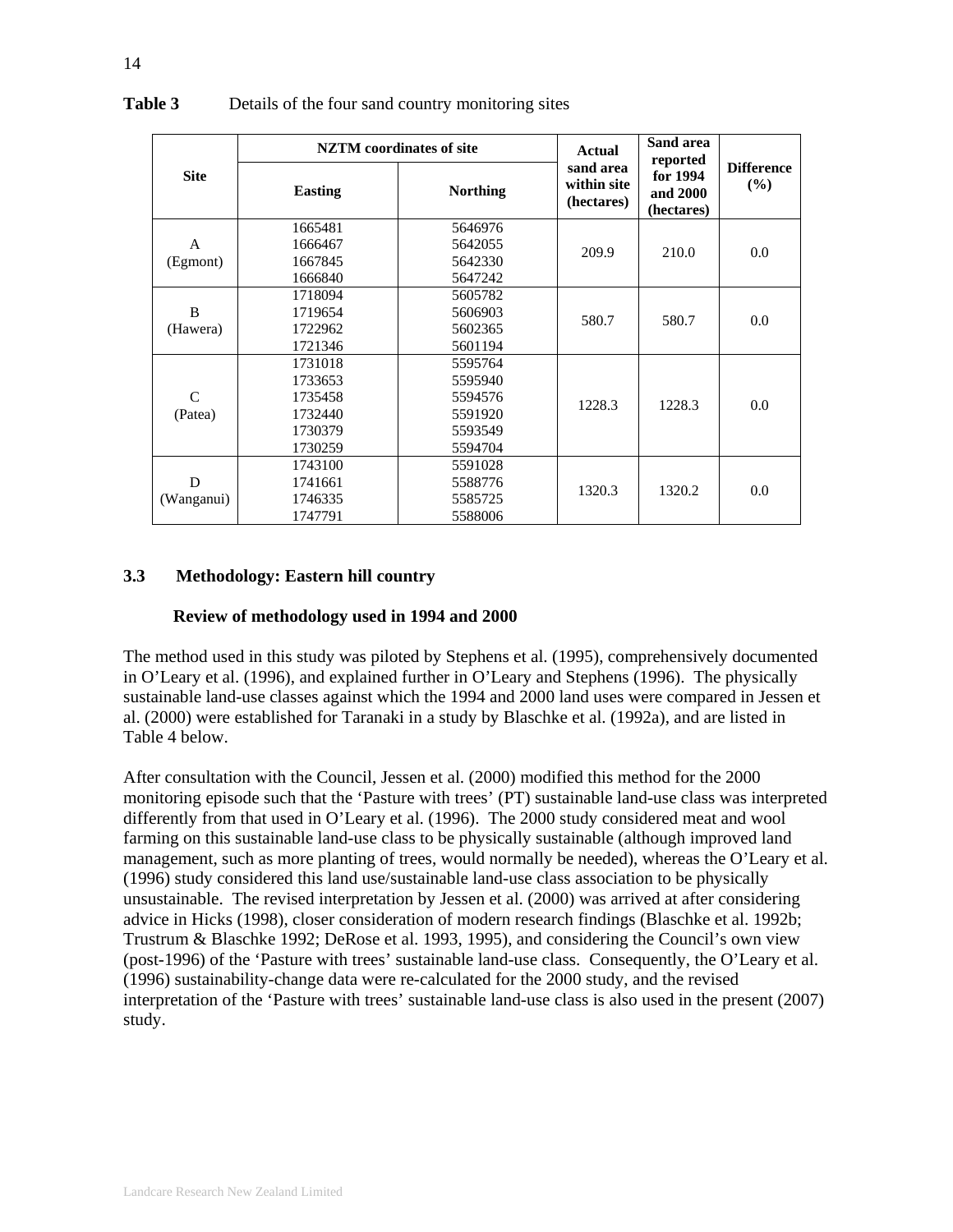**Table 3** Details of the four sand country monitoring sites

| Site | NZTM coordinates of site | | Actual sand area within site (hectares) | Sand area reported for 1994 and 2000 (hectares) | Difference (%) |
|---|---|---|---|---|---|
| | Easting | Northing | | | |
| A (Egmont) | 1665481<br>1666467<br>1667845<br>1666840 | 5646976<br>5642055<br>5642330<br>5647242 | 209.9 | 210.0 | 0.0 |
| B (Hawera) | 1718094<br>1719654<br>1722962<br>1721346 | 5605782<br>5606903<br>5602365<br>5601194 | 580.7 | 580.7 | 0.0 |
| C (Patea) | 1731018<br>1733653<br>1735458<br>1732440<br>1730379<br>1730259 | 5595764<br>5595940<br>5594576<br>5591920<br>5593549<br>5594704 | 1228.3 | 1228.3 | 0.0 |
| D (Wanganui) | 1743100<br>1741661<br>1746335<br>1747791 | 5591028<br>5588776<br>5585725<br>5588006 | 1320.3 | 1320.2 | 0.0 |

## 3.3 Methodology: Eastern hill country

### Review of methodology used in 1994 and 2000

The method used in this study was piloted by Stephens et al. (1995), comprehensively documented in O'Leary et al. (1996), and explained further in O'Leary and Stephens (1996). The physically sustainable land-use classes against which the 1994 and 2000 land uses were compared in Jessen et al. (2000) were established for Taranaki in a study by Blaschke et al. (1992a), and are listed in Table 4 below.

After consultation with the Council, Jessen et al. (2000) modified this method for the 2000 monitoring episode such that the 'Pasture with trees' (PT) sustainable land-use class was interpreted differently from that used in O'Leary et al. (1996). The 2000 study considered meat and wool farming on this sustainable land-use class to be physically sustainable (although improved land management, such as more planting of trees, would normally be needed), whereas the O'Leary et al. (1996) study considered this land use/sustainable land-use class association to be physically unsustainable. The revised interpretation by Jessen et al. (2000) was arrived at after considering advice in Hicks (1998), closer consideration of modern research findings (Blaschke et al. 1992b; Trustrum & Blaschke 1992; DeRose et al. 1993, 1995), and considering the Council's own view (post-1996) of the 'Pasture with trees' sustainable land-use class. Consequently, the O'Leary et al. (1996) sustainability-change data were re-calculated for the 2000 study, and the revised interpretation of the 'Pasture with trees' sustainable land-use class is also used in the present (2007) study.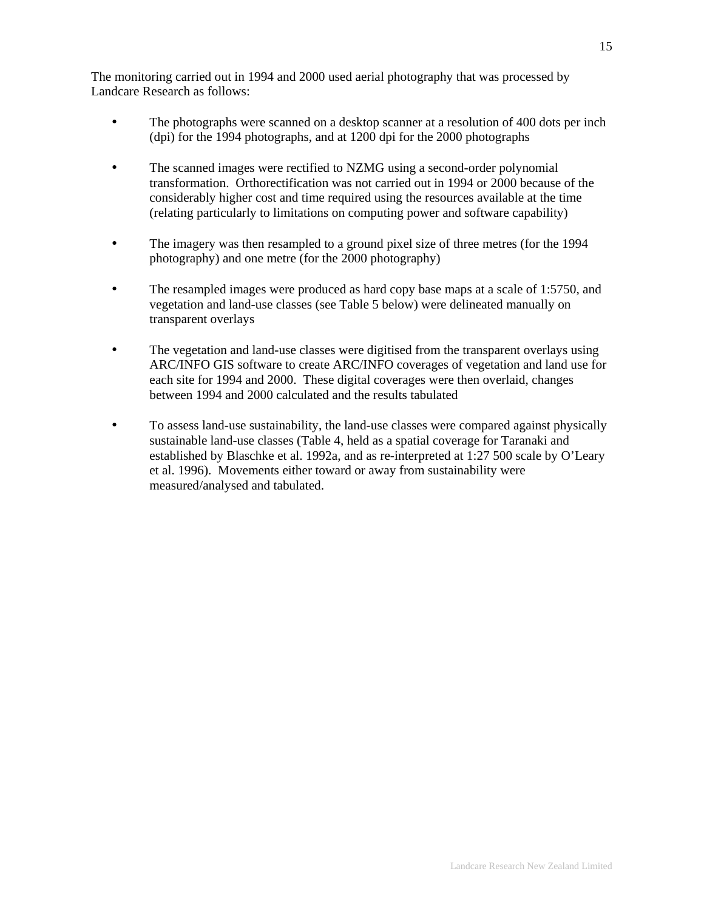The monitoring carried out in 1994 and 2000 used aerial photography that was processed by Landcare Research as follows:

- The photographs were scanned on a desktop scanner at a resolution of 400 dots per inch (dpi) for the 1994 photographs, and at 1200 dpi for the 2000 photographs

- The scanned images were rectified to NZMG using a second-order polynomial transformation. Orthorectification was not carried out in 1994 or 2000 because of the considerably higher cost and time required using the resources available at the time (relating particularly to limitations on computing power and software capability)

- The imagery was then resampled to a ground pixel size of three metres (for the 1994 photography) and one metre (for the 2000 photography)

- The resampled images were produced as hard copy base maps at a scale of 1:5750, and vegetation and land-use classes (see Table 5 below) were delineated manually on transparent overlays

- The vegetation and land-use classes were digitised from the transparent overlays using ARC/INFO GIS software to create ARC/INFO coverages of vegetation and land use for each site for 1994 and 2000. These digital coverages were then overlaid, changes between 1994 and 2000 calculated and the results tabulated

- To assess land-use sustainability, the land-use classes were compared against physically sustainable land-use classes (Table 4, held as a spatial coverage for Taranaki and established by Blaschke et al. 1992a, and as re-interpreted at 1:27 500 scale by O'Leary et al. 1996). Movements either toward or away from sustainability were measured/analysed and tabulated.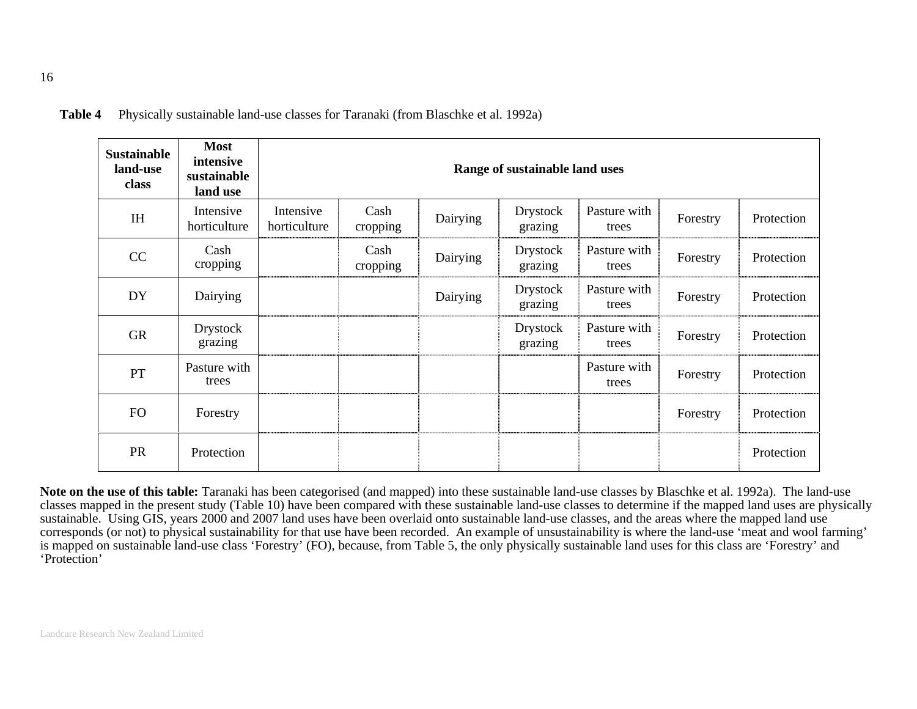**Table 4** Physically sustainable land-use classes for Taranaki (from Blaschke et al. 1992a)

| Sustainable land-use class | Most intensive sustainable land use | Range of sustainable land uses | | | | | | |
|---|---|---|---|---|---|---|---|---|
| IH | Intensive horticulture | Intensive horticulture | Cash cropping | Dairying | Drystock grazing | Pasture with trees | Forestry | Protection |
| CC | Cash cropping | | Cash cropping | Dairying | Drystock grazing | Pasture with trees | Forestry | Protection |
| DY | Dairying | | | Dairying | Drystock grazing | Pasture with trees | Forestry | Protection |
| GR | Drystock grazing | | | | Drystock grazing | Pasture with trees | Forestry | Protection |
| PT | Pasture with trees | | | | | Pasture with trees | Forestry | Protection |
| FO | Forestry | | | | | | Forestry | Protection |
| PR | Protection | | | | | | | Protection |

**Note on the use of this table:** Taranaki has been categorised (and mapped) into these sustainable land-use classes by Blaschke et al. 1992a). The land-use classes mapped in the present study (Table 10) have been compared with these sustainable land-use classes to determine if the mapped land uses are physically sustainable. Using GIS, years 2000 and 2007 land uses have been overlaid onto sustainable land-use classes, and the areas where the mapped land use corresponds (or not) to physical sustainability for that use have been recorded. An example of unsustainability is where the land-use 'meat and wool farming' is mapped on sustainable land-use class 'Forestry' (FO), because, from Table 5, the only physically sustainable land uses for this class are 'Forestry' and 'Protection'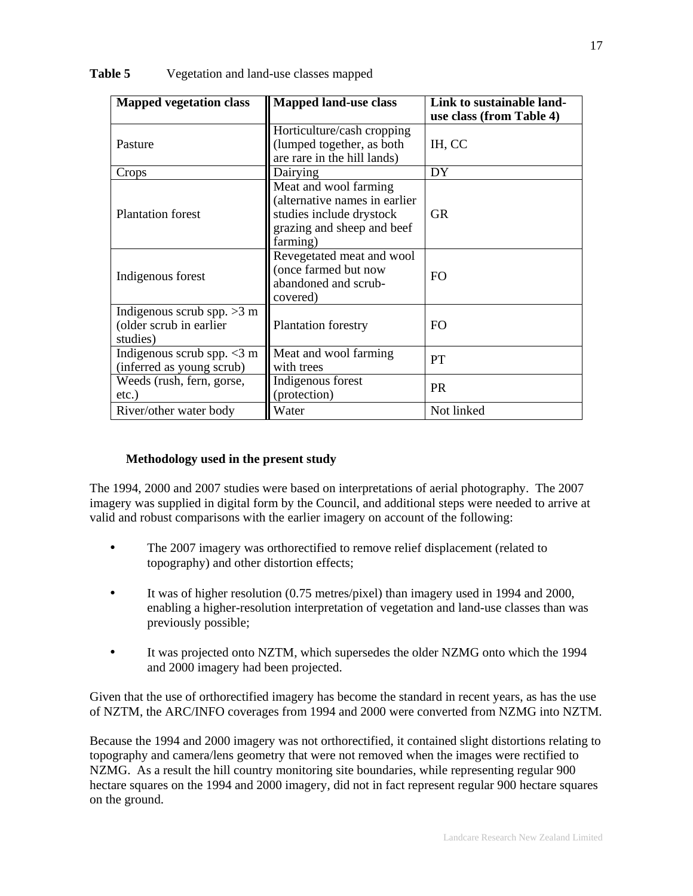**Table 5** Vegetation and land-use classes mapped

| Mapped vegetation class | Mapped land-use class | Link to sustainable land-use class (from Table 4) |
|---|---|---|
| Pasture | Horticulture/cash cropping (lumped together, as both are rare in the hill lands) | IH, CC |
| Crops | Dairying | DY |
| Plantation forest | Meat and wool farming (alternative names in earlier studies include drystock grazing and sheep and beef farming) | GR |
| Indigenous forest | Revegetated meat and wool (once farmed but now abandoned and scrub-covered) | FO |
| Indigenous scrub spp. >3 m (older scrub in earlier studies) | Plantation forestry | FO |
| Indigenous scrub spp. <3 m (inferred as young scrub) | Meat and wool farming with trees | PT |
| Weeds (rush, fern, gorse, etc.) | Indigenous forest (protection) | PR |
| River/other water body | Water | Not linked |

### Methodology used in the present study

The 1994, 2000 and 2007 studies were based on interpretations of aerial photography. The 2007 imagery was supplied in digital form by the Council, and additional steps were needed to arrive at valid and robust comparisons with the earlier imagery on account of the following:

- The 2007 imagery was orthorectified to remove relief displacement (related to topography) and other distortion effects;
- It was of higher resolution (0.75 metres/pixel) than imagery used in 1994 and 2000, enabling a higher-resolution interpretation of vegetation and land-use classes than was previously possible;
- It was projected onto NZTM, which supersedes the older NZMG onto which the 1994 and 2000 imagery had been projected.

Given that the use of orthorectified imagery has become the standard in recent years, as has the use of NZTM, the ARC/INFO coverages from 1994 and 2000 were converted from NZMG into NZTM.

Because the 1994 and 2000 imagery was not orthorectified, it contained slight distortions relating to topography and camera/lens geometry that were not removed when the images were rectified to NZMG. As a result the hill country monitoring site boundaries, while representing regular 900 hectare squares on the 1994 and 2000 imagery, did not in fact represent regular 900 hectare squares on the ground.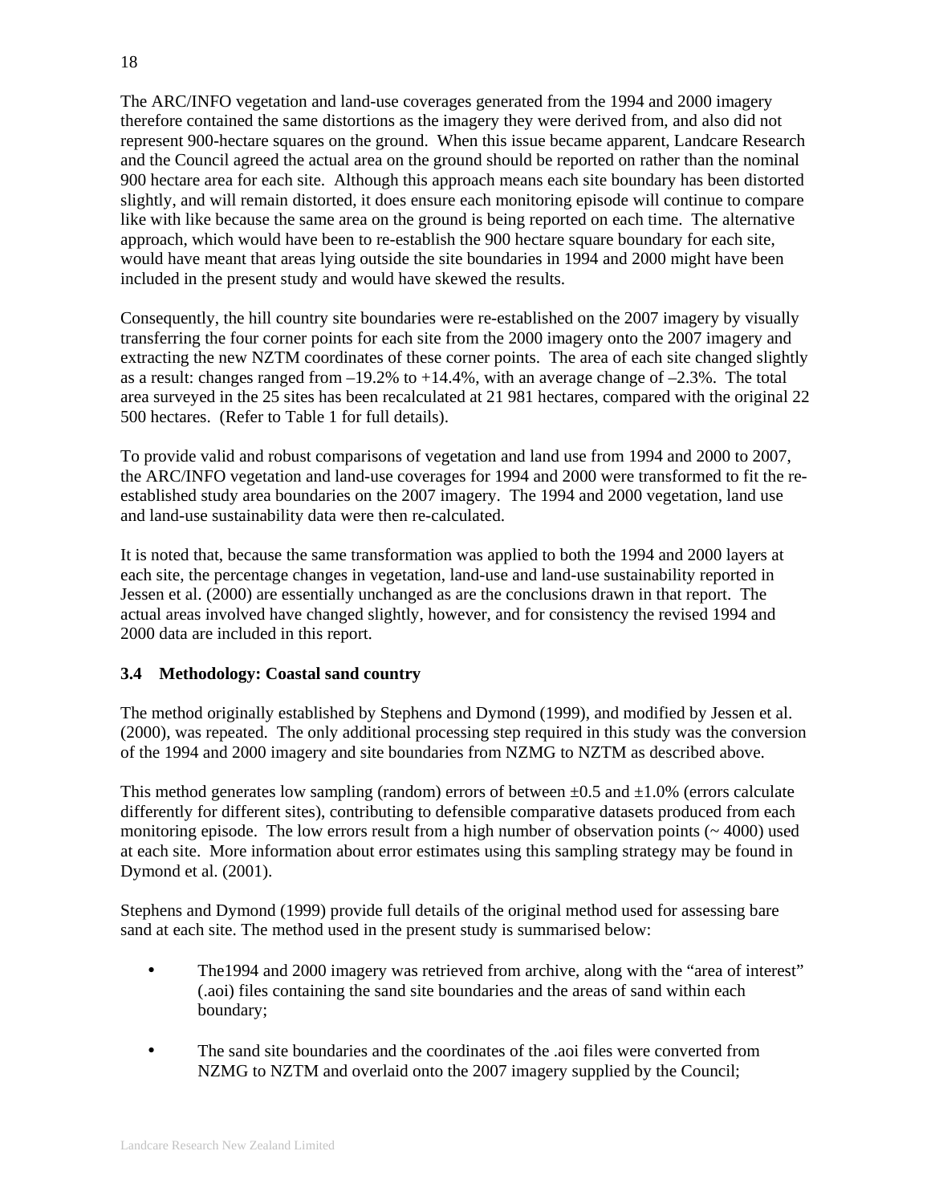The ARC/INFO vegetation and land-use coverages generated from the 1994 and 2000 imagery therefore contained the same distortions as the imagery they were derived from, and also did not represent 900-hectare squares on the ground. When this issue became apparent, Landcare Research and the Council agreed the actual area on the ground should be reported on rather than the nominal 900 hectare area for each site. Although this approach means each site boundary has been distorted slightly, and will remain distorted, it does ensure each monitoring episode will continue to compare like with like because the same area on the ground is being reported on each time. The alternative approach, which would have been to re-establish the 900 hectare square boundary for each site, would have meant that areas lying outside the site boundaries in 1994 and 2000 might have been included in the present study and would have skewed the results.

Consequently, the hill country site boundaries were re-established on the 2007 imagery by visually transferring the four corner points for each site from the 2000 imagery onto the 2007 imagery and extracting the new NZTM coordinates of these corner points. The area of each site changed slightly as a result: changes ranged from –19.2% to +14.4%, with an average change of –2.3%. The total area surveyed in the 25 sites has been recalculated at 21 981 hectares, compared with the original 22 500 hectares. (Refer to Table 1 for full details).

To provide valid and robust comparisons of vegetation and land use from 1994 and 2000 to 2007, the ARC/INFO vegetation and land-use coverages for 1994 and 2000 were transformed to fit the re-established study area boundaries on the 2007 imagery. The 1994 and 2000 vegetation, land use and land-use sustainability data were then re-calculated.

It is noted that, because the same transformation was applied to both the 1994 and 2000 layers at each site, the percentage changes in vegetation, land-use and land-use sustainability reported in Jessen et al. (2000) are essentially unchanged as are the conclusions drawn in that report. The actual areas involved have changed slightly, however, and for consistency the revised 1994 and 2000 data are included in this report.

### 3.4 Methodology: Coastal sand country

The method originally established by Stephens and Dymond (1999), and modified by Jessen et al. (2000), was repeated. The only additional processing step required in this study was the conversion of the 1994 and 2000 imagery and site boundaries from NZMG to NZTM as described above.

This method generates low sampling (random) errors of between ±0.5 and ±1.0% (errors calculate differently for different sites), contributing to defensible comparative datasets produced from each monitoring episode. The low errors result from a high number of observation points (~ 4000) used at each site. More information about error estimates using this sampling strategy may be found in Dymond et al. (2001).

Stephens and Dymond (1999) provide full details of the original method used for assessing bare sand at each site. The method used in the present study is summarised below:

- The1994 and 2000 imagery was retrieved from archive, along with the "area of interest" (.aoi) files containing the sand site boundaries and the areas of sand within each boundary;
- The sand site boundaries and the coordinates of the .aoi files were converted from NZMG to NZTM and overlaid onto the 2007 imagery supplied by the Council;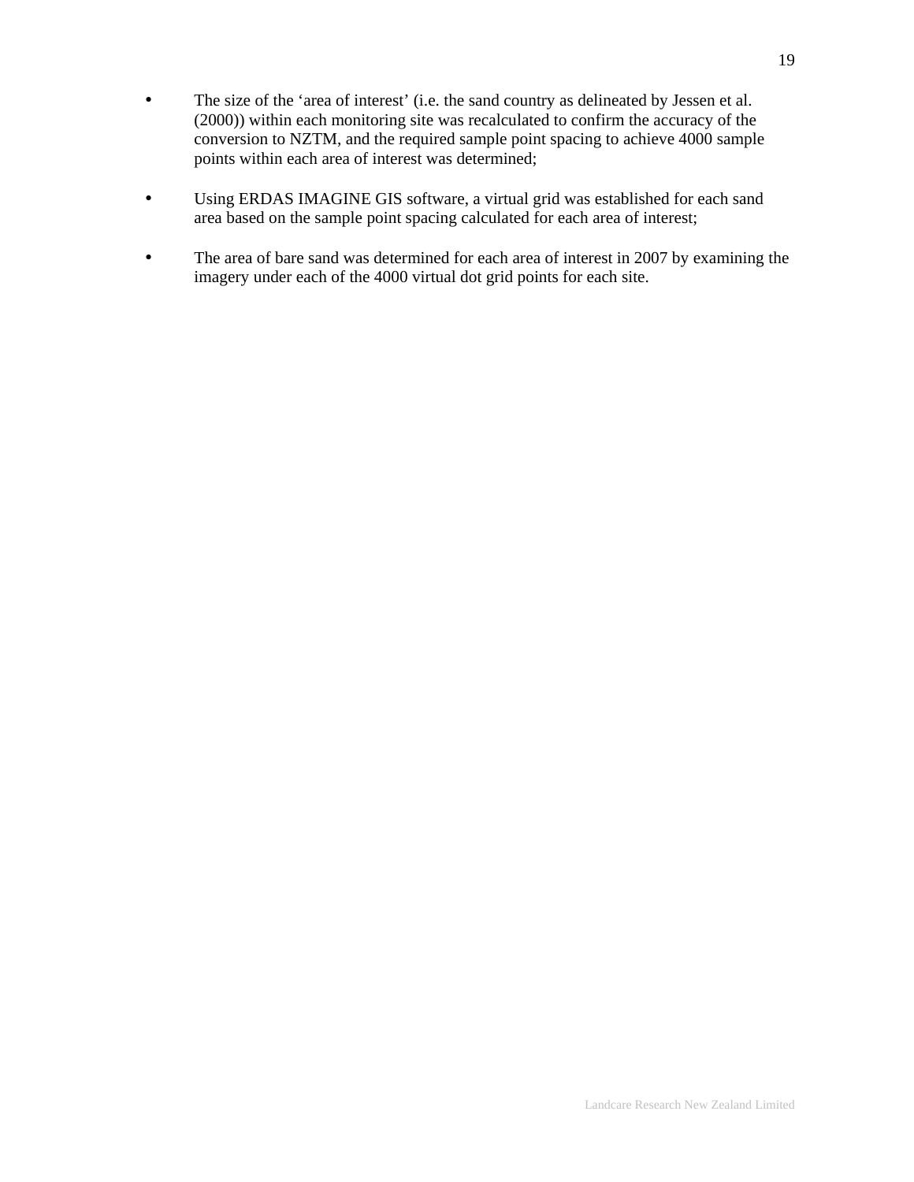- The size of the ‘area of interest’ (i.e. the sand country as delineated by Jessen et al. (2000)) within each monitoring site was recalculated to confirm the accuracy of the conversion to NZTM, and the required sample point spacing to achieve 4000 sample points within each area of interest was determined;

- Using ERDAS IMAGINE GIS software, a virtual grid was established for each sand area based on the sample point spacing calculated for each area of interest;

- The area of bare sand was determined for each area of interest in 2007 by examining the imagery under each of the 4000 virtual dot grid points for each site.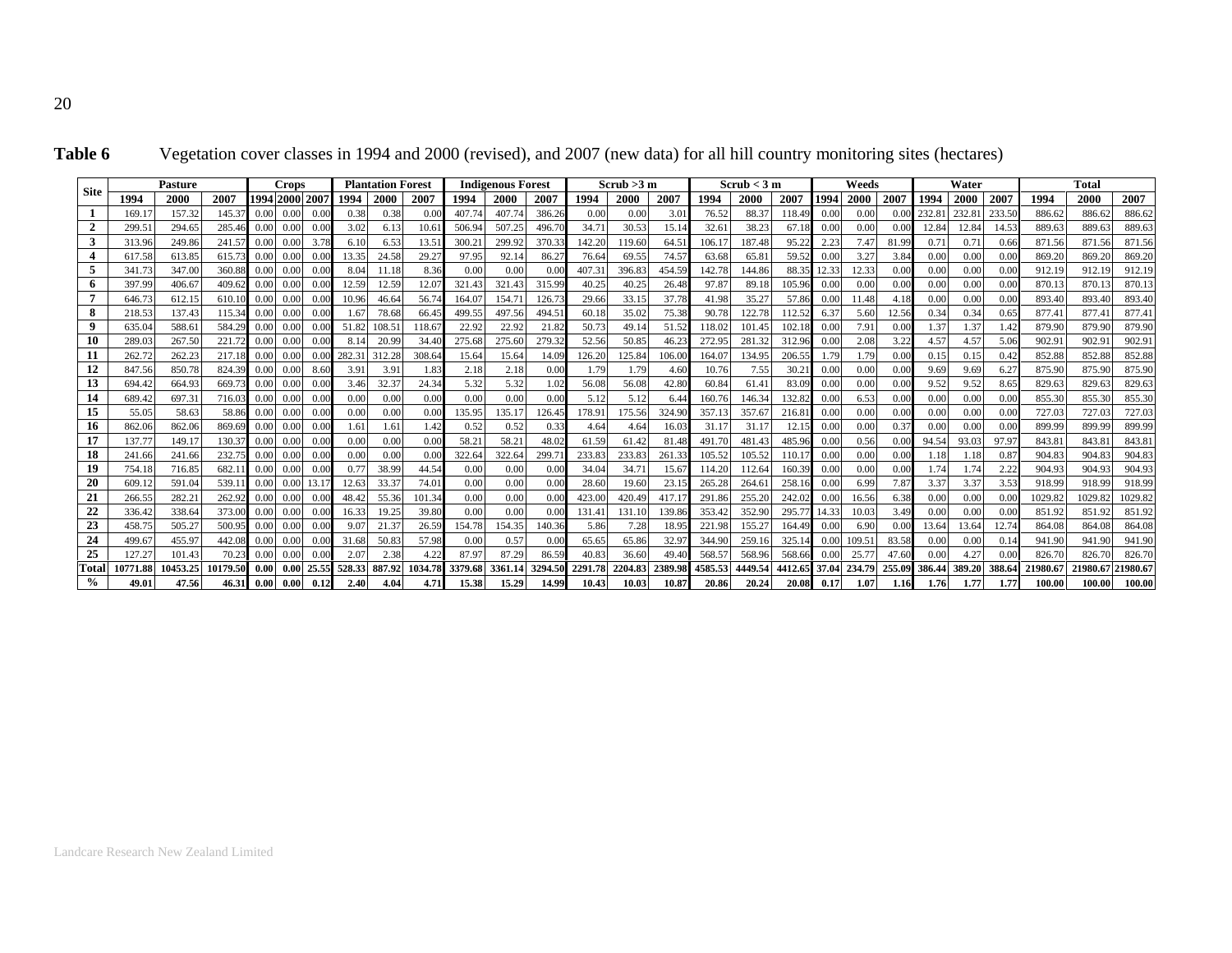**Table 6** Vegetation cover classes in 1994 and 2000 (revised), and 2007 (new data) for all hill country monitoring sites (hectares)

| Site | Pasture | | | Crops | | | Plantation Forest | | | Indigenous Forest | | | Scrub >3 m | | | Scrub < 3 m | | | Weeds | | | Water | | | Total | | |
|---|---|---|---|---|---|---|---|---|---|---|---|---|---|---|---|---|---|---|---|---|---|---|---|---|---|---|---|
| | 1994 | 2000 | 2007 | 1994 | 2000 | 2007 | 1994 | 2000 | 2007 | 1994 | 2000 | 2007 | 1994 | 2000 | 2007 | 1994 | 2000 | 2007 | 1994 | 2000 | 2007 | 1994 | 2000 | 2007 | 1994 | 2000 | 2007 |
| 1 | 169.17 | 157.32 | 145.37 | 0.00 | 0.00 | 0.00 | 0.38 | 0.38 | 0.00 | 407.74 | 407.74 | 386.26 | 0.00 | 0.00 | 3.01 | 76.52 | 88.37 | 118.49 | 0.00 | 0.00 | 0.00 | 232.81 | 232.81 | 233.50 | 886.62 | 886.62 | 886.62 |
| 2 | 299.51 | 294.65 | 285.46 | 0.00 | 0.00 | 0.00 | 3.02 | 6.13 | 10.61 | 506.94 | 507.25 | 496.70 | 34.71 | 30.53 | 15.14 | 32.61 | 38.23 | 67.18 | 0.00 | 0.00 | 0.00 | 12.84 | 12.84 | 14.53 | 889.63 | 889.63 | 889.63 |
| 3 | 313.96 | 249.86 | 241.57 | 0.00 | 0.00 | 3.78 | 6.10 | 6.53 | 13.51 | 300.21 | 299.92 | 370.33 | 142.20 | 119.60 | 64.51 | 106.17 | 187.48 | 95.22 | 2.23 | 7.47 | 81.99 | 0.71 | 0.71 | 0.66 | 871.56 | 871.56 | 871.56 |
| 4 | 617.58 | 613.85 | 615.73 | 0.00 | 0.00 | 0.00 | 13.35 | 24.58 | 29.27 | 97.95 | 92.14 | 86.27 | 76.64 | 69.55 | 74.57 | 63.68 | 65.81 | 59.52 | 0.00 | 3.27 | 3.84 | 0.00 | 0.00 | 0.00 | 869.20 | 869.20 | 869.20 |
| 5 | 341.73 | 347.00 | 360.88 | 0.00 | 0.00 | 0.00 | 8.04 | 11.18 | 8.36 | 0.00 | 0.00 | 0.00 | 407.31 | 396.83 | 454.59 | 142.78 | 144.86 | 88.35 | 12.33 | 12.33 | 0.00 | 0.00 | 0.00 | 0.00 | 912.19 | 912.19 | 912.19 |
| 6 | 397.99 | 406.67 | 409.62 | 0.00 | 0.00 | 0.00 | 12.59 | 12.59 | 12.07 | 321.43 | 321.43 | 315.99 | 40.25 | 40.25 | 26.48 | 97.87 | 89.18 | 105.96 | 0.00 | 0.00 | 0.00 | 0.00 | 0.00 | 0.00 | 870.13 | 870.13 | 870.13 |
| 7 | 646.73 | 612.15 | 610.10 | 0.00 | 0.00 | 0.00 | 10.96 | 46.64 | 56.74 | 164.07 | 154.71 | 126.73 | 29.66 | 33.15 | 37.78 | 41.98 | 35.27 | 57.86 | 0.00 | 11.48 | 4.18 | 0.00 | 0.00 | 0.00 | 893.40 | 893.40 | 893.40 |
| 8 | 218.53 | 137.43 | 115.34 | 0.00 | 0.00 | 0.00 | 1.67 | 78.68 | 66.45 | 499.55 | 497.56 | 494.51 | 60.18 | 35.02 | 75.38 | 90.78 | 122.78 | 112.52 | 6.37 | 5.60 | 12.56 | 0.34 | 0.34 | 0.65 | 877.41 | 877.41 | 877.41 |
| 9 | 635.04 | 588.61 | 584.29 | 0.00 | 0.00 | 0.00 | 51.82 | 108.51 | 118.67 | 22.92 | 22.92 | 21.82 | 50.73 | 49.14 | 51.52 | 118.02 | 101.45 | 102.18 | 0.00 | 7.91 | 0.00 | 1.37 | 1.37 | 1.42 | 879.90 | 879.90 | 879.90 |
| 10 | 289.03 | 267.50 | 221.72 | 0.00 | 0.00 | 0.00 | 8.14 | 20.99 | 34.40 | 275.68 | 275.60 | 279.32 | 52.56 | 50.85 | 46.23 | 272.95 | 281.32 | 312.96 | 0.00 | 2.08 | 3.22 | 4.57 | 4.57 | 5.06 | 902.91 | 902.91 | 902.91 |
| 11 | 262.72 | 262.23 | 217.18 | 0.00 | 0.00 | 0.00 | 282.31 | 312.28 | 308.64 | 15.64 | 15.64 | 14.09 | 126.20 | 125.84 | 106.00 | 164.07 | 134.95 | 206.55 | 1.79 | 1.79 | 0.00 | 0.15 | 0.15 | 0.42 | 852.88 | 852.88 | 852.88 |
| 12 | 847.56 | 850.78 | 824.39 | 0.00 | 0.00 | 8.60 | 3.91 | 3.91 | 1.83 | 2.18 | 2.18 | 0.00 | 1.79 | 1.79 | 4.60 | 10.76 | 7.55 | 30.21 | 0.00 | 0.00 | 0.00 | 9.69 | 9.69 | 6.27 | 875.90 | 875.90 | 875.90 |
| 13 | 694.42 | 664.93 | 669.73 | 0.00 | 0.00 | 0.00 | 3.46 | 32.37 | 24.34 | 5.32 | 5.32 | 1.02 | 56.08 | 56.08 | 42.80 | 60.84 | 61.41 | 83.09 | 0.00 | 0.00 | 0.00 | 9.52 | 9.52 | 8.65 | 829.63 | 829.63 | 829.63 |
| 14 | 689.42 | 697.31 | 716.03 | 0.00 | 0.00 | 0.00 | 0.00 | 0.00 | 0.00 | 0.00 | 0.00 | 0.00 | 5.12 | 5.12 | 6.44 | 160.76 | 146.34 | 132.82 | 0.00 | 6.53 | 0.00 | 0.00 | 0.00 | 0.00 | 855.30 | 855.30 | 855.30 |
| 15 | 55.05 | 58.63 | 58.86 | 0.00 | 0.00 | 0.00 | 0.00 | 0.00 | 0.00 | 135.95 | 135.17 | 126.45 | 178.91 | 175.56 | 324.90 | 357.13 | 357.67 | 216.81 | 0.00 | 0.00 | 0.00 | 0.00 | 0.00 | 0.00 | 727.03 | 727.03 | 727.03 |
| 16 | 862.06 | 862.06 | 869.69 | 0.00 | 0.00 | 0.00 | 1.61 | 1.61 | 1.42 | 0.52 | 0.52 | 0.33 | 4.64 | 4.64 | 16.03 | 31.17 | 31.17 | 12.15 | 0.00 | 0.00 | 0.37 | 0.00 | 0.00 | 0.00 | 899.99 | 899.99 | 899.99 |
| 17 | 137.77 | 149.17 | 130.37 | 0.00 | 0.00 | 0.00 | 0.00 | 0.00 | 0.00 | 58.21 | 58.21 | 48.02 | 61.59 | 61.42 | 81.48 | 491.70 | 481.43 | 485.96 | 0.00 | 0.56 | 0.00 | 94.54 | 93.03 | 97.97 | 843.81 | 843.81 | 843.81 |
| 18 | 241.66 | 241.66 | 232.75 | 0.00 | 0.00 | 0.00 | 0.00 | 0.00 | 0.00 | 322.64 | 322.64 | 299.71 | 233.83 | 233.83 | 261.33 | 105.52 | 105.52 | 110.17 | 0.00 | 0.00 | 0.00 | 1.18 | 1.18 | 0.87 | 904.83 | 904.83 | 904.83 |
| 19 | 754.18 | 716.85 | 682.11 | 0.00 | 0.00 | 0.00 | 0.77 | 38.99 | 44.54 | 0.00 | 0.00 | 0.00 | 34.04 | 34.71 | 15.67 | 114.20 | 112.64 | 160.39 | 0.00 | 0.00 | 0.00 | 1.74 | 1.74 | 2.22 | 904.93 | 904.93 | 904.93 |
| 20 | 609.12 | 591.04 | 539.11 | 0.00 | 0.00 | 13.17 | 12.63 | 33.37 | 74.01 | 0.00 | 0.00 | 0.00 | 28.60 | 19.60 | 23.15 | 265.28 | 264.61 | 258.16 | 0.00 | 6.99 | 7.87 | 3.37 | 3.37 | 3.53 | 918.99 | 918.99 | 918.99 |
| 21 | 266.55 | 282.21 | 262.92 | 0.00 | 0.00 | 0.00 | 48.42 | 55.36 | 101.34 | 0.00 | 0.00 | 0.00 | 423.00 | 420.49 | 417.17 | 291.86 | 255.20 | 242.02 | 0.00 | 16.56 | 6.38 | 0.00 | 0.00 | 0.00 | 1029.82 | 1029.82 | 1029.82 |
| 22 | 336.42 | 338.64 | 373.00 | 0.00 | 0.00 | 0.00 | 16.33 | 19.25 | 39.80 | 0.00 | 0.00 | 0.00 | 131.41 | 131.10 | 139.86 | 353.42 | 352.90 | 295.77 | 14.33 | 10.03 | 3.49 | 0.00 | 0.00 | 0.00 | 851.92 | 851.92 | 851.92 |
| 23 | 458.75 | 505.27 | 500.95 | 0.00 | 0.00 | 0.00 | 9.07 | 21.37 | 26.59 | 154.78 | 154.35 | 140.36 | 5.86 | 7.28 | 18.95 | 221.98 | 155.27 | 164.49 | 0.00 | 6.90 | 0.00 | 13.64 | 13.64 | 12.74 | 864.08 | 864.08 | 864.08 |
| 24 | 499.67 | 455.97 | 442.08 | 0.00 | 0.00 | 0.00 | 31.68 | 50.83 | 57.98 | 0.00 | 0.57 | 0.00 | 65.65 | 65.86 | 32.97 | 344.90 | 259.16 | 325.14 | 0.00 | 109.51 | 83.58 | 0.00 | 0.00 | 0.14 | 941.90 | 941.90 | 941.90 |
| 25 | 127.27 | 101.43 | 70.23 | 0.00 | 0.00 | 0.00 | 2.07 | 2.38 | 4.22 | 87.97 | 87.29 | 86.59 | 40.83 | 36.60 | 49.40 | 568.57 | 568.96 | 568.66 | 0.00 | 25.77 | 47.60 | 0.00 | 4.27 | 0.00 | 826.70 | 826.70 | 826.70 |
| **Total** | **10771.88** | **10453.25** | **10179.50** | **0.00** | **0.00** | **25.55** | **528.33** | **887.92** | **1034.78** | **3379.68** | **3361.14** | **3294.50** | **2291.78** | **2204.83** | **2389.98** | **4585.53** | **4449.54** | **4412.65** | **37.04** | **234.79** | **255.09** | **386.44** | **389.20** | **388.64** | **21980.67** | **21980.67** | **21980.67** |
| **%** | **49.01** | **47.56** | **46.31** | **0.00** | **0.00** | **0.12** | **2.40** | **4.04** | **4.71** | **15.38** | **15.29** | **14.99** | **10.43** | **10.03** | **10.87** | **20.86** | **20.24** | **20.08** | **0.17** | **1.07** | **1.16** | **1.76** | **1.77** | **1.77** | **100.00** | **100.00** | **100.00** |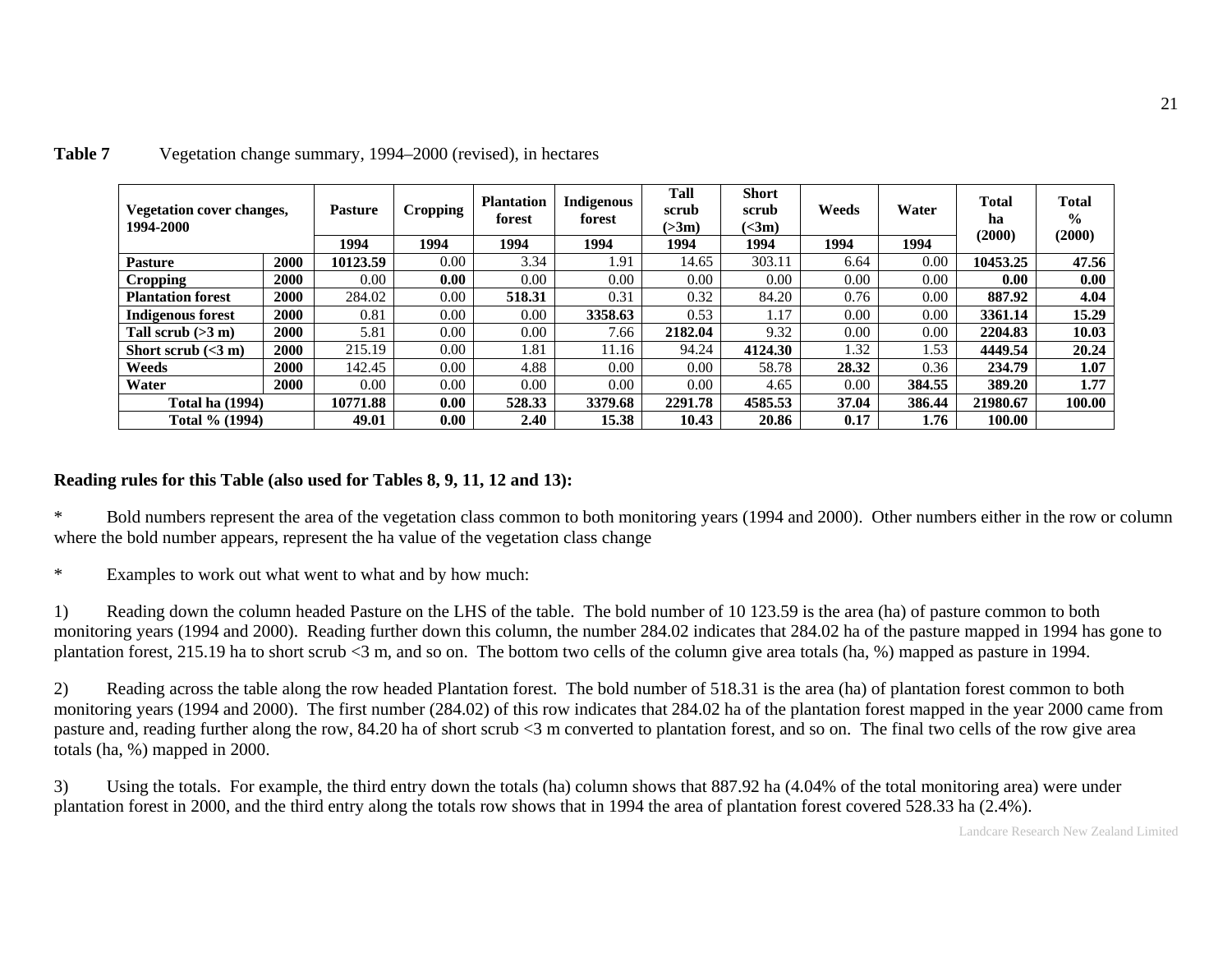**Table 7** Vegetation change summary, 1994–2000 (revised), in hectares

| Vegetation cover changes, 1994-2000 | | Pasture | Cropping | Plantation forest | Indigenous forest | Tall scrub (>3m) | Short scrub (<3m) | Weeds | Water | Total ha (2000) | Total % (2000) |
|---|---|---|---|---|---|---|---|---|---|---|---|
| | | 1994 | 1994 | 1994 | 1994 | 1994 | 1994 | 1994 | 1994 | | |
| **Pasture** | **2000** | **10123.59** | 0.00 | 3.34 | 1.91 | 14.65 | 303.11 | 6.64 | 0.00 | **10453.25** | **47.56** |
| **Cropping** | **2000** | 0.00 | **0.00** | 0.00 | 0.00 | 0.00 | 0.00 | 0.00 | 0.00 | **0.00** | **0.00** |
| **Plantation forest** | **2000** | 284.02 | 0.00 | **518.31** | 0.31 | 0.32 | 84.20 | 0.76 | 0.00 | **887.92** | **4.04** |
| **Indigenous forest** | **2000** | 0.81 | 0.00 | 0.00 | **3358.63** | 0.53 | 1.17 | 0.00 | 0.00 | **3361.14** | **15.29** |
| **Tall scrub (>3 m)** | **2000** | 5.81 | 0.00 | 0.00 | 7.66 | **2182.04** | 9.32 | 0.00 | 0.00 | **2204.83** | **10.03** |
| **Short scrub (<3 m)** | **2000** | 215.19 | 0.00 | 1.81 | 11.16 | 94.24 | **4124.30** | 1.32 | 1.53 | **4449.54** | **20.24** |
| **Weeds** | **2000** | 142.45 | 0.00 | 4.88 | 0.00 | 0.00 | 58.78 | **28.32** | 0.36 | **234.79** | **1.07** |
| **Water** | **2000** | 0.00 | 0.00 | 0.00 | 0.00 | 0.00 | 4.65 | 0.00 | **384.55** | **389.20** | **1.77** |
| **Total ha (1994)** | | **10771.88** | **0.00** | **528.33** | **3379.68** | **2291.78** | **4585.53** | **37.04** | **386.44** | **21980.67** | **100.00** |
| **Total % (1994)** | | **49.01** | **0.00** | **2.40** | **15.38** | **10.43** | **20.86** | **0.17** | **1.76** | **100.00** | |

**Reading rules for this Table (also used for Tables 8, 9, 11, 12 and 13):**

* Bold numbers represent the area of the vegetation class common to both monitoring years (1994 and 2000). Other numbers either in the row or column where the bold number appears, represent the ha value of the vegetation class change

* Examples to work out what went to what and by how much:

1) Reading down the column headed Pasture on the LHS of the table. The bold number of 10 123.59 is the area (ha) of pasture common to both monitoring years (1994 and 2000). Reading further down this column, the number 284.02 indicates that 284.02 ha of the pasture mapped in 1994 has gone to plantation forest, 215.19 ha to short scrub <3 m, and so on. The bottom two cells of the column give area totals (ha, %) mapped as pasture in 1994.

2) Reading across the table along the row headed Plantation forest. The bold number of 518.31 is the area (ha) of plantation forest common to both monitoring years (1994 and 2000). The first number (284.02) of this row indicates that 284.02 ha of the plantation forest mapped in the year 2000 came from pasture and, reading further along the row, 84.20 ha of short scrub <3 m converted to plantation forest, and so on. The final two cells of the row give area totals (ha, %) mapped in 2000.

3) Using the totals. For example, the third entry down the totals (ha) column shows that 887.92 ha (4.04% of the total monitoring area) were under plantation forest in 2000, and the third entry along the totals row shows that in 1994 the area of plantation forest covered 528.33 ha (2.4%).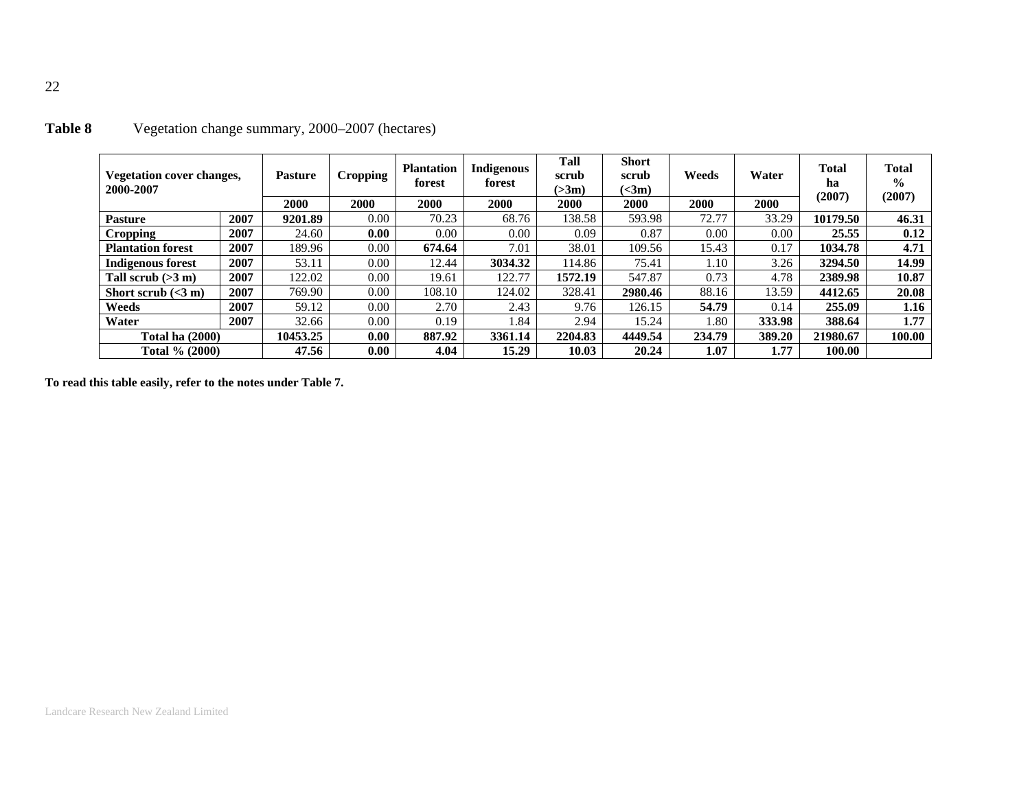**Table 8** Vegetation change summary, 2000–2007 (hectares)

| Vegetation cover changes, 2000-2007 | | Pasture | Cropping | Plantation forest | Indigenous forest | Tall scrub (>3m) | Short scrub (<3m) | Weeds | Water | Total ha (2007) | Total % (2007) |
|---|---|---|---|---|---|---|---|---|---|---|---|
| | | 2000 | 2000 | 2000 | 2000 | 2000 | 2000 | 2000 | 2000 | | |
| **Pasture** | **2007** | **9201.89** | 0.00 | 70.23 | 68.76 | 138.58 | 593.98 | 72.77 | 33.29 | **10179.50** | **46.31** |
| **Cropping** | **2007** | 24.60 | **0.00** | 0.00 | 0.00 | 0.09 | 0.87 | 0.00 | 0.00 | **25.55** | **0.12** |
| **Plantation forest** | **2007** | 189.96 | 0.00 | **674.64** | 7.01 | 38.01 | 109.56 | 15.43 | 0.17 | **1034.78** | **4.71** |
| **Indigenous forest** | **2007** | 53.11 | 0.00 | 12.44 | **3034.32** | 114.86 | 75.41 | 1.10 | 3.26 | **3294.50** | **14.99** |
| **Tall scrub (>3 m)** | **2007** | 122.02 | 0.00 | 19.61 | 122.77 | **1572.19** | 547.87 | 0.73 | 4.78 | **2389.98** | **10.87** |
| **Short scrub (<3 m)** | **2007** | 769.90 | 0.00 | 108.10 | 124.02 | 328.41 | **2980.46** | 88.16 | 13.59 | **4412.65** | **20.08** |
| **Weeds** | **2007** | 59.12 | 0.00 | 2.70 | 2.43 | 9.76 | 126.15 | **54.79** | 0.14 | **255.09** | **1.16** |
| **Water** | **2007** | 32.66 | 0.00 | 0.19 | 1.84 | 2.94 | 15.24 | 1.80 | **333.98** | **388.64** | **1.77** |
| **Total ha (2000)** | | **10453.25** | **0.00** | **887.92** | **3361.14** | **2204.83** | **4449.54** | **234.79** | **389.20** | **21980.67** | **100.00** |
| **Total % (2000)** | | **47.56** | **0.00** | **4.04** | **15.29** | **10.03** | **20.24** | **1.07** | **1.77** | **100.00** | |

**To read this table easily, refer to the notes under Table 7.**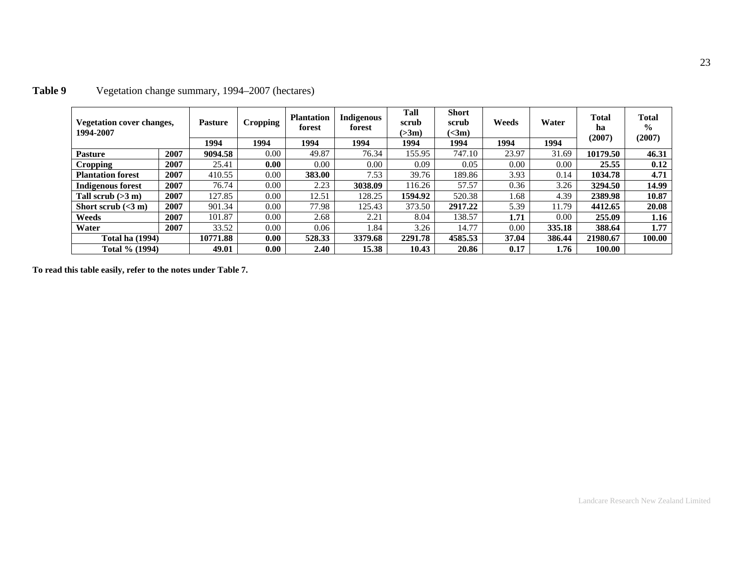**Table 9** Vegetation change summary, 1994–2007 (hectares)

| Vegetation cover changes, 1994-2007 | | Pasture | Cropping | Plantation forest | Indigenous forest | Tall scrub (>3m) | Short scrub (<3m) | Weeds | Water | Total ha (2007) | Total % (2007) |
|---|---|---|---|---|---|---|---|---|---|---|---|
| | | 1994 | 1994 | 1994 | 1994 | 1994 | 1994 | 1994 | 1994 | | |
| **Pasture** | **2007** | **9094.58** | 0.00 | 49.87 | 76.34 | 155.95 | 747.10 | 23.97 | 31.69 | **10179.50** | **46.31** |
| **Cropping** | **2007** | 25.41 | **0.00** | 0.00 | 0.00 | 0.09 | 0.05 | 0.00 | 0.00 | **25.55** | **0.12** |
| **Plantation forest** | **2007** | 410.55 | 0.00 | **383.00** | 7.53 | 39.76 | 189.86 | 3.93 | 0.14 | **1034.78** | **4.71** |
| **Indigenous forest** | **2007** | 76.74 | 0.00 | 2.23 | **3038.09** | 116.26 | 57.57 | 0.36 | 3.26 | **3294.50** | **14.99** |
| **Tall scrub (>3 m)** | **2007** | 127.85 | 0.00 | 12.51 | 128.25 | **1594.92** | 520.38 | 1.68 | 4.39 | **2389.98** | **10.87** |
| **Short scrub (<3 m)** | **2007** | 901.34 | 0.00 | 77.98 | 125.43 | 373.50 | **2917.22** | 5.39 | 11.79 | **4412.65** | **20.08** |
| **Weeds** | **2007** | 101.87 | 0.00 | 2.68 | 2.21 | 8.04 | 138.57 | **1.71** | 0.00 | **255.09** | **1.16** |
| **Water** | **2007** | 33.52 | 0.00 | 0.06 | 1.84 | 3.26 | 14.77 | 0.00 | **335.18** | **388.64** | **1.77** |
| **Total ha (1994)** | | **10771.88** | **0.00** | **528.33** | **3379.68** | **2291.78** | **4585.53** | **37.04** | **386.44** | **21980.67** | **100.00** |
| **Total % (1994)** | | **49.01** | **0.00** | **2.40** | **15.38** | **10.43** | **20.86** | **0.17** | **1.76** | **100.00** | |

**To read this table easily, refer to the notes under Table 7.**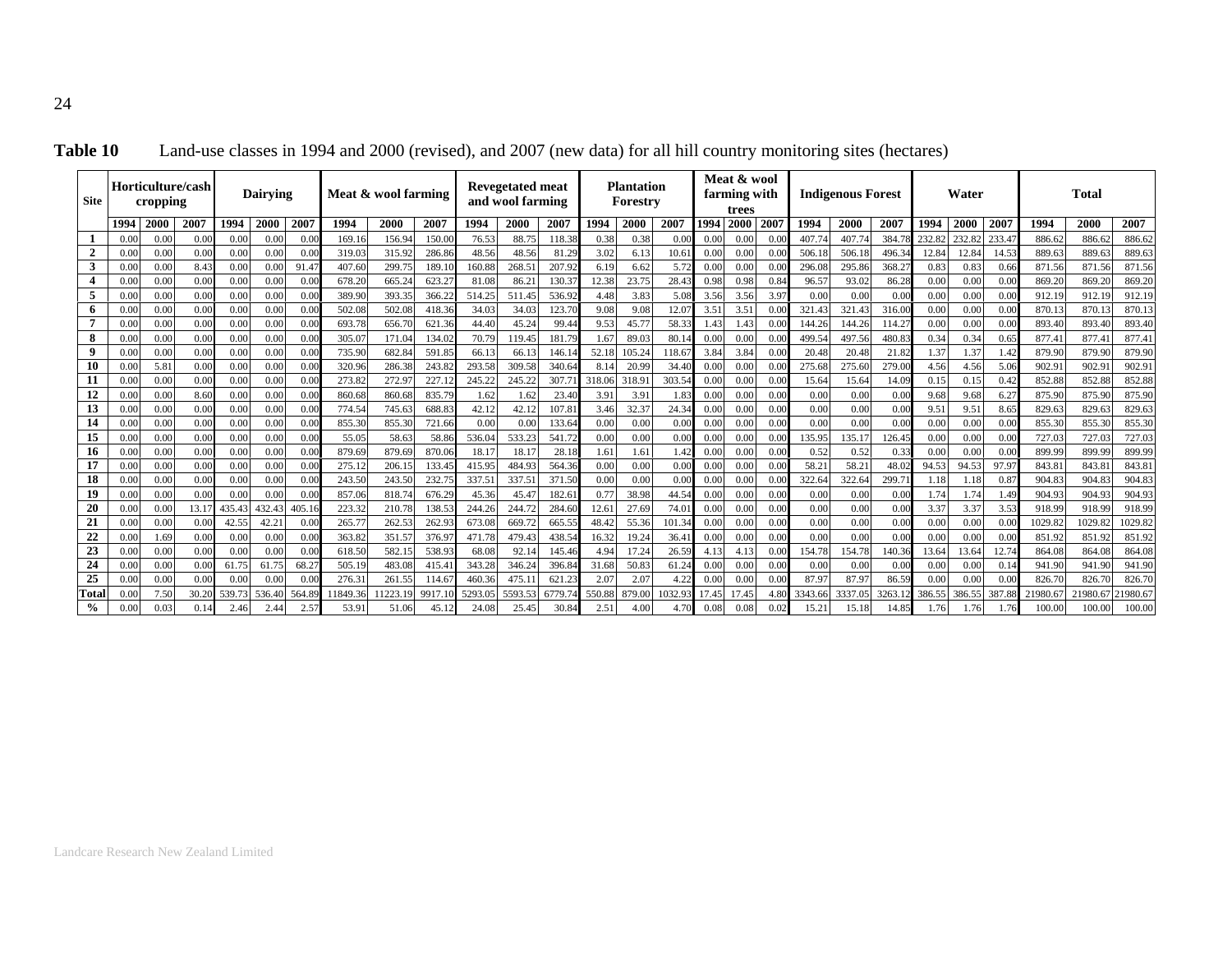**Table 10** Land-use classes in 1994 and 2000 (revised), and 2007 (new data) for all hill country monitoring sites (hectares)

| Site | Horticulture/cash cropping | | | Dairying | | | Meat & wool farming | | | Revegetated meat and wool farming | | | Plantation Forestry | | | Meat & wool farming with trees | | | Indigenous Forest | | | Water | | | Total | | |
|---|---|---|---|---|---|---|---|---|---|---|---|---|---|---|---|---|---|---|---|---|---|---|---|---|---|---|---|
| | 1994 | 2000 | 2007 | 1994 | 2000 | 2007 | 1994 | 2000 | 2007 | 1994 | 2000 | 2007 | 1994 | 2000 | 2007 | 1994 | 2000 | 2007 | 1994 | 2000 | 2007 | 1994 | 2000 | 2007 | 1994 | 2000 | 2007 |
| **1** | 0.00 | 0.00 | 0.00 | 0.00 | 0.00 | 0.00 | 169.16 | 156.94 | 150.00 | 76.53 | 88.75 | 118.38 | 0.38 | 0.38 | 0.00 | 0.00 | 0.00 | 0.00 | 407.74 | 407.74 | 384.78 | 232.82 | 232.82 | 233.47 | 886.62 | 886.62 | 886.62 |
| **2** | 0.00 | 0.00 | 0.00 | 0.00 | 0.00 | 0.00 | 319.03 | 315.92 | 286.86 | 48.56 | 48.56 | 81.29 | 3.02 | 6.13 | 10.61 | 0.00 | 0.00 | 0.00 | 506.18 | 506.18 | 496.34 | 12.84 | 12.84 | 14.53 | 889.63 | 889.63 | 889.63 |
| **3** | 0.00 | 0.00 | 8.43 | 0.00 | 0.00 | 91.47 | 407.60 | 299.75 | 189.10 | 160.88 | 268.51 | 207.92 | 6.19 | 6.62 | 5.72 | 0.00 | 0.00 | 0.00 | 296.08 | 295.86 | 368.27 | 0.83 | 0.83 | 0.66 | 871.56 | 871.56 | 871.56 |
| **4** | 0.00 | 0.00 | 0.00 | 0.00 | 0.00 | 0.00 | 678.20 | 665.24 | 623.27 | 81.08 | 86.21 | 130.37 | 12.38 | 23.75 | 28.43 | 0.98 | 0.98 | 0.84 | 96.57 | 93.02 | 86.28 | 0.00 | 0.00 | 0.00 | 869.20 | 869.20 | 869.20 |
| **5** | 0.00 | 0.00 | 0.00 | 0.00 | 0.00 | 0.00 | 389.90 | 393.35 | 366.22 | 514.25 | 511.45 | 536.92 | 4.48 | 3.83 | 5.08 | 3.56 | 3.56 | 3.97 | 0.00 | 0.00 | 0.00 | 0.00 | 0.00 | 0.00 | 912.19 | 912.19 | 912.19 |
| **6** | 0.00 | 0.00 | 0.00 | 0.00 | 0.00 | 0.00 | 502.08 | 502.08 | 418.36 | 34.03 | 34.03 | 123.70 | 9.08 | 9.08 | 12.07 | 3.51 | 3.51 | 0.00 | 321.43 | 321.43 | 316.00 | 0.00 | 0.00 | 0.00 | 870.13 | 870.13 | 870.13 |
| **7** | 0.00 | 0.00 | 0.00 | 0.00 | 0.00 | 0.00 | 693.78 | 656.70 | 621.36 | 44.40 | 45.24 | 99.44 | 9.53 | 45.77 | 58.33 | 1.43 | 1.43 | 0.00 | 144.26 | 144.26 | 114.27 | 0.00 | 0.00 | 0.00 | 893.40 | 893.40 | 893.40 |
| **8** | 0.00 | 0.00 | 0.00 | 0.00 | 0.00 | 0.00 | 305.07 | 171.04 | 134.02 | 70.79 | 119.45 | 181.79 | 1.67 | 89.03 | 80.14 | 0.00 | 0.00 | 0.00 | 499.54 | 497.56 | 480.83 | 0.34 | 0.34 | 0.65 | 877.41 | 877.41 | 877.41 |
| **9** | 0.00 | 0.00 | 0.00 | 0.00 | 0.00 | 0.00 | 735.90 | 682.84 | 591.85 | 66.13 | 66.13 | 146.14 | 52.18 | 105.24 | 118.67 | 3.84 | 3.84 | 0.00 | 20.48 | 20.48 | 21.82 | 1.37 | 1.37 | 1.42 | 879.90 | 879.90 | 879.90 |
| **10** | 0.00 | 5.81 | 0.00 | 0.00 | 0.00 | 0.00 | 320.96 | 286.38 | 243.82 | 293.58 | 309.58 | 340.64 | 8.14 | 20.99 | 34.40 | 0.00 | 0.00 | 0.00 | 275.68 | 275.60 | 279.00 | 4.56 | 4.56 | 5.06 | 902.91 | 902.91 | 902.91 |
| **11** | 0.00 | 0.00 | 0.00 | 0.00 | 0.00 | 0.00 | 273.82 | 272.97 | 227.12 | 245.22 | 245.22 | 307.71 | 318.06 | 318.91 | 303.54 | 0.00 | 0.00 | 0.00 | 15.64 | 15.64 | 14.09 | 0.15 | 0.15 | 0.42 | 852.88 | 852.88 | 852.88 |
| **12** | 0.00 | 0.00 | 8.60 | 0.00 | 0.00 | 0.00 | 860.68 | 860.68 | 835.79 | 1.62 | 1.62 | 23.40 | 3.91 | 3.91 | 1.83 | 0.00 | 0.00 | 0.00 | 0.00 | 0.00 | 0.00 | 9.68 | 9.68 | 6.27 | 875.90 | 875.90 | 875.90 |
| **13** | 0.00 | 0.00 | 0.00 | 0.00 | 0.00 | 0.00 | 774.54 | 745.63 | 688.83 | 42.12 | 42.12 | 107.81 | 3.46 | 32.37 | 24.34 | 0.00 | 0.00 | 0.00 | 0.00 | 0.00 | 0.00 | 9.51 | 9.51 | 8.65 | 829.63 | 829.63 | 829.63 |
| **14** | 0.00 | 0.00 | 0.00 | 0.00 | 0.00 | 0.00 | 855.30 | 855.30 | 721.66 | 0.00 | 0.00 | 133.64 | 0.00 | 0.00 | 0.00 | 0.00 | 0.00 | 0.00 | 0.00 | 0.00 | 0.00 | 0.00 | 0.00 | 0.00 | 855.30 | 855.30 | 855.30 |
| **15** | 0.00 | 0.00 | 0.00 | 0.00 | 0.00 | 0.00 | 55.05 | 58.63 | 58.86 | 536.04 | 533.23 | 541.72 | 0.00 | 0.00 | 0.00 | 0.00 | 0.00 | 0.00 | 135.95 | 135.17 | 126.45 | 0.00 | 0.00 | 0.00 | 727.03 | 727.03 | 727.03 |
| **16** | 0.00 | 0.00 | 0.00 | 0.00 | 0.00 | 0.00 | 879.69 | 879.69 | 870.06 | 18.17 | 18.17 | 28.18 | 1.61 | 1.61 | 1.42 | 0.00 | 0.00 | 0.00 | 0.52 | 0.52 | 0.33 | 0.00 | 0.00 | 0.00 | 899.99 | 899.99 | 899.99 |
| **17** | 0.00 | 0.00 | 0.00 | 0.00 | 0.00 | 0.00 | 275.12 | 206.15 | 133.45 | 415.95 | 484.93 | 564.36 | 0.00 | 0.00 | 0.00 | 0.00 | 0.00 | 0.00 | 58.21 | 58.21 | 48.02 | 94.53 | 94.53 | 97.97 | 843.81 | 843.81 | 843.81 |
| **18** | 0.00 | 0.00 | 0.00 | 0.00 | 0.00 | 0.00 | 243.50 | 243.50 | 232.75 | 337.51 | 337.51 | 371.50 | 0.00 | 0.00 | 0.00 | 0.00 | 0.00 | 0.00 | 322.64 | 322.64 | 299.71 | 1.18 | 1.18 | 0.87 | 904.83 | 904.83 | 904.83 |
| **19** | 0.00 | 0.00 | 0.00 | 0.00 | 0.00 | 0.00 | 857.06 | 818.74 | 676.29 | 45.36 | 45.47 | 182.61 | 0.77 | 38.98 | 44.54 | 0.00 | 0.00 | 0.00 | 0.00 | 0.00 | 0.00 | 1.74 | 1.74 | 1.49 | 904.93 | 904.93 | 904.93 |
| **20** | 0.00 | 0.00 | 13.17 | 435.43 | 432.43 | 405.16 | 223.32 | 210.78 | 138.53 | 244.26 | 244.72 | 284.60 | 12.61 | 27.69 | 74.01 | 0.00 | 0.00 | 0.00 | 0.00 | 0.00 | 0.00 | 3.37 | 3.37 | 3.53 | 918.99 | 918.99 | 918.99 |
| **21** | 0.00 | 0.00 | 0.00 | 42.55 | 42.21 | 0.00 | 265.77 | 262.53 | 262.93 | 673.08 | 669.72 | 665.55 | 48.42 | 55.36 | 101.34 | 0.00 | 0.00 | 0.00 | 0.00 | 0.00 | 0.00 | 0.00 | 0.00 | 0.00 | 1029.82 | 1029.82 | 1029.82 |
| **22** | 0.00 | 1.69 | 0.00 | 0.00 | 0.00 | 0.00 | 363.82 | 351.57 | 376.97 | 471.78 | 479.43 | 438.54 | 16.32 | 19.24 | 36.41 | 0.00 | 0.00 | 0.00 | 0.00 | 0.00 | 0.00 | 0.00 | 0.00 | 0.00 | 851.92 | 851.92 | 851.92 |
| **23** | 0.00 | 0.00 | 0.00 | 0.00 | 0.00 | 0.00 | 618.50 | 582.15 | 538.93 | 68.08 | 92.14 | 145.46 | 4.94 | 17.24 | 26.59 | 4.13 | 4.13 | 0.00 | 154.78 | 154.78 | 140.36 | 13.64 | 13.64 | 12.74 | 864.08 | 864.08 | 864.08 |
| **24** | 0.00 | 0.00 | 0.00 | 61.75 | 61.75 | 68.27 | 505.19 | 483.08 | 415.41 | 343.28 | 346.24 | 396.84 | 31.68 | 50.83 | 61.24 | 0.00 | 0.00 | 0.00 | 0.00 | 0.00 | 0.00 | 0.00 | 0.00 | 0.14 | 941.90 | 941.90 | 941.90 |
| **25** | 0.00 | 0.00 | 0.00 | 0.00 | 0.00 | 0.00 | 276.31 | 261.55 | 114.67 | 460.36 | 475.11 | 621.23 | 2.07 | 2.07 | 4.22 | 0.00 | 0.00 | 0.00 | 87.97 | 87.97 | 86.59 | 0.00 | 0.00 | 0.00 | 826.70 | 826.70 | 826.70 |
| **Total** | 0.00 | 7.50 | 30.20 | 539.73 | 536.40 | 564.89 | 11849.36 | 11223.19 | 9917.10 | 5293.05 | 5593.53 | 6779.74 | 550.88 | 879.00 | 1032.93 | 17.45 | 17.45 | 4.80 | 3343.66 | 3337.05 | 3263.12 | 386.55 | 386.55 | 387.88 | 21980.67 | 21980.67 | 21980.67 |
| **%** | 0.00 | 0.03 | 0.14 | 2.46 | 2.44 | 2.57 | 53.91 | 51.06 | 45.12 | 24.08 | 25.45 | 30.84 | 2.51 | 4.00 | 4.70 | 0.08 | 0.08 | 0.02 | 15.21 | 15.18 | 14.85 | 1.76 | 1.76 | 1.76 | 100.00 | 100.00 | 100.00 |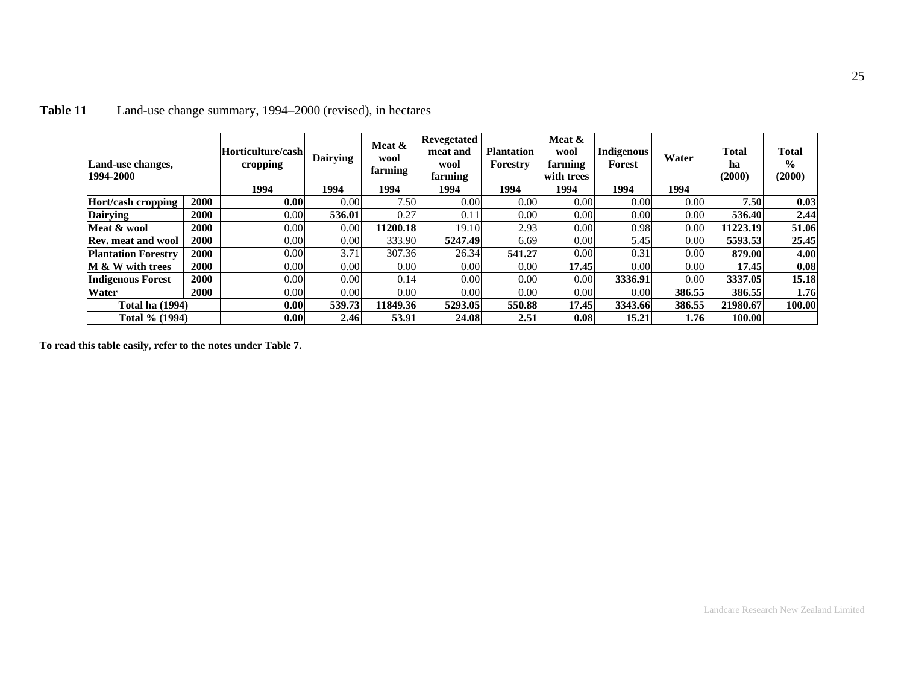**Table 11** Land-use change summary, 1994–2000 (revised), in hectares

| Land-use changes, 1994-2000 | | Horticulture/cash cropping | Dairying | Meat & wool farming | Revegetated meat and wool farming | Plantation Forestry | Meat & wool farming with trees | Indigenous Forest | Water | Total ha (2000) | Total % (2000) |
|---|---|---|---|---|---|---|---|---|---|---|---|
| | | 1994 | 1994 | 1994 | 1994 | 1994 | 1994 | 1994 | 1994 | | |
| **Hort/cash cropping** | **2000** | **0.00** | 0.00 | 7.50 | 0.00 | 0.00 | 0.00 | 0.00 | 0.00 | **7.50** | **0.03** |
| **Dairying** | **2000** | 0.00 | **536.01** | 0.27 | 0.11 | 0.00 | 0.00 | 0.00 | 0.00 | **536.40** | **2.44** |
| **Meat & wool** | **2000** | 0.00 | 0.00 | **11200.18** | 19.10 | 2.93 | 0.00 | 0.98 | 0.00 | **11223.19** | **51.06** |
| **Rev. meat and wool** | **2000** | 0.00 | 0.00 | 333.90 | **5247.49** | 6.69 | 0.00 | 5.45 | 0.00 | **5593.53** | **25.45** |
| **Plantation Forestry** | **2000** | 0.00 | 3.71 | 307.36 | 26.34 | **541.27** | 0.00 | 0.31 | 0.00 | **879.00** | **4.00** |
| **M & W with trees** | **2000** | 0.00 | 0.00 | 0.00 | 0.00 | 0.00 | **17.45** | 0.00 | 0.00 | **17.45** | **0.08** |
| **Indigenous Forest** | **2000** | 0.00 | 0.00 | 0.14 | 0.00 | 0.00 | 0.00 | **3336.91** | 0.00 | **3337.05** | **15.18** |
| **Water** | **2000** | 0.00 | 0.00 | 0.00 | 0.00 | 0.00 | 0.00 | 0.00 | **386.55** | **386.55** | **1.76** |
| **Total ha (1994)** | | **0.00** | **539.73** | **11849.36** | **5293.05** | **550.88** | **17.45** | **3343.66** | **386.55** | **21980.67** | **100.00** |
| **Total % (1994)** | | **0.00** | **2.46** | **53.91** | **24.08** | **2.51** | **0.08** | **15.21** | **1.76** | **100.00** | |

**To read this table easily, refer to the notes under Table 7.**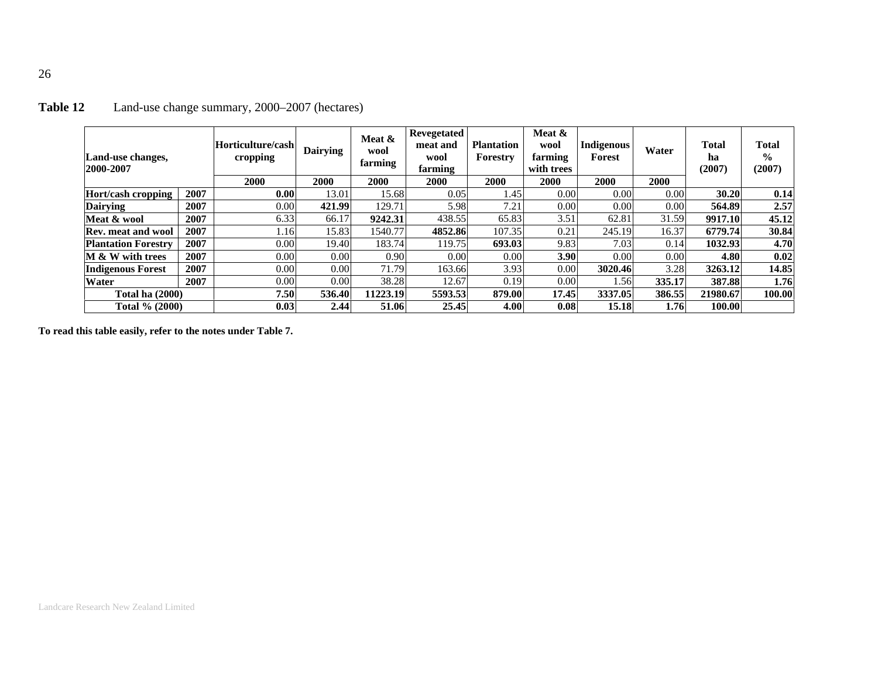**Table 12** Land-use change summary, 2000–2007 (hectares)

| Land-use changes, 2000-2007 | | Horticulture/cash cropping | Dairying | Meat & wool farming | Revegetated meat and wool farming | Plantation Forestry | Meat & wool farming with trees | Indigenous Forest | Water | Total ha (2007) | Total % (2007) |
|---|---|---|---|---|---|---|---|---|---|---|---|
| | | 2000 | 2000 | 2000 | 2000 | 2000 | 2000 | 2000 | 2000 | | |
| **Hort/cash cropping** | **2007** | **0.00** | 13.01 | 15.68 | 0.05 | 1.45 | 0.00 | 0.00 | 0.00 | **30.20** | **0.14** |
| **Dairying** | **2007** | 0.00 | **421.99** | 129.71 | 5.98 | 7.21 | 0.00 | 0.00 | 0.00 | **564.89** | **2.57** |
| **Meat & wool** | **2007** | 6.33 | 66.17 | **9242.31** | 438.55 | 65.83 | 3.51 | 62.81 | 31.59 | **9917.10** | **45.12** |
| **Rev. meat and wool** | **2007** | 1.16 | 15.83 | 1540.77 | **4852.86** | 107.35 | 0.21 | 245.19 | 16.37 | **6779.74** | **30.84** |
| **Plantation Forestry** | **2007** | 0.00 | 19.40 | 183.74 | 119.75 | **693.03** | 9.83 | 7.03 | 0.14 | **1032.93** | **4.70** |
| **M & W with trees** | **2007** | 0.00 | 0.00 | 0.90 | 0.00 | 0.00 | **3.90** | 0.00 | 0.00 | **4.80** | **0.02** |
| **Indigenous Forest** | **2007** | 0.00 | 0.00 | 71.79 | 163.66 | 3.93 | 0.00 | **3020.46** | 3.28 | **3263.12** | **14.85** |
| **Water** | **2007** | 0.00 | 0.00 | 38.28 | 12.67 | 0.19 | 0.00 | 1.56 | **335.17** | **387.88** | **1.76** |
| **Total ha (2000)** | | **7.50** | **536.40** | **11223.19** | **5593.53** | **879.00** | **17.45** | **3337.05** | **386.55** | **21980.67** | **100.00** |
| **Total % (2000)** | | **0.03** | **2.44** | **51.06** | **25.45** | **4.00** | **0.08** | **15.18** | **1.76** | **100.00** | |

**To read this table easily, refer to the notes under Table 7.**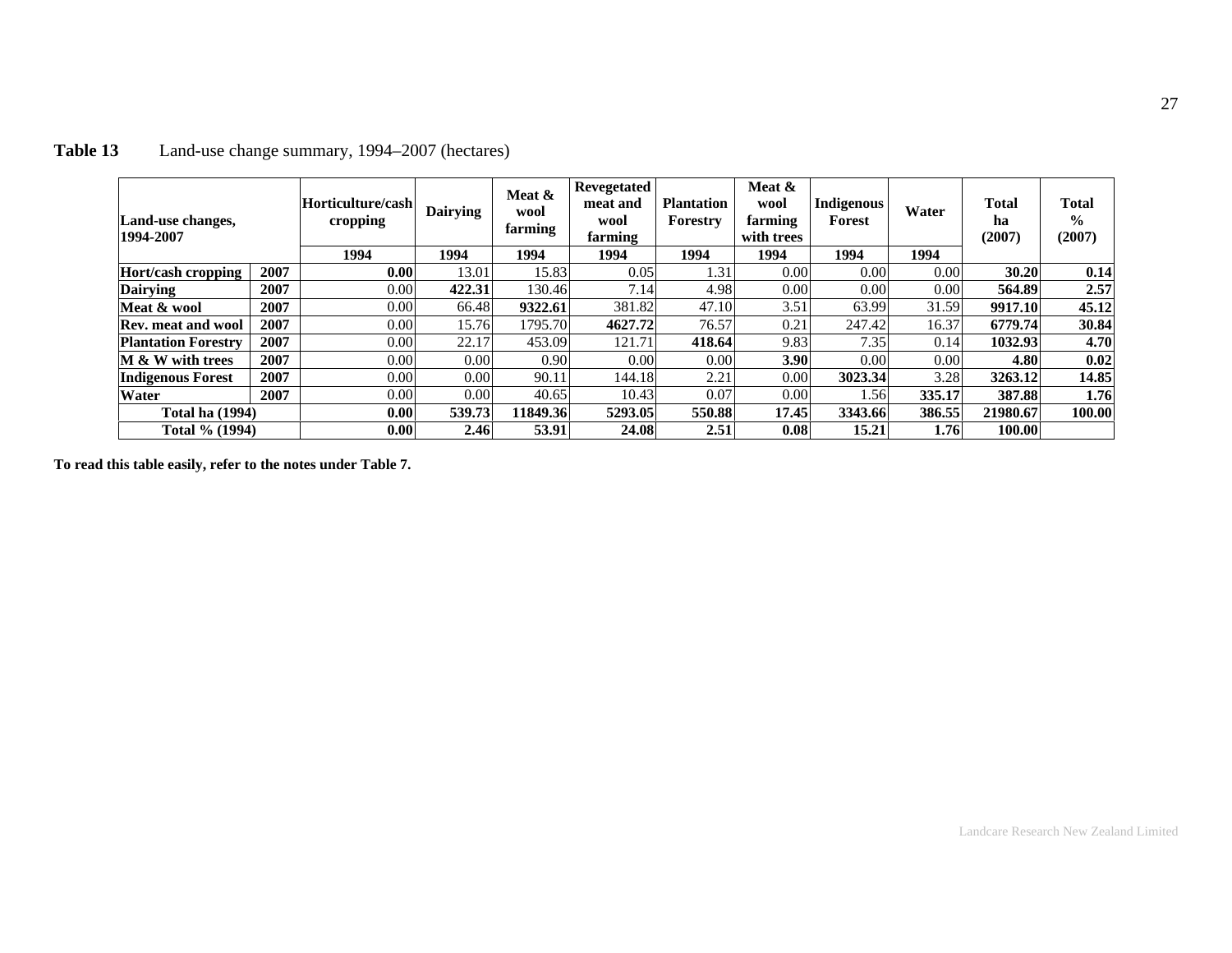**Table 13** Land-use change summary, 1994–2007 (hectares)

| Land-use changes, 1994-2007 | | Horticulture/cash cropping | Dairying | Meat & wool farming | Revegetated meat and wool farming | Plantation Forestry | Meat & wool farming with trees | Indigenous Forest | Water | Total ha (2007) | Total % (2007) |
|---|---|---|---|---|---|---|---|---|---|---|---|
| | | 1994 | 1994 | 1994 | 1994 | 1994 | 1994 | 1994 | 1994 | | |
| **Hort/cash cropping** | **2007** | **0.00** | 13.01 | 15.83 | 0.05 | 1.31 | 0.00 | 0.00 | 0.00 | **30.20** | **0.14** |
| **Dairying** | **2007** | 0.00 | **422.31** | 130.46 | 7.14 | 4.98 | 0.00 | 0.00 | 0.00 | **564.89** | **2.57** |
| **Meat & wool** | **2007** | 0.00 | 66.48 | **9322.61** | 381.82 | 47.10 | 3.51 | 63.99 | 31.59 | **9917.10** | **45.12** |
| **Rev. meat and wool** | **2007** | 0.00 | 15.76 | 1795.70 | **4627.72** | 76.57 | 0.21 | 247.42 | 16.37 | **6779.74** | **30.84** |
| **Plantation Forestry** | **2007** | 0.00 | 22.17 | 453.09 | 121.71 | **418.64** | 9.83 | 7.35 | 0.14 | **1032.93** | **4.70** |
| **M & W with trees** | **2007** | 0.00 | 0.00 | 0.90 | 0.00 | 0.00 | **3.90** | 0.00 | 0.00 | **4.80** | **0.02** |
| **Indigenous Forest** | **2007** | 0.00 | 0.00 | 90.11 | 144.18 | 2.21 | 0.00 | **3023.34** | 3.28 | **3263.12** | **14.85** |
| **Water** | **2007** | 0.00 | 0.00 | 40.65 | 10.43 | 0.07 | 0.00 | 1.56 | **335.17** | **387.88** | **1.76** |
| **Total ha (1994)** | | **0.00** | **539.73** | **11849.36** | **5293.05** | **550.88** | **17.45** | **3343.66** | **386.55** | **21980.67** | **100.00** |
| **Total % (1994)** | | **0.00** | **2.46** | **53.91** | **24.08** | **2.51** | **0.08** | **15.21** | **1.76** | **100.00** | |

**To read this table easily, refer to the notes under Table 7.**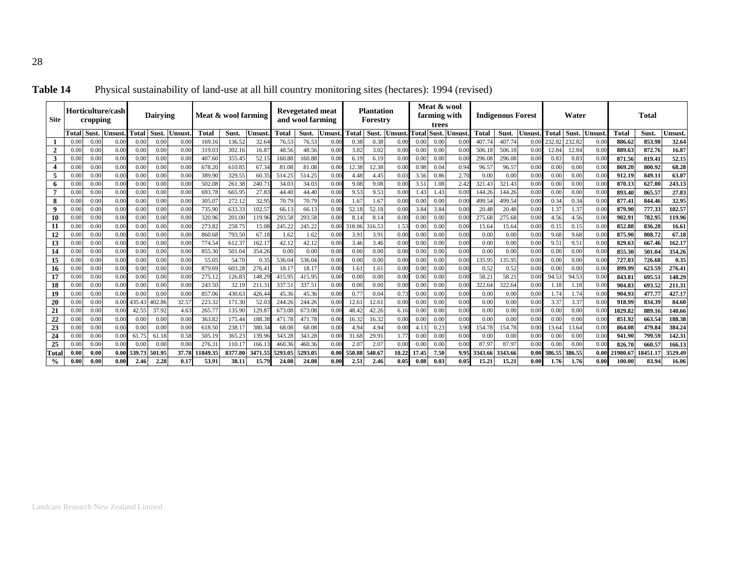**Table 14** Physical sustainability of land-use at all hill country monitoring sites (hectares): 1994 (revised)

| Site | Horticulture/cash cropping | | | Dairying | | | Meat & wool farming | | | Revegetated meat and wool farming | | | Plantation Forestry | | | Meat & wool farming with trees | | | Indigenous Forest | | | Water | | | Total | | |
|---|---|---|---|---|---|---|---|---|---|---|---|---|---|---|---|---|---|---|---|---|---|---|---|---|---|---|---|
| | Total | Sust. | Unsust. | Total | Sust. | Unsust. | Total | Sust. | Unsust. | Total | Sust. | Unsust. | Total | Sust. | Unsust. | Total | Sust. | Unsust. | Total | Sust. | Unsust. | Total | Sust. | Unsust. | Total | Sust. | Unsust. |
| **1** | 0.00 | 0.00 | 0.00 | 0.00 | 0.00 | 0.00 | 169.16 | 136.52 | 32.64 | 76.53 | 76.53 | 0.00 | 0.38 | 0.38 | 0.00 | 0.00 | 0.00 | 0.00 | 407.74 | 407.74 | 0.00 | 232.82 | 232.82 | 0.00 | **886.62** | **853.98** | **32.64** |
| **2** | 0.00 | 0.00 | 0.00 | 0.00 | 0.00 | 0.00 | 319.03 | 302.16 | 16.87 | 48.56 | 48.56 | 0.00 | 3.02 | 3.02 | 0.00 | 0.00 | 0.00 | 0.00 | 506.18 | 506.18 | 0.00 | 12.84 | 12.84 | 0.00 | **889.63** | **872.76** | **16.87** |
| **3** | 0.00 | 0.00 | 0.00 | 0.00 | 0.00 | 0.00 | 407.60 | 355.45 | 52.15 | 160.88 | 160.88 | 0.00 | 6.19 | 6.19 | 0.00 | 0.00 | 0.00 | 0.00 | 296.08 | 296.08 | 0.00 | 0.83 | 0.83 | 0.00 | **871.56** | **819.41** | **52.15** |
| **4** | 0.00 | 0.00 | 0.00 | 0.00 | 0.00 | 0.00 | 678.20 | 610.85 | 67.34 | 81.08 | 81.08 | 0.00 | 12.38 | 12.38 | 0.00 | 0.98 | 0.04 | 0.94 | 96.57 | 96.57 | 0.00 | 0.00 | 0.00 | 0.00 | **869.20** | **800.92** | **68.28** |
| **5** | 0.00 | 0.00 | 0.00 | 0.00 | 0.00 | 0.00 | 389.90 | 329.55 | 60.35 | 514.25 | 514.25 | 0.00 | 4.48 | 4.45 | 0.03 | 3.56 | 0.86 | 2.70 | 0.00 | 0.00 | 0.00 | 0.00 | 0.00 | 0.00 | **912.19** | **849.11** | **63.07** |
| **6** | 0.00 | 0.00 | 0.00 | 0.00 | 0.00 | 0.00 | 502.08 | 261.38 | 240.71 | 34.03 | 34.03 | 0.00 | 9.08 | 9.08 | 0.00 | 3.51 | 1.08 | 2.42 | 321.43 | 321.43 | 0.00 | 0.00 | 0.00 | 0.00 | **870.13** | **627.00** | **243.13** |
| **7** | 0.00 | 0.00 | 0.00 | 0.00 | 0.00 | 0.00 | 693.78 | 665.95 | 27.83 | 44.40 | 44.40 | 0.00 | 9.53 | 9.53 | 0.00 | 1.43 | 1.43 | 0.00 | 144.26 | 144.26 | 0.00 | 0.00 | 0.00 | 0.00 | **893.40** | **865.57** | **27.83** |
| **8** | 0.00 | 0.00 | 0.00 | 0.00 | 0.00 | 0.00 | 305.07 | 272.12 | 32.95 | 70.79 | 70.79 | 0.00 | 1.67 | 1.67 | 0.00 | 0.00 | 0.00 | 0.00 | 499.54 | 499.54 | 0.00 | 0.34 | 0.34 | 0.00 | **877.41** | **844.46** | **32.95** |
| **9** | 0.00 | 0.00 | 0.00 | 0.00 | 0.00 | 0.00 | 735.90 | 633.33 | 102.57 | 66.13 | 66.13 | 0.00 | 52.18 | 52.18 | 0.00 | 3.84 | 3.84 | 0.00 | 20.48 | 20.48 | 0.00 | 1.37 | 1.37 | 0.00 | **879.90** | **777.33** | **102.57** |
| **10** | 0.00 | 0.00 | 0.00 | 0.00 | 0.00 | 0.00 | 320.96 | 201.00 | 119.96 | 293.58 | 293.58 | 0.00 | 8.14 | 8.14 | 0.00 | 0.00 | 0.00 | 0.00 | 275.68 | 275.68 | 0.00 | 4.56 | 4.56 | 0.00 | **902.91** | **782.95** | **119.96** |
| **11** | 0.00 | 0.00 | 0.00 | 0.00 | 0.00 | 0.00 | 273.82 | 258.75 | 15.08 | 245.22 | 245.22 | 0.00 | 318.06 | 316.53 | 1.53 | 0.00 | 0.00 | 0.00 | 15.64 | 15.64 | 0.00 | 0.15 | 0.15 | 0.00 | **852.88** | **836.28** | **16.61** |
| **12** | 0.00 | 0.00 | 0.00 | 0.00 | 0.00 | 0.00 | 860.68 | 793.50 | 67.18 | 1.62 | 1.62 | 0.00 | 3.91 | 3.91 | 0.00 | 0.00 | 0.00 | 0.00 | 0.00 | 0.00 | 0.00 | 9.68 | 9.68 | 0.00 | **875.90** | **808.72** | **67.18** |
| **13** | 0.00 | 0.00 | 0.00 | 0.00 | 0.00 | 0.00 | 774.54 | 612.37 | 162.17 | 42.12 | 42.12 | 0.00 | 3.46 | 3.46 | 0.00 | 0.00 | 0.00 | 0.00 | 0.00 | 0.00 | 0.00 | 9.51 | 9.51 | 0.00 | **829.63** | **667.46** | **162.17** |
| **14** | 0.00 | 0.00 | 0.00 | 0.00 | 0.00 | 0.00 | 855.30 | 501.04 | 354.26 | 0.00 | 0.00 | 0.00 | 0.00 | 0.00 | 0.00 | 0.00 | 0.00 | 0.00 | 0.00 | 0.00 | 0.00 | 0.00 | 0.00 | 0.00 | **855.30** | **501.04** | **354.26** |
| **15** | 0.00 | 0.00 | 0.00 | 0.00 | 0.00 | 0.00 | 55.05 | 54.70 | 0.35 | 536.04 | 536.04 | 0.00 | 0.00 | 0.00 | 0.00 | 0.00 | 0.00 | 0.00 | 135.95 | 135.95 | 0.00 | 0.00 | 0.00 | 0.00 | **727.03** | **726.68** | **0.35** |
| **16** | 0.00 | 0.00 | 0.00 | 0.00 | 0.00 | 0.00 | 879.69 | 603.28 | 276.41 | 18.17 | 18.17 | 0.00 | 1.61 | 1.61 | 0.00 | 0.00 | 0.00 | 0.00 | 0.52 | 0.52 | 0.00 | 0.00 | 0.00 | 0.00 | **899.99** | **623.59** | **276.41** |
| **17** | 0.00 | 0.00 | 0.00 | 0.00 | 0.00 | 0.00 | 275.12 | 126.83 | 148.29 | 415.95 | 415.95 | 0.00 | 0.00 | 0.00 | 0.00 | 0.00 | 0.00 | 0.00 | 58.21 | 58.21 | 0.00 | 94.53 | 94.53 | 0.00 | **843.81** | **695.51** | **148.29** |
| **18** | 0.00 | 0.00 | 0.00 | 0.00 | 0.00 | 0.00 | 243.50 | 32.19 | 211.31 | 337.51 | 337.51 | 0.00 | 0.00 | 0.00 | 0.00 | 0.00 | 0.00 | 0.00 | 322.64 | 322.64 | 0.00 | 1.18 | 1.18 | 0.00 | **904.83** | **693.52** | **211.31** |
| **19** | 0.00 | 0.00 | 0.00 | 0.00 | 0.00 | 0.00 | 857.06 | 430.63 | 426.44 | 45.36 | 45.36 | 0.00 | 0.77 | 0.04 | 0.73 | 0.00 | 0.00 | 0.00 | 0.00 | 0.00 | 0.00 | 1.74 | 1.74 | 0.00 | **904.93** | **477.77** | **427.17** |
| **20** | 0.00 | 0.00 | 0.00 | 435.43 | 402.86 | 32.57 | 223.32 | 171.30 | 52.03 | 244.26 | 244.26 | 0.00 | 12.61 | 12.61 | 0.00 | 0.00 | 0.00 | 0.00 | 0.00 | 0.00 | 0.00 | 3.37 | 3.37 | 0.00 | **918.99** | **834.39** | **84.60** |
| **21** | 0.00 | 0.00 | 0.00 | 42.55 | 37.92 | 4.63 | 265.77 | 135.90 | 129.87 | 673.08 | 673.08 | 0.00 | 48.42 | 42.26 | 6.16 | 0.00 | 0.00 | 0.00 | 0.00 | 0.00 | 0.00 | 0.00 | 0.00 | 0.00 | **1029.82** | **889.16** | **140.66** |
| **22** | 0.00 | 0.00 | 0.00 | 0.00 | 0.00 | 0.00 | 363.82 | 175.44 | 188.38 | 471.78 | 471.78 | 0.00 | 16.32 | 16.32 | 0.00 | 0.00 | 0.00 | 0.00 | 0.00 | 0.00 | 0.00 | 0.00 | 0.00 | 0.00 | **851.92** | **663.54** | **188.38** |
| **23** | 0.00 | 0.00 | 0.00 | 0.00 | 0.00 | 0.00 | 618.50 | 238.17 | 380.34 | 68.08 | 68.08 | 0.00 | 4.94 | 4.94 | 0.00 | 4.13 | 0.23 | 3.90 | 154.78 | 154.78 | 0.00 | 13.64 | 13.64 | 0.00 | **864.08** | **479.84** | **384.24** |
| **24** | 0.00 | 0.00 | 0.00 | 61.75 | 61.18 | 0.58 | 505.19 | 365.23 | 139.96 | 343.28 | 343.28 | 0.00 | 31.68 | 29.91 | 1.77 | 0.00 | 0.00 | 0.00 | 0.00 | 0.00 | 0.00 | 0.00 | 0.00 | 0.00 | **941.90** | **799.59** | **142.31** |
| **25** | 0.00 | 0.00 | 0.00 | 0.00 | 0.00 | 0.00 | 276.31 | 110.17 | 166.13 | 460.36 | 460.36 | 0.00 | 2.07 | 2.07 | 0.00 | 0.00 | 0.00 | 0.00 | 87.97 | 87.97 | 0.00 | 0.00 | 0.00 | 0.00 | **826.70** | **660.57** | **166.13** |
| **Total** | **0.00** | **0.00** | **0.00** | **539.73** | **501.95** | **37.78** | **11849.35** | **8377.80** | **3471.55** | **5293.05** | **5293.05** | **0.00** | **550.88** | **540.67** | **10.22** | **17.45** | **7.50** | **9.95** | **3343.66** | **3343.66** | **0.00** | **386.55** | **386.55** | **0.00** | **21980.67** | **18451.17** | **3529.49** |
| **%** | **0.00** | **0.00** | **0.00** | **2.46** | **2.28** | **0.17** | **53.91** | **38.11** | **15.79** | **24.08** | **24.08** | **0.00** | **2.51** | **2.46** | **0.05** | **0.08** | **0.03** | **0.05** | **15.21** | **15.21** | **0.00** | **1.76** | **1.76** | **0.00** | **100.00** | **83.94** | **16.06** |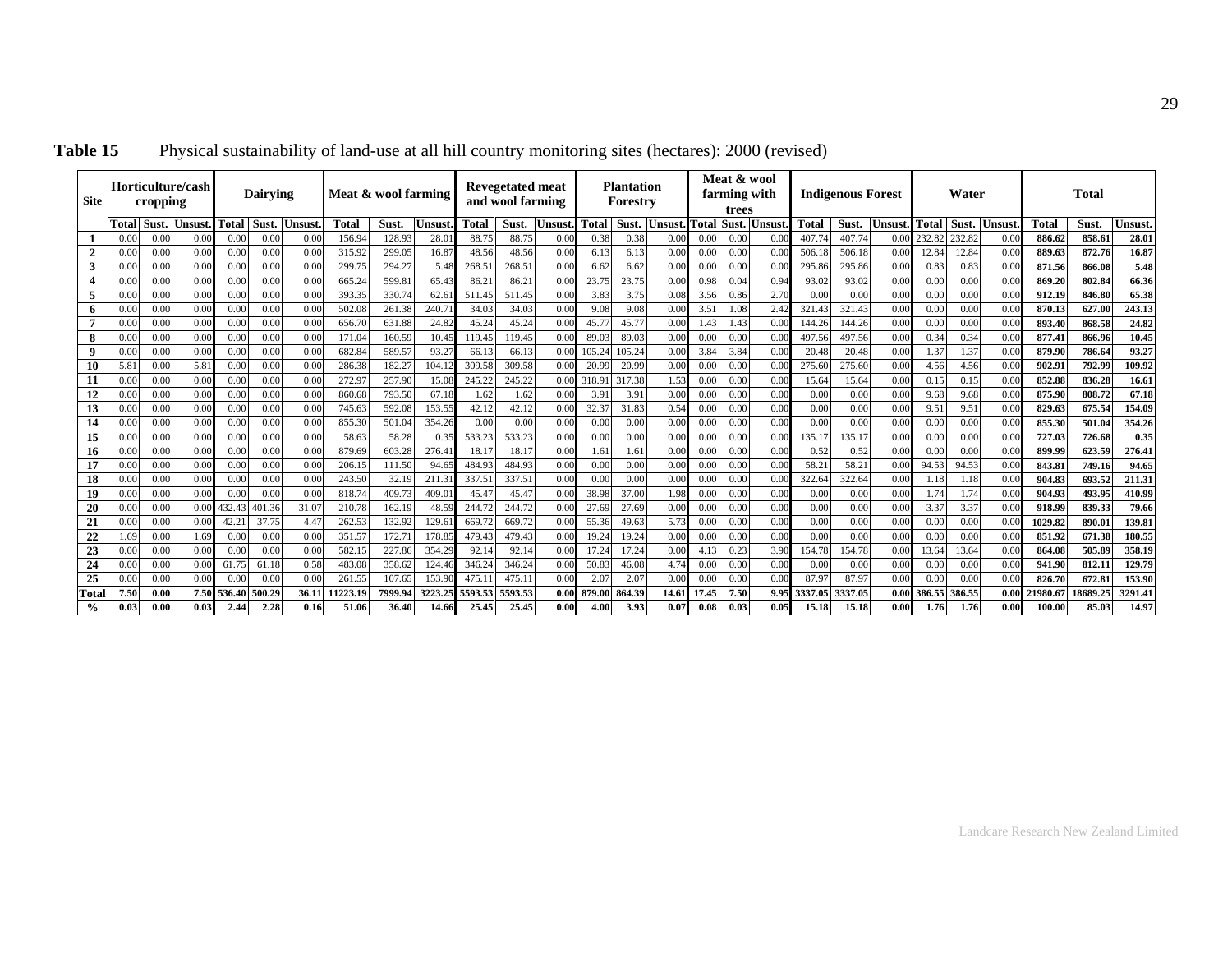**Table 15** Physical sustainability of land-use at all hill country monitoring sites (hectares): 2000 (revised)

| Site | Horticulture/cash cropping | | | Dairying | | | Meat & wool farming | | | Revegetated meat and wool farming | | | Plantation Forestry | | | Meat & wool farming with trees | | | Indigenous Forest | | | Water | | | Total | | |
|---|---|---|---|---|---|---|---|---|---|---|---|---|---|---|---|---|---|---|---|---|---|---|---|---|---|---|---|
| | Total | Sust. | Unsust. | Total | Sust. | Unsust. | Total | Sust. | Unsust. | Total | Sust. | Unsust. | Total | Sust. | Unsust. | Total | Sust. | Unsust. | Total | Sust. | Unsust. | Total | Sust. | Unsust. | Total | Sust. | Unsust. |
| **1** | 0.00 | 0.00 | 0.00 | 0.00 | 0.00 | 0.00 | 156.94 | 128.93 | 28.01 | 88.75 | 88.75 | 0.00 | 0.38 | 0.38 | 0.00 | 0.00 | 0.00 | 0.00 | 407.74 | 407.74 | 0.00 | 232.82 | 232.82 | 0.00 | **886.62** | **858.61** | **28.01** |
| **2** | 0.00 | 0.00 | 0.00 | 0.00 | 0.00 | 0.00 | 315.92 | 299.05 | 16.87 | 48.56 | 48.56 | 0.00 | 6.13 | 6.13 | 0.00 | 0.00 | 0.00 | 0.00 | 506.18 | 506.18 | 0.00 | 12.84 | 12.84 | 0.00 | **889.63** | **872.76** | **16.87** |
| **3** | 0.00 | 0.00 | 0.00 | 0.00 | 0.00 | 0.00 | 299.75 | 294.27 | 5.48 | 268.51 | 268.51 | 0.00 | 6.62 | 6.62 | 0.00 | 0.00 | 0.00 | 0.00 | 295.86 | 295.86 | 0.00 | 0.83 | 0.83 | 0.00 | **871.56** | **866.08** | **5.48** |
| **4** | 0.00 | 0.00 | 0.00 | 0.00 | 0.00 | 0.00 | 665.24 | 599.81 | 65.43 | 86.21 | 86.21 | 0.00 | 23.75 | 23.75 | 0.00 | 0.98 | 0.04 | 0.94 | 93.02 | 93.02 | 0.00 | 0.00 | 0.00 | 0.00 | **869.20** | **802.84** | **66.36** |
| **5** | 0.00 | 0.00 | 0.00 | 0.00 | 0.00 | 0.00 | 393.35 | 330.74 | 62.61 | 511.45 | 511.45 | 0.00 | 3.83 | 3.75 | 0.08 | 3.56 | 0.86 | 2.70 | 0.00 | 0.00 | 0.00 | 0.00 | 0.00 | 0.00 | **912.19** | **846.80** | **65.38** |
| **6** | 0.00 | 0.00 | 0.00 | 0.00 | 0.00 | 0.00 | 502.08 | 261.38 | 240.71 | 34.03 | 34.03 | 0.00 | 9.08 | 9.08 | 0.00 | 3.51 | 1.08 | 2.42 | 321.43 | 321.43 | 0.00 | 0.00 | 0.00 | 0.00 | **870.13** | **627.00** | **243.13** |
| **7** | 0.00 | 0.00 | 0.00 | 0.00 | 0.00 | 0.00 | 656.70 | 631.88 | 24.82 | 45.24 | 45.24 | 0.00 | 45.77 | 45.77 | 0.00 | 1.43 | 1.43 | 0.00 | 144.26 | 144.26 | 0.00 | 0.00 | 0.00 | 0.00 | **893.40** | **868.58** | **24.82** |
| **8** | 0.00 | 0.00 | 0.00 | 0.00 | 0.00 | 0.00 | 171.04 | 160.59 | 10.45 | 119.45 | 119.45 | 0.00 | 89.03 | 89.03 | 0.00 | 0.00 | 0.00 | 0.00 | 497.56 | 497.56 | 0.00 | 0.34 | 0.34 | 0.00 | **877.41** | **866.96** | **10.45** |
| **9** | 0.00 | 0.00 | 0.00 | 0.00 | 0.00 | 0.00 | 682.84 | 589.57 | 93.27 | 66.13 | 66.13 | 0.00 | 105.24 | 105.24 | 0.00 | 3.84 | 3.84 | 0.00 | 20.48 | 20.48 | 0.00 | 1.37 | 1.37 | 0.00 | **879.90** | **786.64** | **93.27** |
| **10** | 5.81 | 0.00 | 5.81 | 0.00 | 0.00 | 0.00 | 286.38 | 182.27 | 104.12 | 309.58 | 309.58 | 0.00 | 20.99 | 20.99 | 0.00 | 0.00 | 0.00 | 0.00 | 275.60 | 275.60 | 0.00 | 4.56 | 4.56 | 0.00 | **902.91** | **792.99** | **109.92** |
| **11** | 0.00 | 0.00 | 0.00 | 0.00 | 0.00 | 0.00 | 272.97 | 257.90 | 15.08 | 245.22 | 245.22 | 0.00 | 318.91 | 317.38 | 1.53 | 0.00 | 0.00 | 0.00 | 15.64 | 15.64 | 0.00 | 0.15 | 0.15 | 0.00 | **852.88** | **836.28** | **16.61** |
| **12** | 0.00 | 0.00 | 0.00 | 0.00 | 0.00 | 0.00 | 860.68 | 793.50 | 67.18 | 1.62 | 1.62 | 0.00 | 3.91 | 3.91 | 0.00 | 0.00 | 0.00 | 0.00 | 0.00 | 0.00 | 0.00 | 9.68 | 9.68 | 0.00 | **875.90** | **808.72** | **67.18** |
| **13** | 0.00 | 0.00 | 0.00 | 0.00 | 0.00 | 0.00 | 745.63 | 592.08 | 153.55 | 42.12 | 42.12 | 0.00 | 32.37 | 31.83 | 0.54 | 0.00 | 0.00 | 0.00 | 0.00 | 0.00 | 0.00 | 9.51 | 9.51 | 0.00 | **829.63** | **675.54** | **154.09** |
| **14** | 0.00 | 0.00 | 0.00 | 0.00 | 0.00 | 0.00 | 855.30 | 501.04 | 354.26 | 0.00 | 0.00 | 0.00 | 0.00 | 0.00 | 0.00 | 0.00 | 0.00 | 0.00 | 0.00 | 0.00 | 0.00 | 0.00 | 0.00 | 0.00 | **855.30** | **501.04** | **354.26** |
| **15** | 0.00 | 0.00 | 0.00 | 0.00 | 0.00 | 0.00 | 58.63 | 58.28 | 0.35 | 533.23 | 533.23 | 0.00 | 0.00 | 0.00 | 0.00 | 0.00 | 0.00 | 0.00 | 135.17 | 135.17 | 0.00 | 0.00 | 0.00 | 0.00 | **727.03** | **726.68** | **0.35** |
| **16** | 0.00 | 0.00 | 0.00 | 0.00 | 0.00 | 0.00 | 879.69 | 603.28 | 276.41 | 18.17 | 18.17 | 0.00 | 1.61 | 1.61 | 0.00 | 0.00 | 0.00 | 0.00 | 0.52 | 0.52 | 0.00 | 0.00 | 0.00 | 0.00 | **899.99** | **623.59** | **276.41** |
| **17** | 0.00 | 0.00 | 0.00 | 0.00 | 0.00 | 0.00 | 206.15 | 111.50 | 94.65 | 484.93 | 484.93 | 0.00 | 0.00 | 0.00 | 0.00 | 0.00 | 0.00 | 0.00 | 58.21 | 58.21 | 0.00 | 94.53 | 94.53 | 0.00 | **843.81** | **749.16** | **94.65** |
| **18** | 0.00 | 0.00 | 0.00 | 0.00 | 0.00 | 0.00 | 243.50 | 32.19 | 211.31 | 337.51 | 337.51 | 0.00 | 0.00 | 0.00 | 0.00 | 0.00 | 0.00 | 0.00 | 322.64 | 322.64 | 0.00 | 1.18 | 1.18 | 0.00 | **904.83** | **693.52** | **211.31** |
| **19** | 0.00 | 0.00 | 0.00 | 0.00 | 0.00 | 0.00 | 818.74 | 409.73 | 409.01 | 45.47 | 45.47 | 0.00 | 38.98 | 37.00 | 1.98 | 0.00 | 0.00 | 0.00 | 0.00 | 0.00 | 0.00 | 1.74 | 1.74 | 0.00 | **904.93** | **493.95** | **410.99** |
| **20** | 0.00 | 0.00 | 0.00 | 432.43 | 401.36 | 31.07 | 210.78 | 162.19 | 48.59 | 244.72 | 244.72 | 0.00 | 27.69 | 27.69 | 0.00 | 0.00 | 0.00 | 0.00 | 0.00 | 0.00 | 0.00 | 3.37 | 3.37 | 0.00 | **918.99** | **839.33** | **79.66** |
| **21** | 0.00 | 0.00 | 0.00 | 42.21 | 37.75 | 4.47 | 262.53 | 132.92 | 129.61 | 669.72 | 669.72 | 0.00 | 55.36 | 49.63 | 5.73 | 0.00 | 0.00 | 0.00 | 0.00 | 0.00 | 0.00 | 0.00 | 0.00 | 0.00 | **1029.82** | **890.01** | **139.81** |
| **22** | 1.69 | 0.00 | 1.69 | 0.00 | 0.00 | 0.00 | 351.57 | 172.71 | 178.85 | 479.43 | 479.43 | 0.00 | 19.24 | 19.24 | 0.00 | 0.00 | 0.00 | 0.00 | 0.00 | 0.00 | 0.00 | 0.00 | 0.00 | 0.00 | **851.92** | **671.38** | **180.55** |
| **23** | 0.00 | 0.00 | 0.00 | 0.00 | 0.00 | 0.00 | 582.15 | 227.86 | 354.29 | 92.14 | 92.14 | 0.00 | 17.24 | 17.24 | 0.00 | 4.13 | 0.23 | 3.90 | 154.78 | 154.78 | 0.00 | 13.64 | 13.64 | 0.00 | **864.08** | **505.89** | **358.19** |
| **24** | 0.00 | 0.00 | 0.00 | 61.75 | 61.18 | 0.58 | 483.08 | 358.62 | 124.46 | 346.24 | 346.24 | 0.00 | 50.83 | 46.08 | 4.74 | 0.00 | 0.00 | 0.00 | 0.00 | 0.00 | 0.00 | 0.00 | 0.00 | 0.00 | **941.90** | **812.11** | **129.79** |
| **25** | 0.00 | 0.00 | 0.00 | 0.00 | 0.00 | 0.00 | 261.55 | 107.65 | 153.90 | 475.11 | 475.11 | 0.00 | 2.07 | 2.07 | 0.00 | 0.00 | 0.00 | 0.00 | 87.97 | 87.97 | 0.00 | 0.00 | 0.00 | 0.00 | **826.70** | **672.81** | **153.90** |
| **Total** | **7.50** | **0.00** | **7.50** | **536.40** | **500.29** | **36.11** | **11223.19** | **7999.94** | **3223.25** | **5593.53** | **5593.53** | **0.00** | **879.00** | **864.39** | **14.61** | **17.45** | **7.50** | **9.95** | **3337.05** | **3337.05** | **0.00** | **386.55** | **386.55** | **0.00** | **21980.67** | **18689.25** | **3291.41** |
| **%** | **0.03** | **0.00** | **0.03** | **2.44** | **2.28** | **0.16** | **51.06** | **36.40** | **14.66** | **25.45** | **25.45** | **0.00** | **4.00** | **3.93** | **0.07** | **0.08** | **0.03** | **0.05** | **15.18** | **15.18** | **0.00** | **1.76** | **1.76** | **0.00** | **100.00** | **85.03** | **14.97** |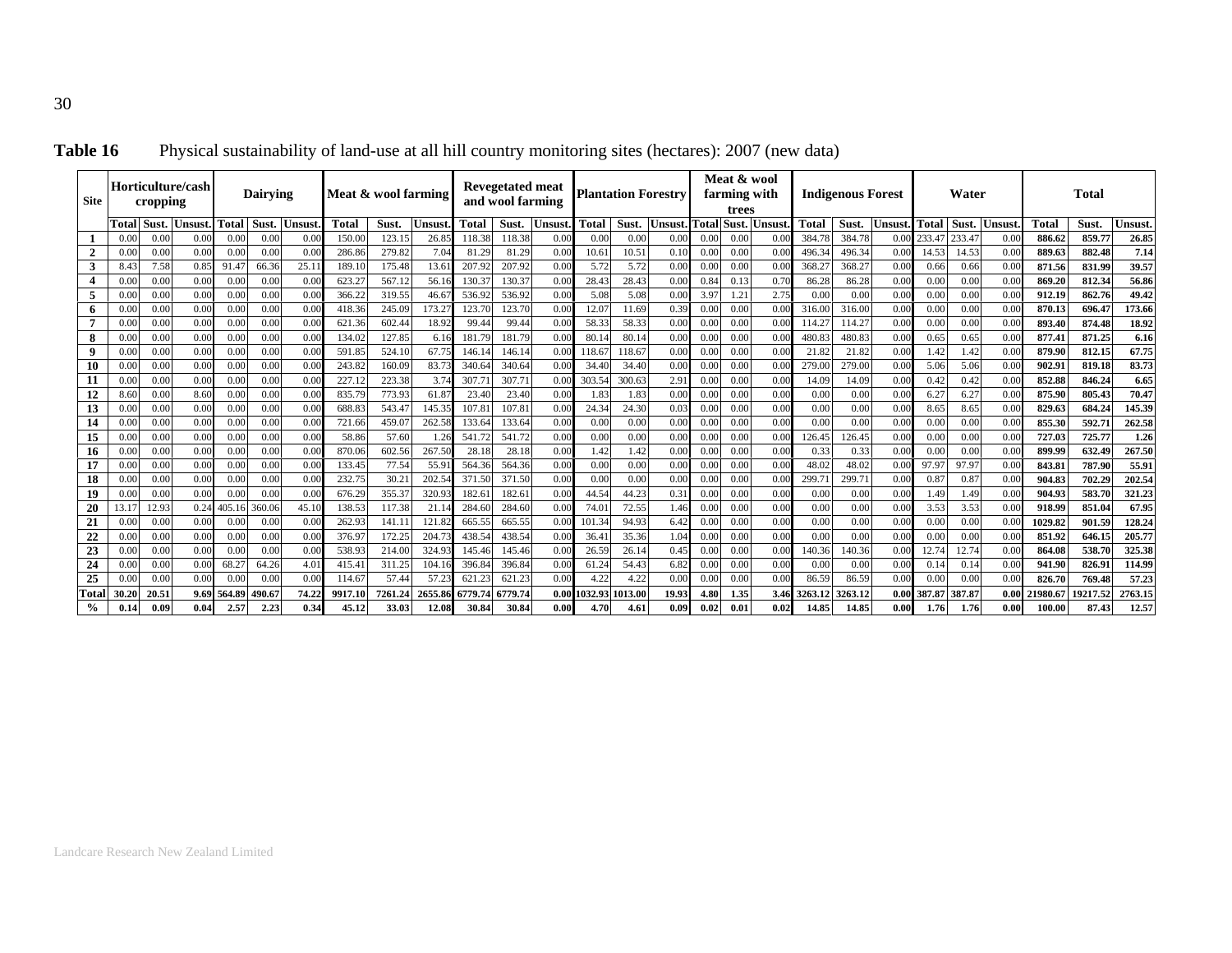**Table 16** Physical sustainability of land-use at all hill country monitoring sites (hectares): 2007 (new data)

| Site | Horticulture/cash cropping | | | Dairying | | | Meat & wool farming | | | Revegetated meat and wool farming | | | Plantation Forestry | | | Meat & wool farming with trees | | | Indigenous Forest | | | Water | | | Total | | |
|---|---|---|---|---|---|---|---|---|---|---|---|---|---|---|---|---|---|---|---|---|---|---|---|---|---|---|---|
| | Total | Sust. | Unsust. | Total | Sust. | Unsust. | Total | Sust. | Unsust. | Total | Sust. | Unsust. | Total | Sust. | Unsust. | Total | Sust. | Unsust. | Total | Sust. | Unsust. | Total | Sust. | Unsust. | Total | Sust. | Unsust. |
| **1** | 0.00 | 0.00 | 0.00 | 0.00 | 0.00 | 0.00 | 150.00 | 123.15 | 26.85 | 118.38 | 118.38 | 0.00 | 0.00 | 0.00 | 0.00 | 0.00 | 0.00 | 0.00 | 384.78 | 384.78 | 0.00 | 233.47 | 233.47 | 0.00 | **886.62** | **859.77** | **26.85** |
| **2** | 0.00 | 0.00 | 0.00 | 0.00 | 0.00 | 0.00 | 286.86 | 279.82 | 7.04 | 81.29 | 81.29 | 0.00 | 10.61 | 10.51 | 0.10 | 0.00 | 0.00 | 0.00 | 496.34 | 496.34 | 0.00 | 14.53 | 14.53 | 0.00 | **889.63** | **882.48** | **7.14** |
| **3** | 8.43 | 7.58 | 0.85 | 91.47 | 66.36 | 25.11 | 189.10 | 175.48 | 13.61 | 207.92 | 207.92 | 0.00 | 5.72 | 5.72 | 0.00 | 0.00 | 0.00 | 0.00 | 368.27 | 368.27 | 0.00 | 0.66 | 0.66 | 0.00 | **871.56** | **831.99** | **39.57** |
| **4** | 0.00 | 0.00 | 0.00 | 0.00 | 0.00 | 0.00 | 623.27 | 567.12 | 56.16 | 130.37 | 130.37 | 0.00 | 28.43 | 28.43 | 0.00 | 0.84 | 0.13 | 0.70 | 86.28 | 86.28 | 0.00 | 0.00 | 0.00 | 0.00 | **869.20** | **812.34** | **56.86** |
| **5** | 0.00 | 0.00 | 0.00 | 0.00 | 0.00 | 0.00 | 366.22 | 319.55 | 46.67 | 536.92 | 536.92 | 0.00 | 5.08 | 5.08 | 0.00 | 3.97 | 1.21 | 2.75 | 0.00 | 0.00 | 0.00 | 0.00 | 0.00 | 0.00 | **912.19** | **862.76** | **49.42** |
| **6** | 0.00 | 0.00 | 0.00 | 0.00 | 0.00 | 0.00 | 418.36 | 245.09 | 173.27 | 123.70 | 123.70 | 0.00 | 12.07 | 11.69 | 0.39 | 0.00 | 0.00 | 0.00 | 316.00 | 316.00 | 0.00 | 0.00 | 0.00 | 0.00 | **870.13** | **696.47** | **173.66** |
| **7** | 0.00 | 0.00 | 0.00 | 0.00 | 0.00 | 0.00 | 621.36 | 602.44 | 18.92 | 99.44 | 99.44 | 0.00 | 58.33 | 58.33 | 0.00 | 0.00 | 0.00 | 0.00 | 114.27 | 114.27 | 0.00 | 0.00 | 0.00 | 0.00 | **893.40** | **874.48** | **18.92** |
| **8** | 0.00 | 0.00 | 0.00 | 0.00 | 0.00 | 0.00 | 134.02 | 127.85 | 6.16 | 181.79 | 181.79 | 0.00 | 80.14 | 80.14 | 0.00 | 0.00 | 0.00 | 0.00 | 480.83 | 480.83 | 0.00 | 0.65 | 0.65 | 0.00 | **877.41** | **871.25** | **6.16** |
| **9** | 0.00 | 0.00 | 0.00 | 0.00 | 0.00 | 0.00 | 591.85 | 524.10 | 67.75 | 146.14 | 146.14 | 0.00 | 118.67 | 118.67 | 0.00 | 0.00 | 0.00 | 0.00 | 21.82 | 21.82 | 0.00 | 1.42 | 1.42 | 0.00 | **879.90** | **812.15** | **67.75** |
| **10** | 0.00 | 0.00 | 0.00 | 0.00 | 0.00 | 0.00 | 243.82 | 160.09 | 83.73 | 340.64 | 340.64 | 0.00 | 34.40 | 34.40 | 0.00 | 0.00 | 0.00 | 0.00 | 279.00 | 279.00 | 0.00 | 5.06 | 5.06 | 0.00 | **902.91** | **819.18** | **83.73** |
| **11** | 0.00 | 0.00 | 0.00 | 0.00 | 0.00 | 0.00 | 227.12 | 223.38 | 3.74 | 307.71 | 307.71 | 0.00 | 303.54 | 300.63 | 2.91 | 0.00 | 0.00 | 0.00 | 14.09 | 14.09 | 0.00 | 0.42 | 0.42 | 0.00 | **852.88** | **846.24** | **6.65** |
| **12** | 8.60 | 0.00 | 8.60 | 0.00 | 0.00 | 0.00 | 835.79 | 773.93 | 61.87 | 23.40 | 23.40 | 0.00 | 1.83 | 1.83 | 0.00 | 0.00 | 0.00 | 0.00 | 0.00 | 0.00 | 0.00 | 6.27 | 6.27 | 0.00 | **875.90** | **805.43** | **70.47** |
| **13** | 0.00 | 0.00 | 0.00 | 0.00 | 0.00 | 0.00 | 688.83 | 543.47 | 145.35 | 107.81 | 107.81 | 0.00 | 24.34 | 24.30 | 0.03 | 0.00 | 0.00 | 0.00 | 0.00 | 0.00 | 0.00 | 8.65 | 8.65 | 0.00 | **829.63** | **684.24** | **145.39** |
| **14** | 0.00 | 0.00 | 0.00 | 0.00 | 0.00 | 0.00 | 721.66 | 459.07 | 262.58 | 133.64 | 133.64 | 0.00 | 0.00 | 0.00 | 0.00 | 0.00 | 0.00 | 0.00 | 0.00 | 0.00 | 0.00 | 0.00 | 0.00 | 0.00 | **855.30** | **592.71** | **262.58** |
| **15** | 0.00 | 0.00 | 0.00 | 0.00 | 0.00 | 0.00 | 58.86 | 57.60 | 1.26 | 541.72 | 541.72 | 0.00 | 0.00 | 0.00 | 0.00 | 0.00 | 0.00 | 0.00 | 126.45 | 126.45 | 0.00 | 0.00 | 0.00 | 0.00 | **727.03** | **725.77** | **1.26** |
| **16** | 0.00 | 0.00 | 0.00 | 0.00 | 0.00 | 0.00 | 870.06 | 602.56 | 267.50 | 28.18 | 28.18 | 0.00 | 1.42 | 1.42 | 0.00 | 0.00 | 0.00 | 0.00 | 0.33 | 0.33 | 0.00 | 0.00 | 0.00 | 0.00 | **899.99** | **632.49** | **267.50** |
| **17** | 0.00 | 0.00 | 0.00 | 0.00 | 0.00 | 0.00 | 133.45 | 77.54 | 55.91 | 564.36 | 564.36 | 0.00 | 0.00 | 0.00 | 0.00 | 0.00 | 0.00 | 0.00 | 48.02 | 48.02 | 0.00 | 97.97 | 97.97 | 0.00 | **843.81** | **787.90** | **55.91** |
| **18** | 0.00 | 0.00 | 0.00 | 0.00 | 0.00 | 0.00 | 232.75 | 30.21 | 202.54 | 371.50 | 371.50 | 0.00 | 0.00 | 0.00 | 0.00 | 0.00 | 0.00 | 0.00 | 299.71 | 299.71 | 0.00 | 0.87 | 0.87 | 0.00 | **904.83** | **702.29** | **202.54** |
| **19** | 0.00 | 0.00 | 0.00 | 0.00 | 0.00 | 0.00 | 676.29 | 355.37 | 320.93 | 182.61 | 182.61 | 0.00 | 44.54 | 44.23 | 0.31 | 0.00 | 0.00 | 0.00 | 0.00 | 0.00 | 0.00 | 1.49 | 1.49 | 0.00 | **904.93** | **583.70** | **321.23** |
| **20** | 13.17 | 12.93 | 0.24 | 405.16 | 360.06 | 45.10 | 138.53 | 117.38 | 21.14 | 284.60 | 284.60 | 0.00 | 74.01 | 72.55 | 1.46 | 0.00 | 0.00 | 0.00 | 0.00 | 0.00 | 0.00 | 3.53 | 3.53 | 0.00 | **918.99** | **851.04** | **67.95** |
| **21** | 0.00 | 0.00 | 0.00 | 0.00 | 0.00 | 0.00 | 262.93 | 141.11 | 121.82 | 665.55 | 665.55 | 0.00 | 101.34 | 94.93 | 6.42 | 0.00 | 0.00 | 0.00 | 0.00 | 0.00 | 0.00 | 0.00 | 0.00 | 0.00 | **1029.82** | **901.59** | **128.24** |
| **22** | 0.00 | 0.00 | 0.00 | 0.00 | 0.00 | 0.00 | 376.97 | 172.25 | 204.73 | 438.54 | 438.54 | 0.00 | 36.41 | 35.36 | 1.04 | 0.00 | 0.00 | 0.00 | 0.00 | 0.00 | 0.00 | 0.00 | 0.00 | 0.00 | **851.92** | **646.15** | **205.77** |
| **23** | 0.00 | 0.00 | 0.00 | 0.00 | 0.00 | 0.00 | 538.93 | 214.00 | 324.93 | 145.46 | 145.46 | 0.00 | 26.59 | 26.14 | 0.45 | 0.00 | 0.00 | 0.00 | 140.36 | 140.36 | 0.00 | 12.74 | 12.74 | 0.00 | **864.08** | **538.70** | **325.38** |
| **24** | 0.00 | 0.00 | 0.00 | 68.27 | 64.26 | 4.01 | 415.41 | 311.25 | 104.16 | 396.84 | 396.84 | 0.00 | 61.24 | 54.43 | 6.82 | 0.00 | 0.00 | 0.00 | 0.00 | 0.00 | 0.00 | 0.14 | 0.14 | 0.00 | **941.90** | **826.91** | **114.99** |
| **25** | 0.00 | 0.00 | 0.00 | 0.00 | 0.00 | 0.00 | 114.67 | 57.44 | 57.23 | 621.23 | 621.23 | 0.00 | 4.22 | 4.22 | 0.00 | 0.00 | 0.00 | 0.00 | 86.59 | 86.59 | 0.00 | 0.00 | 0.00 | 0.00 | **826.70** | **769.48** | **57.23** |
| **Total** | **30.20** | **20.51** | **9.69** | **564.89** | **490.67** | **74.22** | **9917.10** | **7261.24** | **2655.86** | **6779.74** | **6779.74** | **0.00** | **1032.93** | **1013.00** | **19.93** | **4.80** | **1.35** | **3.46** | **3263.12** | **3263.12** | **0.00** | **387.87** | **387.87** | **0.00** | **21980.67** | **19217.52** | **2763.15** |
| **%** | **0.14** | **0.09** | **0.04** | **2.57** | **2.23** | **0.34** | **45.12** | **33.03** | **12.08** | **30.84** | **30.84** | **0.00** | **4.70** | **4.61** | **0.09** | **0.02** | **0.01** | **0.02** | **14.85** | **14.85** | **0.00** | **1.76** | **1.76** | **0.00** | **100.00** | **87.43** | **12.57** |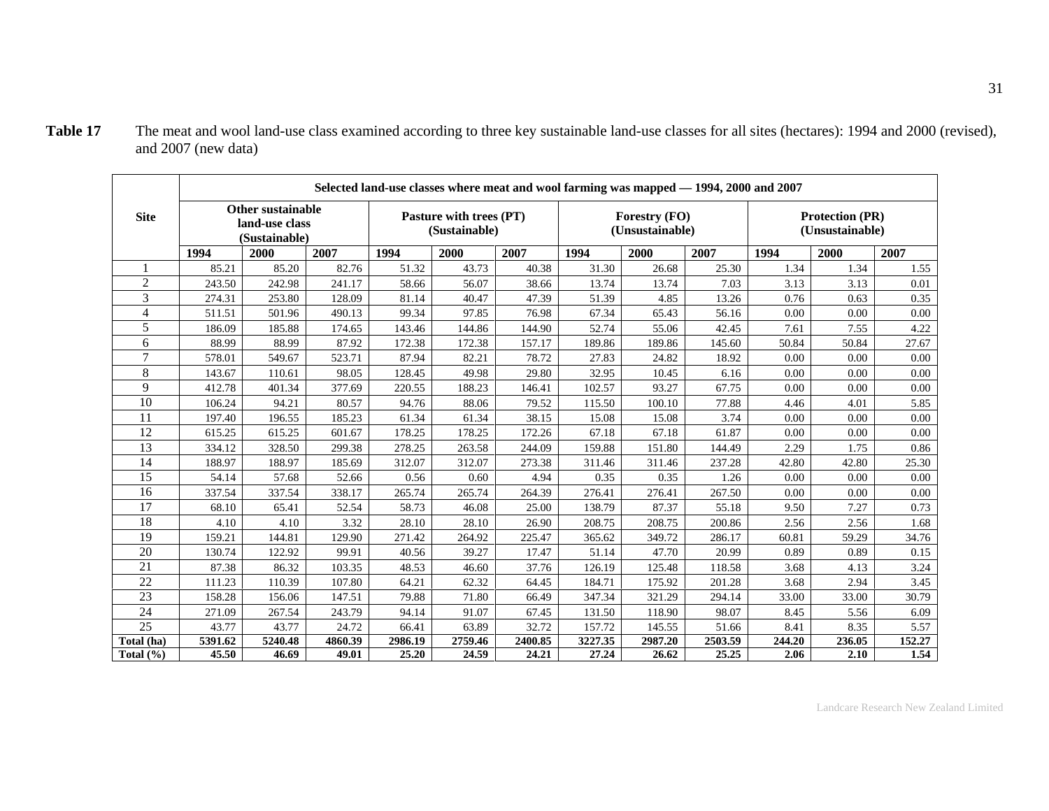**Table 17** The meat and wool land-use class examined according to three key sustainable land-use classes for all sites (hectares): 1994 and 2000 (revised), and 2007 (new data)

| Site | Selected land-use classes where meat and wool farming was mapped — 1994, 2000 and 2007 | | | | | | | | | | | |
|---|---|---|---|---|---|---|---|---|---|---|---|---|
| | Other sustainable land-use class (Sustainable) | | | Pasture with trees (PT) (Sustainable) | | | Forestry (FO) (Unsustainable) | | | Protection (PR) (Unsustainable) | | |
| | 1994 | 2000 | 2007 | 1994 | 2000 | 2007 | 1994 | 2000 | 2007 | 1994 | 2000 | 2007 |
| 1 | 85.21 | 85.20 | 82.76 | 51.32 | 43.73 | 40.38 | 31.30 | 26.68 | 25.30 | 1.34 | 1.34 | 1.55 |
| 2 | 243.50 | 242.98 | 241.17 | 58.66 | 56.07 | 38.66 | 13.74 | 13.74 | 7.03 | 3.13 | 3.13 | 0.01 |
| 3 | 274.31 | 253.80 | 128.09 | 81.14 | 40.47 | 47.39 | 51.39 | 4.85 | 13.26 | 0.76 | 0.63 | 0.35 |
| 4 | 511.51 | 501.96 | 490.13 | 99.34 | 97.85 | 76.98 | 67.34 | 65.43 | 56.16 | 0.00 | 0.00 | 0.00 |
| 5 | 186.09 | 185.88 | 174.65 | 143.46 | 144.86 | 144.90 | 52.74 | 55.06 | 42.45 | 7.61 | 7.55 | 4.22 |
| 6 | 88.99 | 88.99 | 87.92 | 172.38 | 172.38 | 157.17 | 189.86 | 189.86 | 145.60 | 50.84 | 50.84 | 27.67 |
| 7 | 578.01 | 549.67 | 523.71 | 87.94 | 82.21 | 78.72 | 27.83 | 24.82 | 18.92 | 0.00 | 0.00 | 0.00 |
| 8 | 143.67 | 110.61 | 98.05 | 128.45 | 49.98 | 29.80 | 32.95 | 10.45 | 6.16 | 0.00 | 0.00 | 0.00 |
| 9 | 412.78 | 401.34 | 377.69 | 220.55 | 188.23 | 146.41 | 102.57 | 93.27 | 67.75 | 0.00 | 0.00 | 0.00 |
| 10 | 106.24 | 94.21 | 80.57 | 94.76 | 88.06 | 79.52 | 115.50 | 100.10 | 77.88 | 4.46 | 4.01 | 5.85 |
| 11 | 197.40 | 196.55 | 185.23 | 61.34 | 61.34 | 38.15 | 15.08 | 15.08 | 3.74 | 0.00 | 0.00 | 0.00 |
| 12 | 615.25 | 615.25 | 601.67 | 178.25 | 178.25 | 172.26 | 67.18 | 67.18 | 61.87 | 0.00 | 0.00 | 0.00 |
| 13 | 334.12 | 328.50 | 299.38 | 278.25 | 263.58 | 244.09 | 159.88 | 151.80 | 144.49 | 2.29 | 1.75 | 0.86 |
| 14 | 188.97 | 188.97 | 185.69 | 312.07 | 312.07 | 273.38 | 311.46 | 311.46 | 237.28 | 42.80 | 42.80 | 25.30 |
| 15 | 54.14 | 57.68 | 52.66 | 0.56 | 0.60 | 4.94 | 0.35 | 0.35 | 1.26 | 0.00 | 0.00 | 0.00 |
| 16 | 337.54 | 337.54 | 338.17 | 265.74 | 265.74 | 264.39 | 276.41 | 276.41 | 267.50 | 0.00 | 0.00 | 0.00 |
| 17 | 68.10 | 65.41 | 52.54 | 58.73 | 46.08 | 25.00 | 138.79 | 87.37 | 55.18 | 9.50 | 7.27 | 0.73 |
| 18 | 4.10 | 4.10 | 3.32 | 28.10 | 28.10 | 26.90 | 208.75 | 208.75 | 200.86 | 2.56 | 2.56 | 1.68 |
| 19 | 159.21 | 144.81 | 129.90 | 271.42 | 264.92 | 225.47 | 365.62 | 349.72 | 286.17 | 60.81 | 59.29 | 34.76 |
| 20 | 130.74 | 122.92 | 99.91 | 40.56 | 39.27 | 17.47 | 51.14 | 47.70 | 20.99 | 0.89 | 0.89 | 0.15 |
| 21 | 87.38 | 86.32 | 103.35 | 48.53 | 46.60 | 37.76 | 126.19 | 125.48 | 118.58 | 3.68 | 4.13 | 3.24 |
| 22 | 111.23 | 110.39 | 107.80 | 64.21 | 62.32 | 64.45 | 184.71 | 175.92 | 201.28 | 3.68 | 2.94 | 3.45 |
| 23 | 158.28 | 156.06 | 147.51 | 79.88 | 71.80 | 66.49 | 347.34 | 321.29 | 294.14 | 33.00 | 33.00 | 30.79 |
| 24 | 271.09 | 267.54 | 243.79 | 94.14 | 91.07 | 67.45 | 131.50 | 118.90 | 98.07 | 8.45 | 5.56 | 6.09 |
| 25 | 43.77 | 43.77 | 24.72 | 66.41 | 63.89 | 32.72 | 157.72 | 145.55 | 51.66 | 8.41 | 8.35 | 5.57 |
| **Total (ha)** | **5391.62** | **5240.48** | **4860.39** | **2986.19** | **2759.46** | **2400.85** | **3227.35** | **2987.20** | **2503.59** | **244.20** | **236.05** | **152.27** |
| **Total (%)** | **45.50** | **46.69** | **49.01** | **25.20** | **24.59** | **24.21** | **27.24** | **26.62** | **25.25** | **2.06** | **2.10** | **1.54** |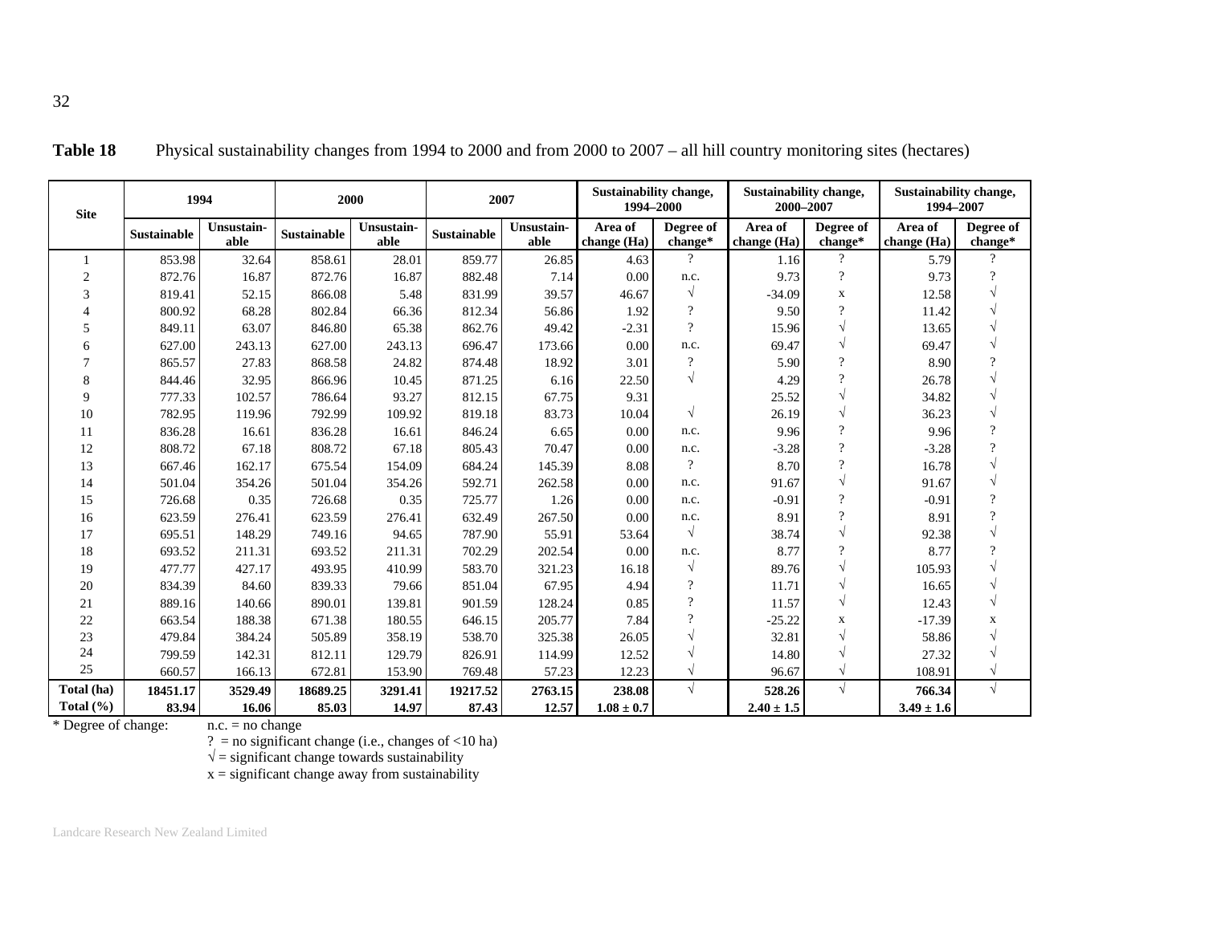**Table 18** Physical sustainability changes from 1994 to 2000 and from 2000 to 2007 – all hill country monitoring sites (hectares)

| Site | 1994 | | 2000 | | 2007 | | Sustainability change, 1994–2000 | | Sustainability change, 2000–2007 | | Sustainability change, 1994–2007 | |
|---|---|---|---|---|---|---|---|---|---|---|---|---|
| | Sustainable | Unsustain-able | Sustainable | Unsustain-able | Sustainable | Unsustain-able | Area of change (Ha) | Degree of change* | Area of change (Ha) | Degree of change* | Area of change (Ha) | Degree of change* |
| 1 | 853.98 | 32.64 | 858.61 | 28.01 | 859.77 | 26.85 | 4.63 | ? | 1.16 | ? | 5.79 | ? |
| 2 | 872.76 | 16.87 | 872.76 | 16.87 | 882.48 | 7.14 | 0.00 | n.c. | 9.73 | ? | 9.73 | ? |
| 3 | 819.41 | 52.15 | 866.08 | 5.48 | 831.99 | 39.57 | 46.67 | √ | -34.09 | x | 12.58 | √ |
| 4 | 800.92 | 68.28 | 802.84 | 66.36 | 812.34 | 56.86 | 1.92 | ? | 9.50 | ? | 11.42 | √ |
| 5 | 849.11 | 63.07 | 846.80 | 65.38 | 862.76 | 49.42 | -2.31 | ? | 15.96 | √ | 13.65 | √ |
| 6 | 627.00 | 243.13 | 627.00 | 243.13 | 696.47 | 173.66 | 0.00 | n.c. | 69.47 | √ | 69.47 | √ |
| 7 | 865.57 | 27.83 | 868.58 | 24.82 | 874.48 | 18.92 | 3.01 | ? | 5.90 | ? | 8.90 | ? |
| 8 | 844.46 | 32.95 | 866.96 | 10.45 | 871.25 | 6.16 | 22.50 | √ | 4.29 | ? | 26.78 | √ |
| 9 | 777.33 | 102.57 | 786.64 | 93.27 | 812.15 | 67.75 | 9.31 | | 25.52 | √ | 34.82 | √ |
| 10 | 782.95 | 119.96 | 792.99 | 109.92 | 819.18 | 83.73 | 10.04 | √ | 26.19 | √ | 36.23 | √ |
| 11 | 836.28 | 16.61 | 836.28 | 16.61 | 846.24 | 6.65 | 0.00 | n.c. | 9.96 | ? | 9.96 | ? |
| 12 | 808.72 | 67.18 | 808.72 | 67.18 | 805.43 | 70.47 | 0.00 | n.c. | -3.28 | ? | -3.28 | ? |
| 13 | 667.46 | 162.17 | 675.54 | 154.09 | 684.24 | 145.39 | 8.08 | ? | 8.70 | ? | 16.78 | √ |
| 14 | 501.04 | 354.26 | 501.04 | 354.26 | 592.71 | 262.58 | 0.00 | n.c. | 91.67 | √ | 91.67 | √ |
| 15 | 726.68 | 0.35 | 726.68 | 0.35 | 725.77 | 1.26 | 0.00 | n.c. | -0.91 | ? | -0.91 | ? |
| 16 | 623.59 | 276.41 | 623.59 | 276.41 | 632.49 | 267.50 | 0.00 | n.c. | 8.91 | ? | 8.91 | ? |
| 17 | 695.51 | 148.29 | 749.16 | 94.65 | 787.90 | 55.91 | 53.64 | √ | 38.74 | √ | 92.38 | √ |
| 18 | 693.52 | 211.31 | 693.52 | 211.31 | 702.29 | 202.54 | 0.00 | n.c. | 8.77 | ? | 8.77 | ? |
| 19 | 477.77 | 427.17 | 493.95 | 410.99 | 583.70 | 321.23 | 16.18 | √ | 89.76 | √ | 105.93 | √ |
| 20 | 834.39 | 84.60 | 839.33 | 79.66 | 851.04 | 67.95 | 4.94 | ? | 11.71 | √ | 16.65 | √ |
| 21 | 889.16 | 140.66 | 890.01 | 139.81 | 901.59 | 128.24 | 0.85 | ? | 11.57 | √ | 12.43 | √ |
| 22 | 663.54 | 188.38 | 671.38 | 180.55 | 646.15 | 205.77 | 7.84 | ? | -25.22 | x | -17.39 | x |
| 23 | 479.84 | 384.24 | 505.89 | 358.19 | 538.70 | 325.38 | 26.05 | √ | 32.81 | √ | 58.86 | √ |
| 24 | 799.59 | 142.31 | 812.11 | 129.79 | 826.91 | 114.99 | 12.52 | √ | 14.80 | √ | 27.32 | √ |
| 25 | 660.57 | 166.13 | 672.81 | 153.90 | 769.48 | 57.23 | 12.23 | √ | 96.67 | √ | 108.91 | √ |
| **Total (ha)** | **18451.17** | **3529.49** | **18689.25** | **3291.41** | **19217.52** | **2763.15** | **238.08** | √ | **528.26** | √ | **766.34** | √ |
| **Total (%)** | **83.94** | **16.06** | **85.03** | **14.97** | **87.43** | **12.57** | **1.08 ± 0.7** | | **2.40 ± 1.5** | | **3.49 ± 1.6** | |

\* Degree of change: n.c. = no change
? = no significant change (i.e., changes of <10 ha)
√ = significant change towards sustainability
x = significant change away from sustainability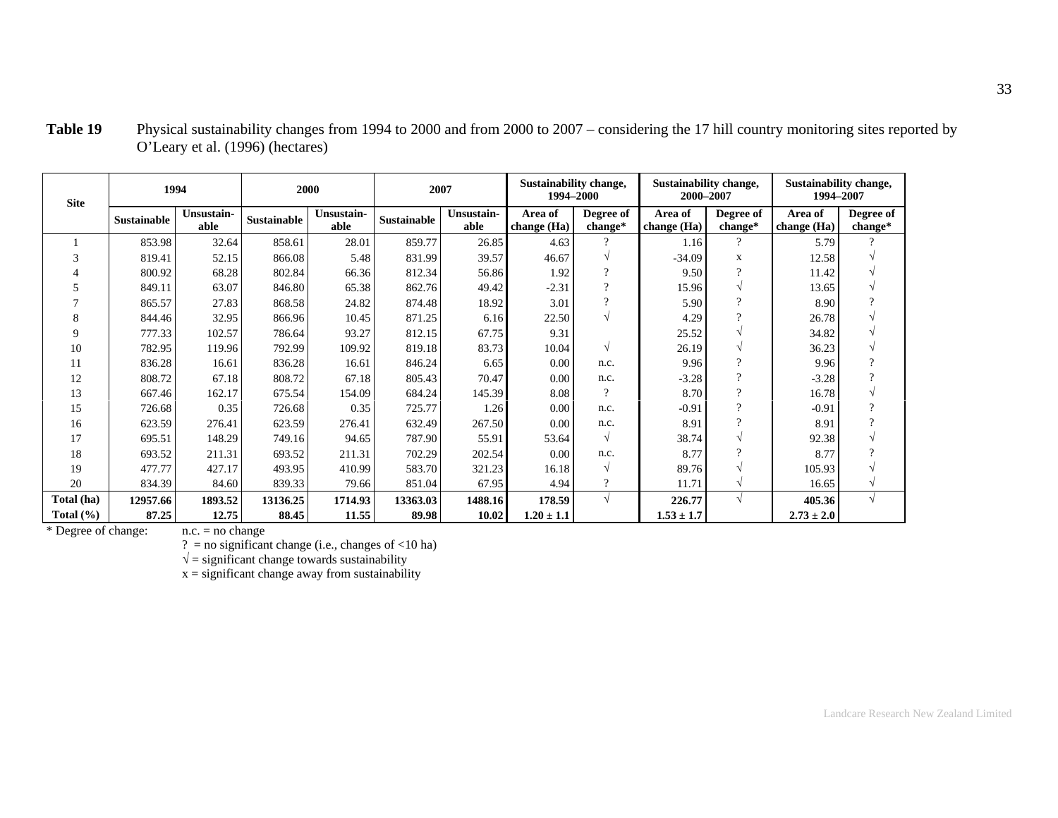**Table 19** Physical sustainability changes from 1994 to 2000 and from 2000 to 2007 – considering the 17 hill country monitoring sites reported by O'Leary et al. (1996) (hectares)

| Site | 1994 | | 2000 | | 2007 | | Sustainability change, 1994–2000 | | Sustainability change, 2000–2007 | | Sustainability change, 1994–2007 | |
|---|---|---|---|---|---|---|---|---|---|---|---|---|
| | Sustainable | Unsustain-able | Sustainable | Unsustain-able | Sustainable | Unsustain-able | Area of change (Ha) | Degree of change* | Area of change (Ha) | Degree of change* | Area of change (Ha) | Degree of change* |
| 1 | 853.98 | 32.64 | 858.61 | 28.01 | 859.77 | 26.85 | 4.63 | ? | 1.16 | ? | 5.79 | ? |
| 3 | 819.41 | 52.15 | 866.08 | 5.48 | 831.99 | 39.57 | 46.67 | √ | -34.09 | x | 12.58 | √ |
| 4 | 800.92 | 68.28 | 802.84 | 66.36 | 812.34 | 56.86 | 1.92 | ? | 9.50 | ? | 11.42 | √ |
| 5 | 849.11 | 63.07 | 846.80 | 65.38 | 862.76 | 49.42 | -2.31 | ? | 15.96 | √ | 13.65 | √ |
| 7 | 865.57 | 27.83 | 868.58 | 24.82 | 874.48 | 18.92 | 3.01 | ? | 5.90 | ? | 8.90 | ? |
| 8 | 844.46 | 32.95 | 866.96 | 10.45 | 871.25 | 6.16 | 22.50 | √ | 4.29 | ? | 26.78 | √ |
| 9 | 777.33 | 102.57 | 786.64 | 93.27 | 812.15 | 67.75 | 9.31 | | 25.52 | √ | 34.82 | √ |
| 10 | 782.95 | 119.96 | 792.99 | 109.92 | 819.18 | 83.73 | 10.04 | √ | 26.19 | √ | 36.23 | √ |
| 11 | 836.28 | 16.61 | 836.28 | 16.61 | 846.24 | 6.65 | 0.00 | n.c. | 9.96 | ? | 9.96 | ? |
| 12 | 808.72 | 67.18 | 808.72 | 67.18 | 805.43 | 70.47 | 0.00 | n.c. | -3.28 | ? | -3.28 | ? |
| 13 | 667.46 | 162.17 | 675.54 | 154.09 | 684.24 | 145.39 | 8.08 | ? | 8.70 | ? | 16.78 | √ |
| 15 | 726.68 | 0.35 | 726.68 | 0.35 | 725.77 | 1.26 | 0.00 | n.c. | -0.91 | ? | -0.91 | ? |
| 16 | 623.59 | 276.41 | 623.59 | 276.41 | 632.49 | 267.50 | 0.00 | n.c. | 8.91 | ? | 8.91 | ? |
| 17 | 695.51 | 148.29 | 749.16 | 94.65 | 787.90 | 55.91 | 53.64 | √ | 38.74 | √ | 92.38 | √ |
| 18 | 693.52 | 211.31 | 693.52 | 211.31 | 702.29 | 202.54 | 0.00 | n.c. | 8.77 | ? | 8.77 | ? |
| 19 | 477.77 | 427.17 | 493.95 | 410.99 | 583.70 | 321.23 | 16.18 | √ | 89.76 | √ | 105.93 | √ |
| 20 | 834.39 | 84.60 | 839.33 | 79.66 | 851.04 | 67.95 | 4.94 | ? | 11.71 | √ | 16.65 | √ |
| **Total (ha)** | **12957.66** | **1893.52** | **13136.25** | **1714.93** | **13363.03** | **1488.16** | **178.59** | √ | **226.77** | √ | **405.36** | √ |
| **Total (%)** | **87.25** | **12.75** | **88.45** | **11.55** | **89.98** | **10.02** | **1.20 ± 1.1** | | **1.53 ± 1.7** | | **2.73 ± 2.0** | |

\* Degree of change:
n.c. = no change
? = no significant change (i.e., changes of <10 ha)
√ = significant change towards sustainability
x = significant change away from sustainability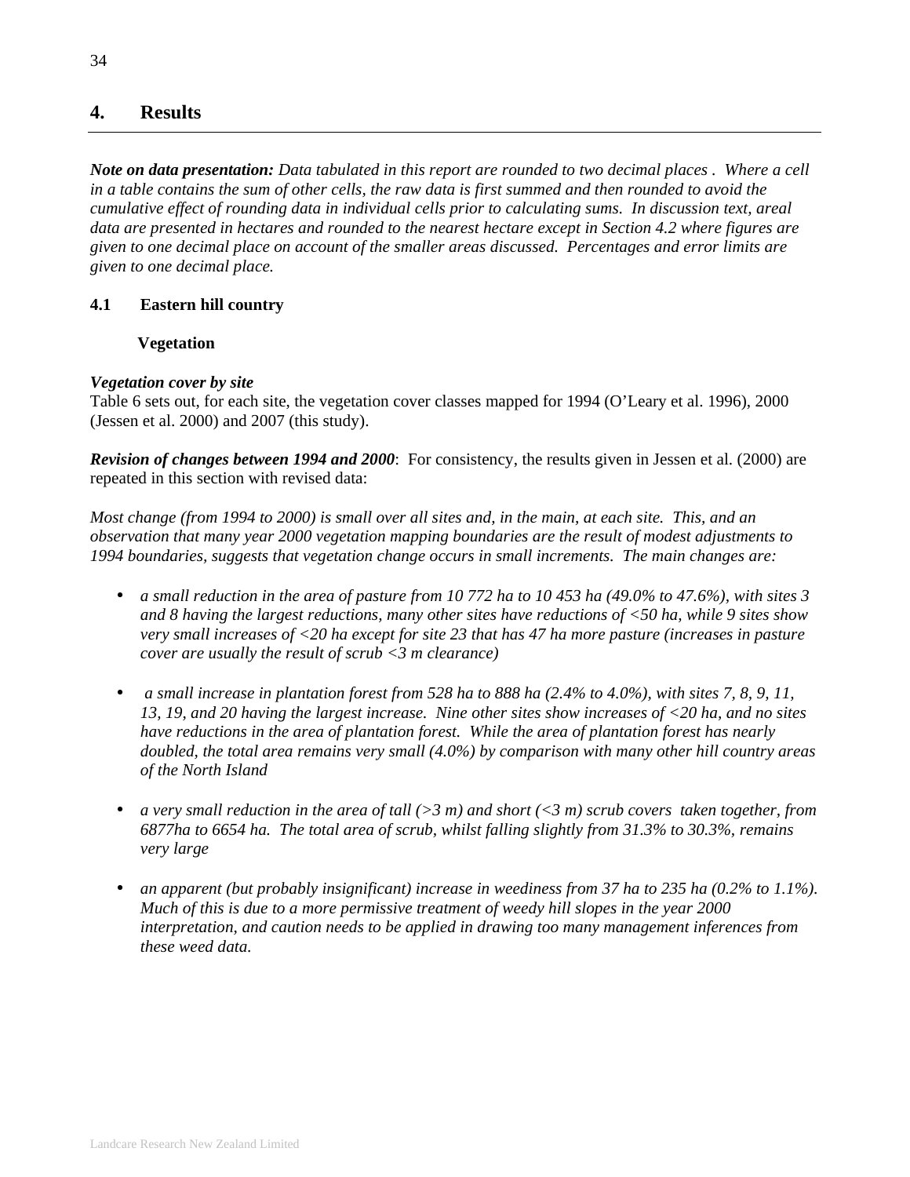# 4. Results

***Note on data presentation:*** *Data tabulated in this report are rounded to two decimal places . Where a cell in a table contains the sum of other cells, the raw data is first summed and then rounded to avoid the cumulative effect of rounding data in individual cells prior to calculating sums. In discussion text, areal data are presented in hectares and rounded to the nearest hectare except in Section 4.2 where figures are given to one decimal place on account of the smaller areas discussed. Percentages and error limits are given to one decimal place.*

## 4.1 Eastern hill country

### Vegetation

***Vegetation cover by site***

Table 6 sets out, for each site, the vegetation cover classes mapped for 1994 (O'Leary et al. 1996), 2000 (Jessen et al. 2000) and 2007 (this study).

***Revision of changes between 1994 and 2000***: For consistency, the results given in Jessen et al. (2000) are repeated in this section with revised data:

*Most change (from 1994 to 2000) is small over all sites and, in the main, at each site. This, and an observation that many year 2000 vegetation mapping boundaries are the result of modest adjustments to 1994 boundaries, suggests that vegetation change occurs in small increments. The main changes are:*

- *a small reduction in the area of pasture from 10 772 ha to 10 453 ha (49.0% to 47.6%), with sites 3 and 8 having the largest reductions, many other sites have reductions of <50 ha, while 9 sites show very small increases of <20 ha except for site 23 that has 47 ha more pasture (increases in pasture cover are usually the result of scrub <3 m clearance)*

- *a small increase in plantation forest from 528 ha to 888 ha (2.4% to 4.0%), with sites 7, 8, 9, 11, 13, 19, and 20 having the largest increase. Nine other sites show increases of <20 ha, and no sites have reductions in the area of plantation forest. While the area of plantation forest has nearly doubled, the total area remains very small (4.0%) by comparison with many other hill country areas of the North Island*

- *a very small reduction in the area of tall (>3 m) and short (<3 m) scrub covers taken together, from 6877ha to 6654 ha. The total area of scrub, whilst falling slightly from 31.3% to 30.3%, remains very large*

- *an apparent (but probably insignificant) increase in weediness from 37 ha to 235 ha (0.2% to 1.1%). Much of this is due to a more permissive treatment of weedy hill slopes in the year 2000 interpretation, and caution needs to be applied in drawing too many management inferences from these weed data.*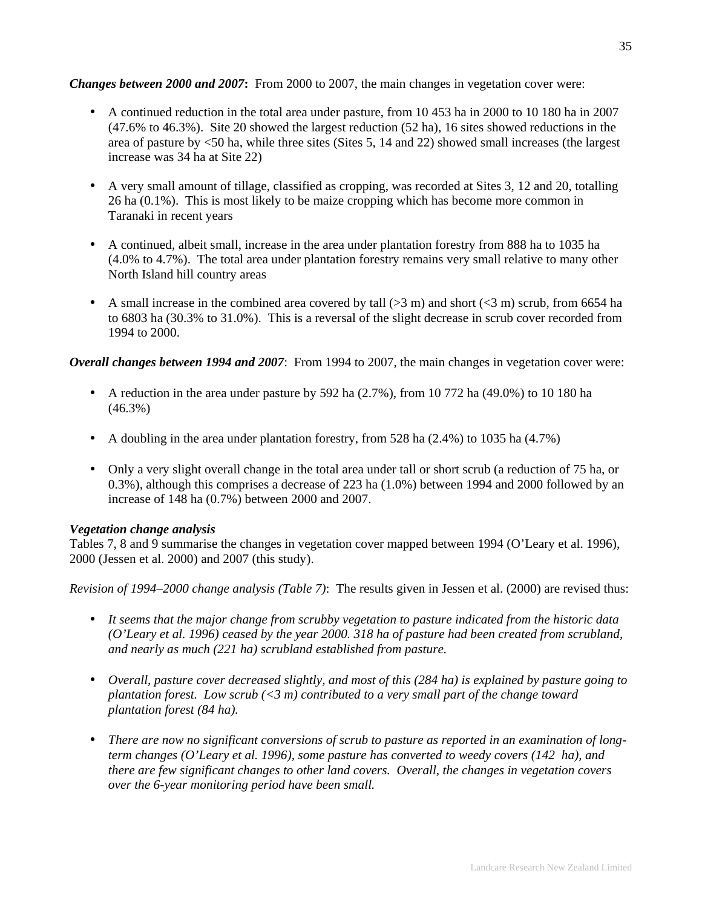***Changes between 2000 and 2007*:** From 2000 to 2007, the main changes in vegetation cover were:

- A continued reduction in the total area under pasture, from 10 453 ha in 2000 to 10 180 ha in 2007 (47.6% to 46.3%). Site 20 showed the largest reduction (52 ha), 16 sites showed reductions in the area of pasture by <50 ha, while three sites (Sites 5, 14 and 22) showed small increases (the largest increase was 34 ha at Site 22)
- A very small amount of tillage, classified as cropping, was recorded at Sites 3, 12 and 20, totalling 26 ha (0.1%). This is most likely to be maize cropping which has become more common in Taranaki in recent years
- A continued, albeit small, increase in the area under plantation forestry from 888 ha to 1035 ha (4.0% to 4.7%). The total area under plantation forestry remains very small relative to many other North Island hill country areas
- A small increase in the combined area covered by tall (>3 m) and short (<3 m) scrub, from 6654 ha to 6803 ha (30.3% to 31.0%). This is a reversal of the slight decrease in scrub cover recorded from 1994 to 2000.

***Overall changes between 1994 and 2007***: From 1994 to 2007, the main changes in vegetation cover were:

- A reduction in the area under pasture by 592 ha (2.7%), from 10 772 ha (49.0%) to 10 180 ha (46.3%)
- A doubling in the area under plantation forestry, from 528 ha (2.4%) to 1035 ha (4.7%)
- Only a very slight overall change in the total area under tall or short scrub (a reduction of 75 ha, or 0.3%), although this comprises a decrease of 223 ha (1.0%) between 1994 and 2000 followed by an increase of 148 ha (0.7%) between 2000 and 2007.

***Vegetation change analysis***

Tables 7, 8 and 9 summarise the changes in vegetation cover mapped between 1994 (O'Leary et al. 1996), 2000 (Jessen et al. 2000) and 2007 (this study).

*Revision of 1994–2000 change analysis (Table 7)*: The results given in Jessen et al. (2000) are revised thus:

- *It seems that the major change from scrubby vegetation to pasture indicated from the historic data (O'Leary et al. 1996) ceased by the year 2000. 318 ha of pasture had been created from scrubland, and nearly as much (221 ha) scrubland established from pasture.*
- *Overall, pasture cover decreased slightly, and most of this (284 ha) is explained by pasture going to plantation forest. Low scrub (<3 m) contributed to a very small part of the change toward plantation forest (84 ha).*
- *There are now no significant conversions of scrub to pasture as reported in an examination of long-term changes (O'Leary et al. 1996), some pasture has converted to weedy covers (142 ha), and there are few significant changes to other land covers. Overall, the changes in vegetation covers over the 6-year monitoring period have been small.*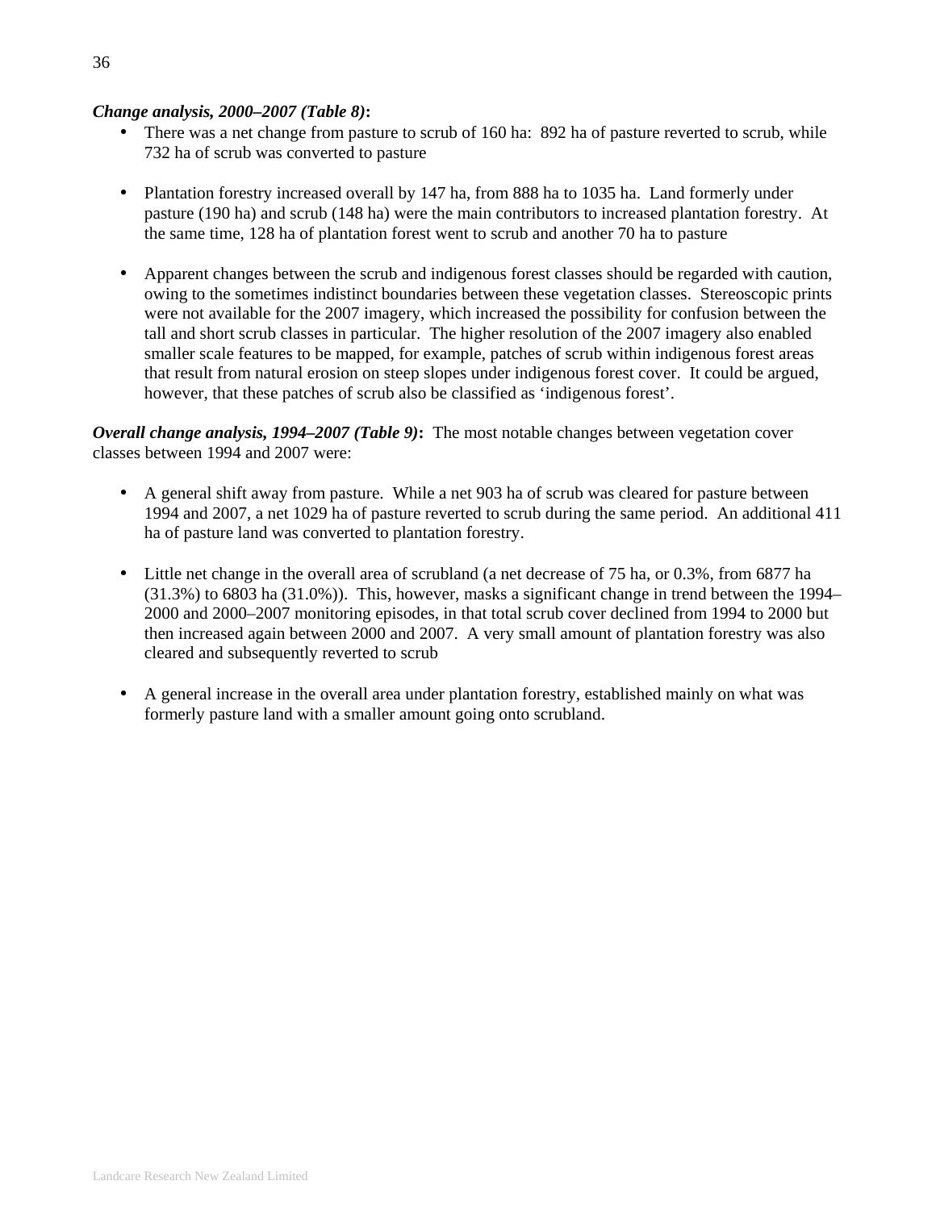***Change analysis, 2000–2007 (Table 8)*:**

- There was a net change from pasture to scrub of 160 ha: 892 ha of pasture reverted to scrub, while 732 ha of scrub was converted to pasture

- Plantation forestry increased overall by 147 ha, from 888 ha to 1035 ha. Land formerly under pasture (190 ha) and scrub (148 ha) were the main contributors to increased plantation forestry. At the same time, 128 ha of plantation forest went to scrub and another 70 ha to pasture

- Apparent changes between the scrub and indigenous forest classes should be regarded with caution, owing to the sometimes indistinct boundaries between these vegetation classes. Stereoscopic prints were not available for the 2007 imagery, which increased the possibility for confusion between the tall and short scrub classes in particular. The higher resolution of the 2007 imagery also enabled smaller scale features to be mapped, for example, patches of scrub within indigenous forest areas that result from natural erosion on steep slopes under indigenous forest cover. It could be argued, however, that these patches of scrub also be classified as 'indigenous forest'.

***Overall change analysis, 1994–2007 (Table 9)*:** The most notable changes between vegetation cover classes between 1994 and 2007 were:

- A general shift away from pasture. While a net 903 ha of scrub was cleared for pasture between 1994 and 2007, a net 1029 ha of pasture reverted to scrub during the same period. An additional 411 ha of pasture land was converted to plantation forestry.

- Little net change in the overall area of scrubland (a net decrease of 75 ha, or 0.3%, from 6877 ha (31.3%) to 6803 ha (31.0%)). This, however, masks a significant change in trend between the 1994–2000 and 2000–2007 monitoring episodes, in that total scrub cover declined from 1994 to 2000 but then increased again between 2000 and 2007. A very small amount of plantation forestry was also cleared and subsequently reverted to scrub

- A general increase in the overall area under plantation forestry, established mainly on what was formerly pasture land with a smaller amount going onto scrubland.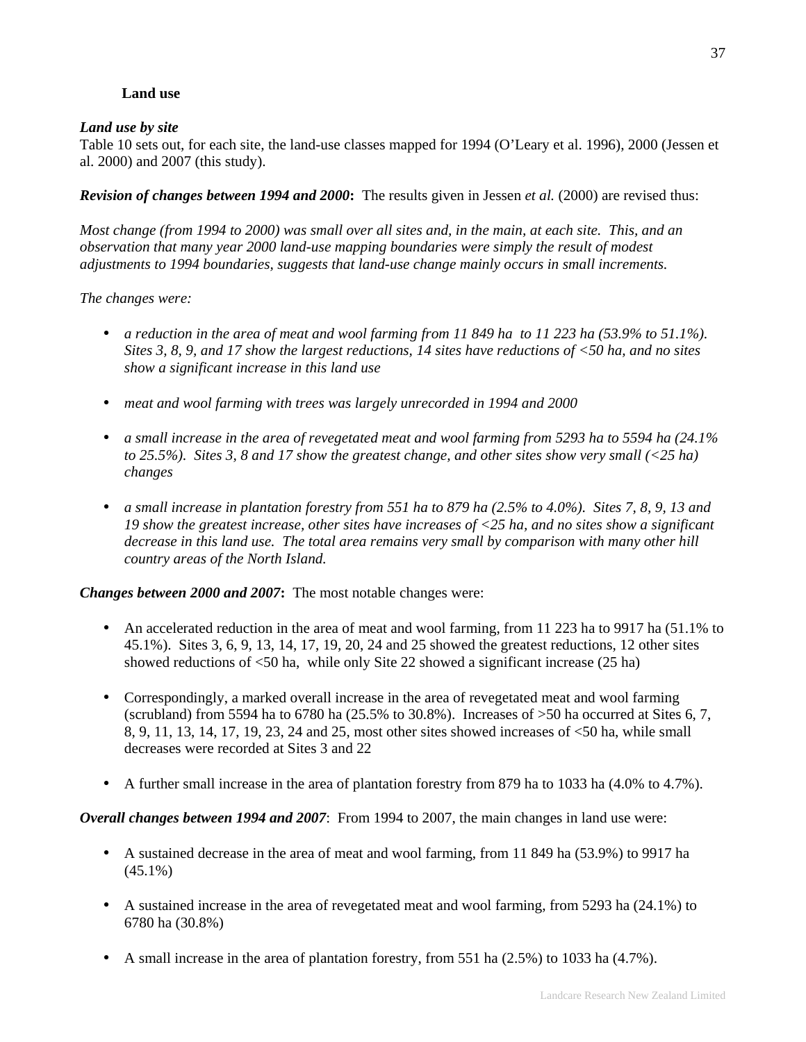### Land use

***Land use by site***

Table 10 sets out, for each site, the land-use classes mapped for 1994 (O'Leary et al. 1996), 2000 (Jessen et al. 2000) and 2007 (this study).

***Revision of changes between 1994 and 2000*:** The results given in Jessen *et al.* (2000) are revised thus:

*Most change (from 1994 to 2000) was small over all sites and, in the main, at each site. This, and an observation that many year 2000 land-use mapping boundaries were simply the result of modest adjustments to 1994 boundaries, suggests that land-use change mainly occurs in small increments.*

*The changes were:*

- *a reduction in the area of meat and wool farming from 11 849 ha to 11 223 ha (53.9% to 51.1%). Sites 3, 8, 9, and 17 show the largest reductions, 14 sites have reductions of <50 ha, and no sites show a significant increase in this land use*

- *meat and wool farming with trees was largely unrecorded in 1994 and 2000*

- *a small increase in the area of revegetated meat and wool farming from 5293 ha to 5594 ha (24.1% to 25.5%). Sites 3, 8 and 17 show the greatest change, and other sites show very small (<25 ha) changes*

- *a small increase in plantation forestry from 551 ha to 879 ha (2.5% to 4.0%). Sites 7, 8, 9, 13 and 19 show the greatest increase, other sites have increases of <25 ha, and no sites show a significant decrease in this land use. The total area remains very small by comparison with many other hill country areas of the North Island.*

***Changes between 2000 and 2007*:** The most notable changes were:

- An accelerated reduction in the area of meat and wool farming, from 11 223 ha to 9917 ha (51.1% to 45.1%). Sites 3, 6, 9, 13, 14, 17, 19, 20, 24 and 25 showed the greatest reductions, 12 other sites showed reductions of <50 ha, while only Site 22 showed a significant increase (25 ha)

- Correspondingly, a marked overall increase in the area of revegetated meat and wool farming (scrubland) from 5594 ha to 6780 ha (25.5% to 30.8%). Increases of >50 ha occurred at Sites 6, 7, 8, 9, 11, 13, 14, 17, 19, 23, 24 and 25, most other sites showed increases of <50 ha, while small decreases were recorded at Sites 3 and 22

- A further small increase in the area of plantation forestry from 879 ha to 1033 ha (4.0% to 4.7%).

***Overall changes between 1994 and 2007***: From 1994 to 2007, the main changes in land use were:

- A sustained decrease in the area of meat and wool farming, from 11 849 ha (53.9%) to 9917 ha (45.1%)

- A sustained increase in the area of revegetated meat and wool farming, from 5293 ha (24.1%) to 6780 ha (30.8%)

- A small increase in the area of plantation forestry, from 551 ha (2.5%) to 1033 ha (4.7%).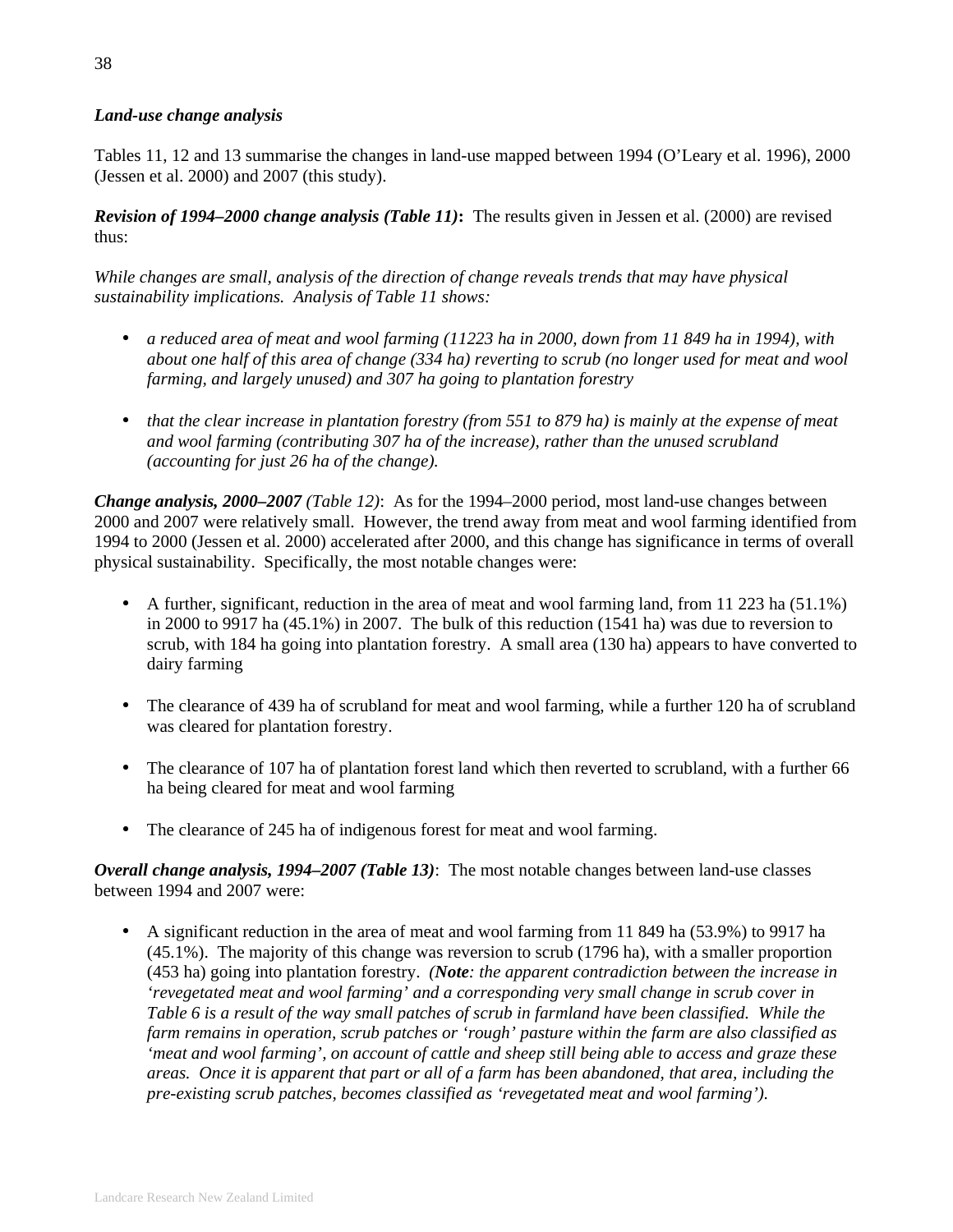### *Land-use change analysis*

Tables 11, 12 and 13 summarise the changes in land-use mapped between 1994 (O'Leary et al. 1996), 2000 (Jessen et al. 2000) and 2007 (this study).

***Revision of 1994–2000 change analysis (Table 11)*:** The results given in Jessen et al. (2000) are revised thus:

*While changes are small, analysis of the direction of change reveals trends that may have physical sustainability implications. Analysis of Table 11 shows:*

- *a reduced area of meat and wool farming (11223 ha in 2000, down from 11 849 ha in 1994), with about one half of this area of change (334 ha) reverting to scrub (no longer used for meat and wool farming, and largely unused) and 307 ha going to plantation forestry*

- *that the clear increase in plantation forestry (from 551 to 879 ha) is mainly at the expense of meat and wool farming (contributing 307 ha of the increase), rather than the unused scrubland (accounting for just 26 ha of the change).*

***Change analysis, 2000–2007** (Table 12)*: As for the 1994–2000 period, most land-use changes between 2000 and 2007 were relatively small. However, the trend away from meat and wool farming identified from 1994 to 2000 (Jessen et al. 2000) accelerated after 2000, and this change has significance in terms of overall physical sustainability. Specifically, the most notable changes were:

- A further, significant, reduction in the area of meat and wool farming land, from 11 223 ha (51.1%) in 2000 to 9917 ha (45.1%) in 2007. The bulk of this reduction (1541 ha) was due to reversion to scrub, with 184 ha going into plantation forestry. A small area (130 ha) appears to have converted to dairy farming

- The clearance of 439 ha of scrubland for meat and wool farming, while a further 120 ha of scrubland was cleared for plantation forestry.

- The clearance of 107 ha of plantation forest land which then reverted to scrubland, with a further 66 ha being cleared for meat and wool farming

- The clearance of 245 ha of indigenous forest for meat and wool farming.

***Overall change analysis, 1994–2007 (Table 13)***: The most notable changes between land-use classes between 1994 and 2007 were:

- A significant reduction in the area of meat and wool farming from 11 849 ha (53.9%) to 9917 ha (45.1%). The majority of this change was reversion to scrub (1796 ha), with a smaller proportion (453 ha) going into plantation forestry. *(**Note**: the apparent contradiction between the increase in 'revegetated meat and wool farming' and a corresponding very small change in scrub cover in Table 6 is a result of the way small patches of scrub in farmland have been classified. While the farm remains in operation, scrub patches or 'rough' pasture within the farm are also classified as 'meat and wool farming', on account of cattle and sheep still being able to access and graze these areas. Once it is apparent that part or all of a farm has been abandoned, that area, including the pre-existing scrub patches, becomes classified as 'revegetated meat and wool farming').*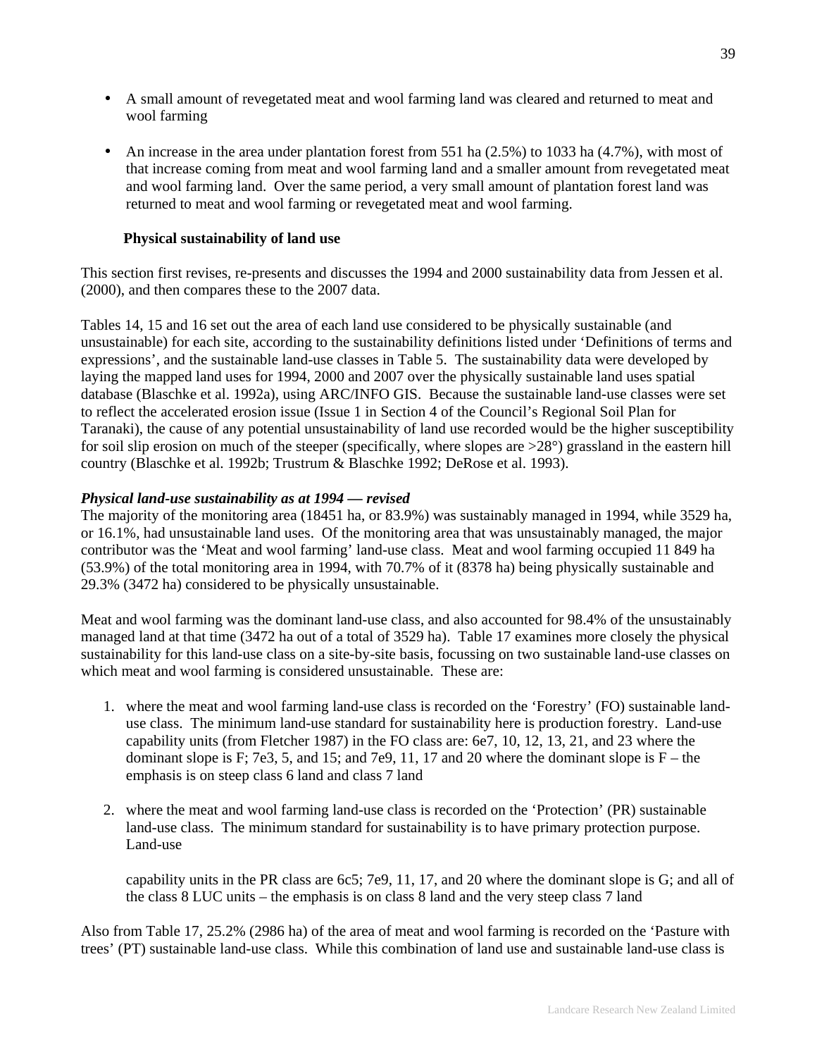- A small amount of revegetated meat and wool farming land was cleared and returned to meat and wool farming

- An increase in the area under plantation forest from 551 ha (2.5%) to 1033 ha (4.7%), with most of that increase coming from meat and wool farming land and a smaller amount from revegetated meat and wool farming land. Over the same period, a very small amount of plantation forest land was returned to meat and wool farming or revegetated meat and wool farming.

### Physical sustainability of land use

This section first revises, re-presents and discusses the 1994 and 2000 sustainability data from Jessen et al. (2000), and then compares these to the 2007 data.

Tables 14, 15 and 16 set out the area of each land use considered to be physically sustainable (and unsustainable) for each site, according to the sustainability definitions listed under 'Definitions of terms and expressions', and the sustainable land-use classes in Table 5. The sustainability data were developed by laying the mapped land uses for 1994, 2000 and 2007 over the physically sustainable land uses spatial database (Blaschke et al. 1992a), using ARC/INFO GIS. Because the sustainable land-use classes were set to reflect the accelerated erosion issue (Issue 1 in Section 4 of the Council's Regional Soil Plan for Taranaki), the cause of any potential unsustainability of land use recorded would be the higher susceptibility for soil slip erosion on much of the steeper (specifically, where slopes are >28°) grassland in the eastern hill country (Blaschke et al. 1992b; Trustrum & Blaschke 1992; DeRose et al. 1993).

***Physical land-use sustainability as at 1994 — revised***

The majority of the monitoring area (18451 ha, or 83.9%) was sustainably managed in 1994, while 3529 ha, or 16.1%, had unsustainable land uses. Of the monitoring area that was unsustainably managed, the major contributor was the 'Meat and wool farming' land-use class. Meat and wool farming occupied 11 849 ha (53.9%) of the total monitoring area in 1994, with 70.7% of it (8378 ha) being physically sustainable and 29.3% (3472 ha) considered to be physically unsustainable.

Meat and wool farming was the dominant land-use class, and also accounted for 98.4% of the unsustainably managed land at that time (3472 ha out of a total of 3529 ha). Table 17 examines more closely the physical sustainability for this land-use class on a site-by-site basis, focussing on two sustainable land-use classes on which meat and wool farming is considered unsustainable. These are:

1. where the meat and wool farming land-use class is recorded on the 'Forestry' (FO) sustainable land-use class. The minimum land-use standard for sustainability here is production forestry. Land-use capability units (from Fletcher 1987) in the FO class are: 6e7, 10, 12, 13, 21, and 23 where the dominant slope is F; 7e3, 5, and 15; and 7e9, 11, 17 and 20 where the dominant slope is F – the emphasis is on steep class 6 land and class 7 land

2. where the meat and wool farming land-use class is recorded on the 'Protection' (PR) sustainable land-use class. The minimum standard for sustainability is to have primary protection purpose. Land-use

   capability units in the PR class are 6c5; 7e9, 11, 17, and 20 where the dominant slope is G; and all of the class 8 LUC units – the emphasis is on class 8 land and the very steep class 7 land

Also from Table 17, 25.2% (2986 ha) of the area of meat and wool farming is recorded on the 'Pasture with trees' (PT) sustainable land-use class. While this combination of land use and sustainable land-use class is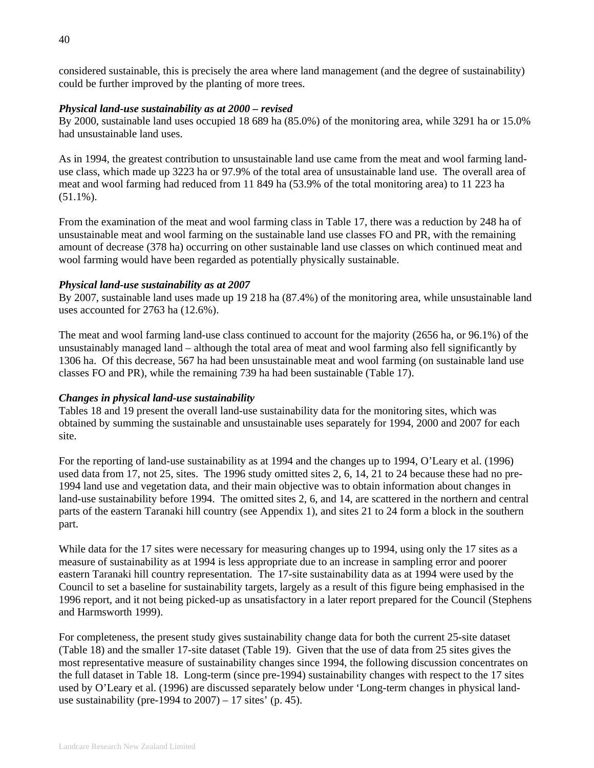considered sustainable, this is precisely the area where land management (and the degree of sustainability) could be further improved by the planting of more trees.

### *Physical land-use sustainability as at 2000 – revised*

By 2000, sustainable land uses occupied 18 689 ha (85.0%) of the monitoring area, while 3291 ha or 15.0% had unsustainable land uses.

As in 1994, the greatest contribution to unsustainable land use came from the meat and wool farming land-use class, which made up 3223 ha or 97.9% of the total area of unsustainable land use. The overall area of meat and wool farming had reduced from 11 849 ha (53.9% of the total monitoring area) to 11 223 ha (51.1%).

From the examination of the meat and wool farming class in Table 17, there was a reduction by 248 ha of unsustainable meat and wool farming on the sustainable land use classes FO and PR, with the remaining amount of decrease (378 ha) occurring on other sustainable land use classes on which continued meat and wool farming would have been regarded as potentially physically sustainable.

### *Physical land-use sustainability as at 2007*

By 2007, sustainable land uses made up 19 218 ha (87.4%) of the monitoring area, while unsustainable land uses accounted for 2763 ha (12.6%).

The meat and wool farming land-use class continued to account for the majority (2656 ha, or 96.1%) of the unsustainably managed land – although the total area of meat and wool farming also fell significantly by 1306 ha. Of this decrease, 567 ha had been unsustainable meat and wool farming (on sustainable land use classes FO and PR), while the remaining 739 ha had been sustainable (Table 17).

### *Changes in physical land-use sustainability*

Tables 18 and 19 present the overall land-use sustainability data for the monitoring sites, which was obtained by summing the sustainable and unsustainable uses separately for 1994, 2000 and 2007 for each site.

For the reporting of land-use sustainability as at 1994 and the changes up to 1994, O'Leary et al. (1996) used data from 17, not 25, sites. The 1996 study omitted sites 2, 6, 14, 21 to 24 because these had no pre-1994 land use and vegetation data, and their main objective was to obtain information about changes in land-use sustainability before 1994. The omitted sites 2, 6, and 14, are scattered in the northern and central parts of the eastern Taranaki hill country (see Appendix 1), and sites 21 to 24 form a block in the southern part.

While data for the 17 sites were necessary for measuring changes up to 1994, using only the 17 sites as a measure of sustainability as at 1994 is less appropriate due to an increase in sampling error and poorer eastern Taranaki hill country representation. The 17-site sustainability data as at 1994 were used by the Council to set a baseline for sustainability targets, largely as a result of this figure being emphasised in the 1996 report, and it not being picked-up as unsatisfactory in a later report prepared for the Council (Stephens and Harmsworth 1999).

For completeness, the present study gives sustainability change data for both the current 25-site dataset (Table 18) and the smaller 17-site dataset (Table 19). Given that the use of data from 25 sites gives the most representative measure of sustainability changes since 1994, the following discussion concentrates on the full dataset in Table 18. Long-term (since pre-1994) sustainability changes with respect to the 17 sites used by O'Leary et al. (1996) are discussed separately below under 'Long-term changes in physical land-use sustainability (pre-1994 to 2007) – 17 sites' (p. 45).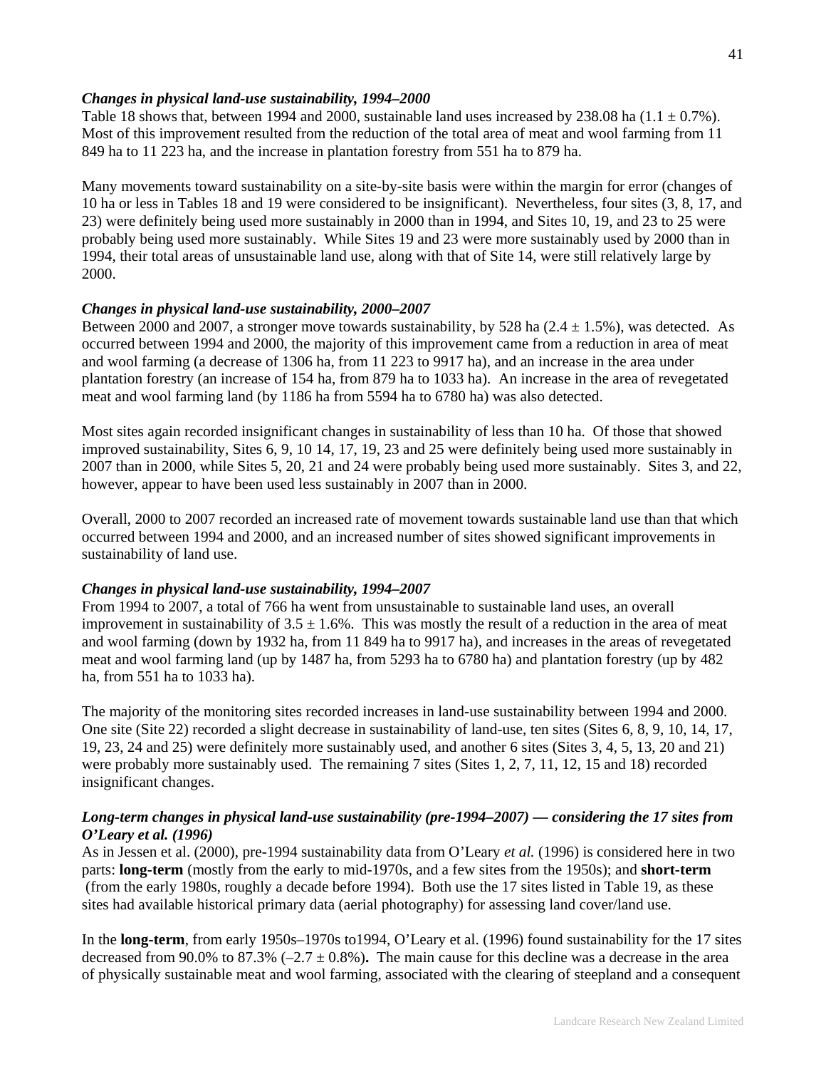### *Changes in physical land-use sustainability, 1994–2000*

Table 18 shows that, between 1994 and 2000, sustainable land uses increased by 238.08 ha (1.1 ± 0.7%). Most of this improvement resulted from the reduction of the total area of meat and wool farming from 11 849 ha to 11 223 ha, and the increase in plantation forestry from 551 ha to 879 ha.

Many movements toward sustainability on a site-by-site basis were within the margin for error (changes of 10 ha or less in Tables 18 and 19 were considered to be insignificant). Nevertheless, four sites (3, 8, 17, and 23) were definitely being used more sustainably in 2000 than in 1994, and Sites 10, 19, and 23 to 25 were probably being used more sustainably. While Sites 19 and 23 were more sustainably used by 2000 than in 1994, their total areas of unsustainable land use, along with that of Site 14, were still relatively large by 2000.

### *Changes in physical land-use sustainability, 2000–2007*

Between 2000 and 2007, a stronger move towards sustainability, by 528 ha (2.4 ± 1.5%), was detected. As occurred between 1994 and 2000, the majority of this improvement came from a reduction in area of meat and wool farming (a decrease of 1306 ha, from 11 223 to 9917 ha), and an increase in the area under plantation forestry (an increase of 154 ha, from 879 ha to 1033 ha). An increase in the area of revegetated meat and wool farming land (by 1186 ha from 5594 ha to 6780 ha) was also detected.

Most sites again recorded insignificant changes in sustainability of less than 10 ha. Of those that showed improved sustainability, Sites 6, 9, 10 14, 17, 19, 23 and 25 were definitely being used more sustainably in 2007 than in 2000, while Sites 5, 20, 21 and 24 were probably being used more sustainably. Sites 3, and 22, however, appear to have been used less sustainably in 2007 than in 2000.

Overall, 2000 to 2007 recorded an increased rate of movement towards sustainable land use than that which occurred between 1994 and 2000, and an increased number of sites showed significant improvements in sustainability of land use.

### *Changes in physical land-use sustainability, 1994–2007*

From 1994 to 2007, a total of 766 ha went from unsustainable to sustainable land uses, an overall improvement in sustainability of 3.5 ± 1.6%. This was mostly the result of a reduction in the area of meat and wool farming (down by 1932 ha, from 11 849 ha to 9917 ha), and increases in the areas of revegetated meat and wool farming land (up by 1487 ha, from 5293 ha to 6780 ha) and plantation forestry (up by 482 ha, from 551 ha to 1033 ha).

The majority of the monitoring sites recorded increases in land-use sustainability between 1994 and 2000. One site (Site 22) recorded a slight decrease in sustainability of land-use, ten sites (Sites 6, 8, 9, 10, 14, 17, 19, 23, 24 and 25) were definitely more sustainably used, and another 6 sites (Sites 3, 4, 5, 13, 20 and 21) were probably more sustainably used. The remaining 7 sites (Sites 1, 2, 7, 11, 12, 15 and 18) recorded insignificant changes.

### *Long-term changes in physical land-use sustainability (pre-1994–2007) — considering the 17 sites from O'Leary et al. (1996)*

As in Jessen et al. (2000), pre-1994 sustainability data from O'Leary *et al.* (1996) is considered here in two parts: **long-term** (mostly from the early to mid-1970s, and a few sites from the 1950s); and **short-term** (from the early 1980s, roughly a decade before 1994). Both use the 17 sites listed in Table 19, as these sites had available historical primary data (aerial photography) for assessing land cover/land use.

In the **long-term**, from early 1950s–1970s to1994, O'Leary et al. (1996) found sustainability for the 17 sites decreased from 90.0% to 87.3% (–2.7 ± 0.8%)**.** The main cause for this decline was a decrease in the area of physically sustainable meat and wool farming, associated with the clearing of steepland and a consequent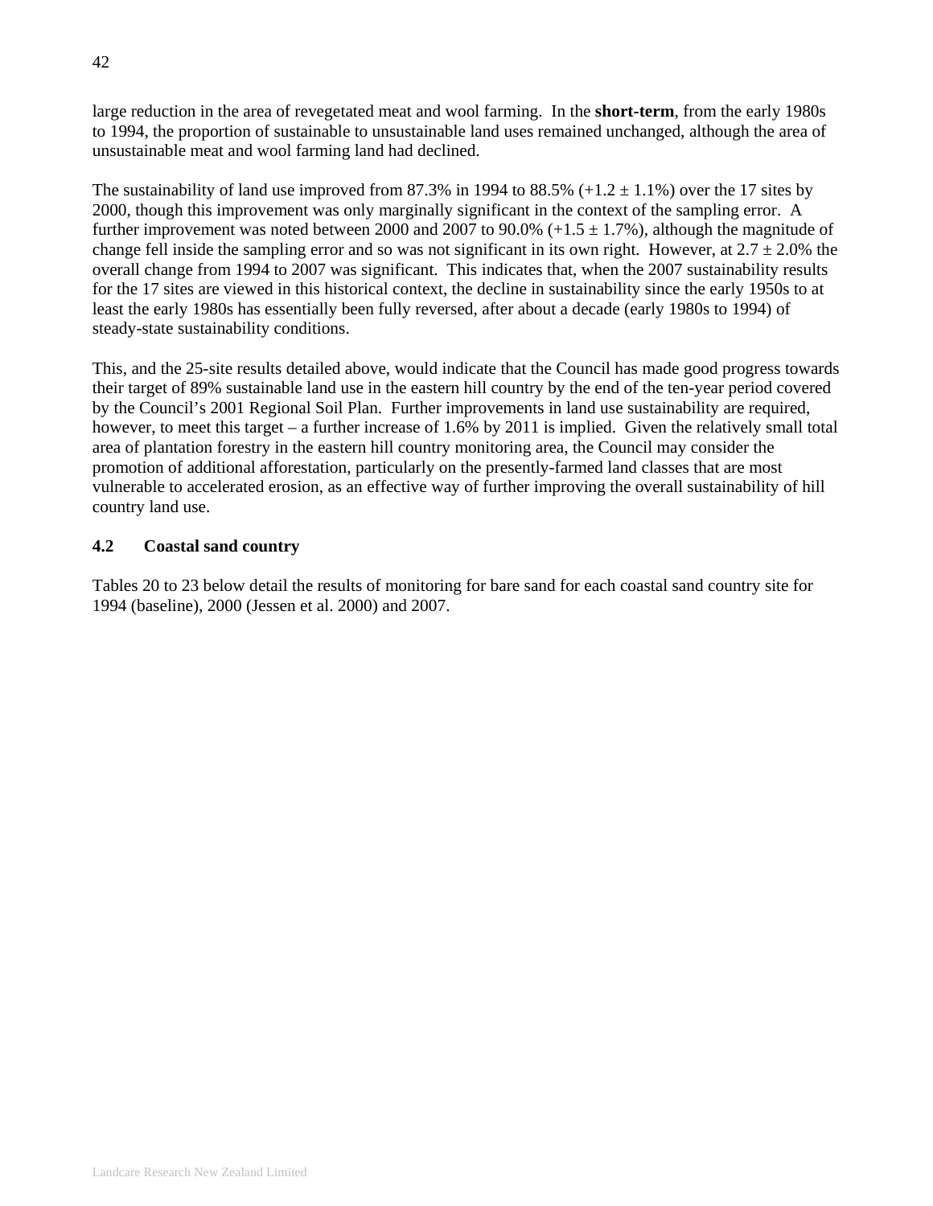large reduction in the area of revegetated meat and wool farming. In the **short-term**, from the early 1980s to 1994, the proportion of sustainable to unsustainable land uses remained unchanged, although the area of unsustainable meat and wool farming land had declined.

The sustainability of land use improved from 87.3% in 1994 to 88.5% (+1.2 ± 1.1%) over the 17 sites by 2000, though this improvement was only marginally significant in the context of the sampling error. A further improvement was noted between 2000 and 2007 to 90.0% (+1.5 ± 1.7%), although the magnitude of change fell inside the sampling error and so was not significant in its own right. However, at 2.7 ± 2.0% the overall change from 1994 to 2007 was significant. This indicates that, when the 2007 sustainability results for the 17 sites are viewed in this historical context, the decline in sustainability since the early 1950s to at least the early 1980s has essentially been fully reversed, after about a decade (early 1980s to 1994) of steady-state sustainability conditions.

This, and the 25-site results detailed above, would indicate that the Council has made good progress towards their target of 89% sustainable land use in the eastern hill country by the end of the ten-year period covered by the Council's 2001 Regional Soil Plan. Further improvements in land use sustainability are required, however, to meet this target – a further increase of 1.6% by 2011 is implied. Given the relatively small total area of plantation forestry in the eastern hill country monitoring area, the Council may consider the promotion of additional afforestation, particularly on the presently-farmed land classes that are most vulnerable to accelerated erosion, as an effective way of further improving the overall sustainability of hill country land use.

## 4.2 Coastal sand country

Tables 20 to 23 below detail the results of monitoring for bare sand for each coastal sand country site for 1994 (baseline), 2000 (Jessen et al. 2000) and 2007.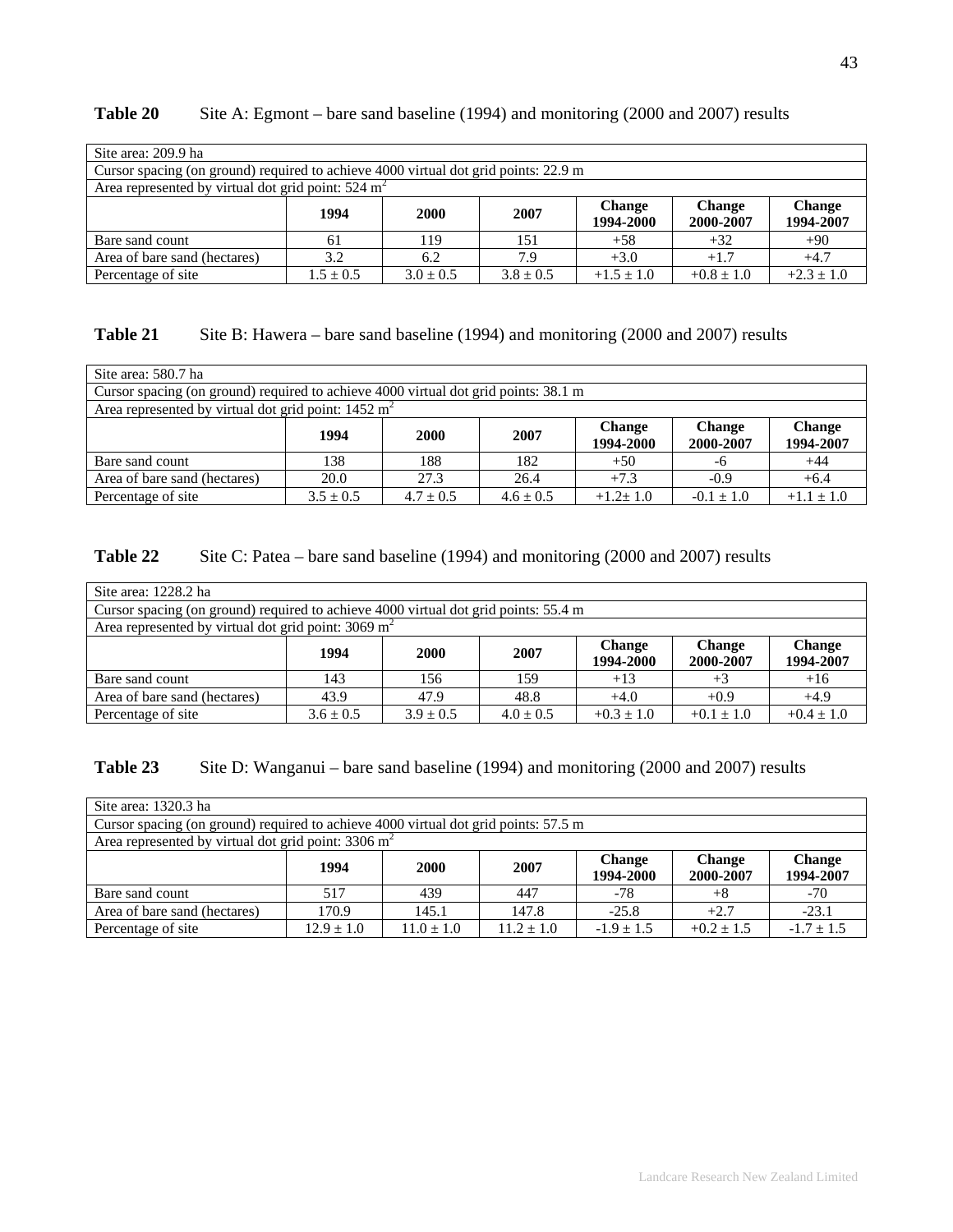**Table 20** Site A: Egmont – bare sand baseline (1994) and monitoring (2000 and 2007) results

| Site area: 209.9 ha | | | | | | |
|---|---|---|---|---|---|---|
| Cursor spacing (on ground) required to achieve 4000 virtual dot grid points: 22.9 m | | | | | | |
| Area represented by virtual dot grid point: 524 $m^2$ | | | | | | |
| | **1994** | **2000** | **2007** | **Change 1994-2000** | **Change 2000-2007** | **Change 1994-2007** |
| Bare sand count | 61 | 119 | 151 | +58 | +32 | +90 |
| Area of bare sand (hectares) | 3.2 | 6.2 | 7.9 | +3.0 | +1.7 | +4.7 |
| Percentage of site | 1.5 ± 0.5 | 3.0 ± 0.5 | 3.8 ± 0.5 | +1.5 ± 1.0 | +0.8 ± 1.0 | +2.3 ± 1.0 |

**Table 21** Site B: Hawera – bare sand baseline (1994) and monitoring (2000 and 2007) results

| Site area: 580.7 ha | | | | | | |
|---|---|---|---|---|---|---|
| Cursor spacing (on ground) required to achieve 4000 virtual dot grid points: 38.1 m | | | | | | |
| Area represented by virtual dot grid point: 1452 $m^2$ | | | | | | |
| | **1994** | **2000** | **2007** | **Change 1994-2000** | **Change 2000-2007** | **Change 1994-2007** |
| Bare sand count | 138 | 188 | 182 | +50 | -6 | +44 |
| Area of bare sand (hectares) | 20.0 | 27.3 | 26.4 | +7.3 | -0.9 | +6.4 |
| Percentage of site | 3.5 ± 0.5 | 4.7 ± 0.5 | 4.6 ± 0.5 | +1.2± 1.0 | -0.1 ± 1.0 | +1.1 ± 1.0 |

**Table 22** Site C: Patea – bare sand baseline (1994) and monitoring (2000 and 2007) results

| Site area: 1228.2 ha | | | | | | |
|---|---|---|---|---|---|---|
| Cursor spacing (on ground) required to achieve 4000 virtual dot grid points: 55.4 m | | | | | | |
| Area represented by virtual dot grid point: 3069 $m^2$ | | | | | | |
| | **1994** | **2000** | **2007** | **Change 1994-2000** | **Change 2000-2007** | **Change 1994-2007** |
| Bare sand count | 143 | 156 | 159 | +13 | +3 | +16 |
| Area of bare sand (hectares) | 43.9 | 47.9 | 48.8 | +4.0 | +0.9 | +4.9 |
| Percentage of site | 3.6 ± 0.5 | 3.9 ± 0.5 | 4.0 ± 0.5 | +0.3 ± 1.0 | +0.1 ± 1.0 | +0.4 ± 1.0 |

**Table 23** Site D: Wanganui – bare sand baseline (1994) and monitoring (2000 and 2007) results

| Site area: 1320.3 ha | | | | | | |
|---|---|---|---|---|---|---|
| Cursor spacing (on ground) required to achieve 4000 virtual dot grid points: 57.5 m | | | | | | |
| Area represented by virtual dot grid point: 3306 $m^2$ | | | | | | |
| | **1994** | **2000** | **2007** | **Change 1994-2000** | **Change 2000-2007** | **Change 1994-2007** |
| Bare sand count | 517 | 439 | 447 | -78 | +8 | -70 |
| Area of bare sand (hectares) | 170.9 | 145.1 | 147.8 | -25.8 | +2.7 | -23.1 |
| Percentage of site | 12.9 ± 1.0 | 11.0 ± 1.0 | 11.2 ± 1.0 | -1.9 ± 1.5 | +0.2 ± 1.5 | -1.7 ± 1.5 |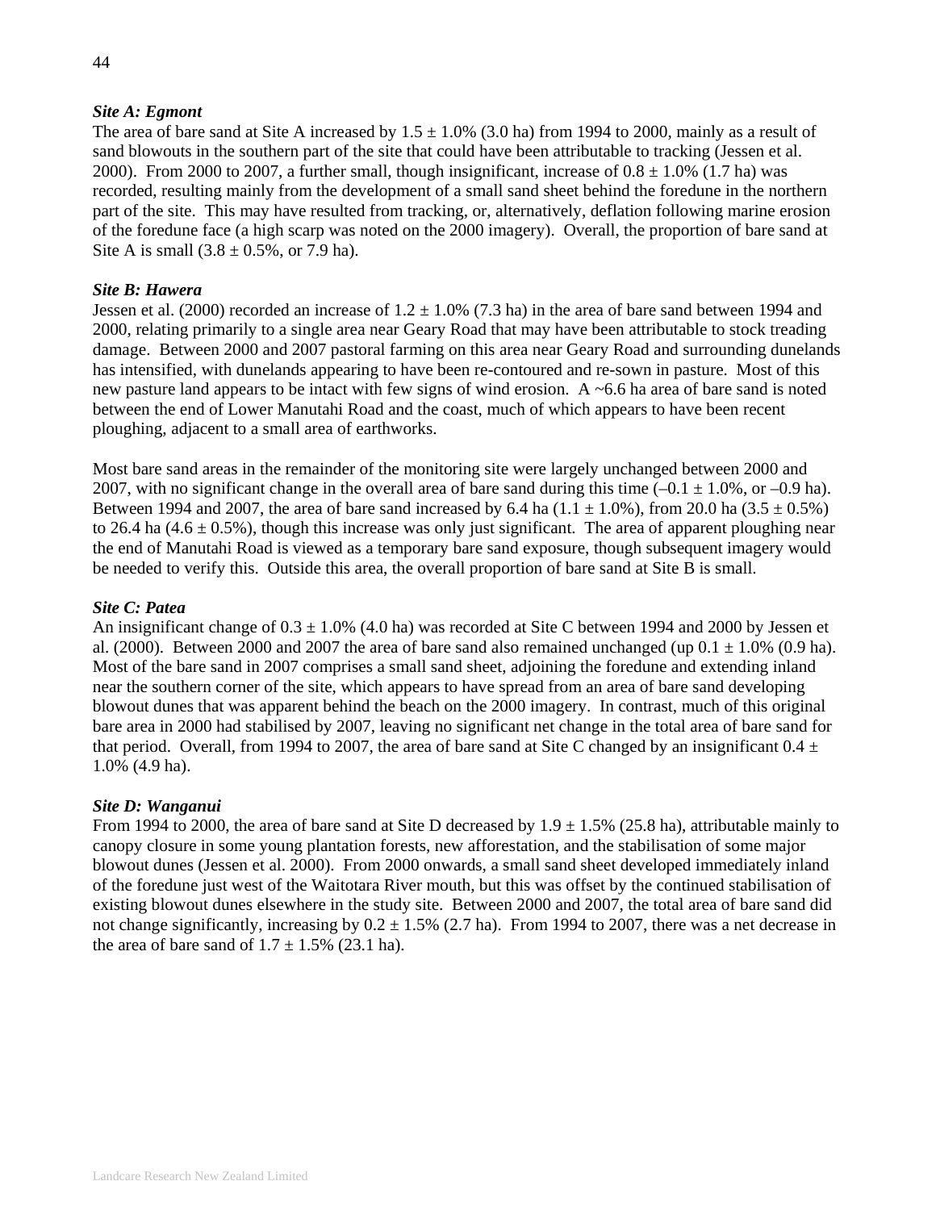***Site A: Egmont***

The area of bare sand at Site A increased by 1.5 ± 1.0% (3.0 ha) from 1994 to 2000, mainly as a result of sand blowouts in the southern part of the site that could have been attributable to tracking (Jessen et al. 2000). From 2000 to 2007, a further small, though insignificant, increase of 0.8 ± 1.0% (1.7 ha) was recorded, resulting mainly from the development of a small sand sheet behind the foredune in the northern part of the site. This may have resulted from tracking, or, alternatively, deflation following marine erosion of the foredune face (a high scarp was noted on the 2000 imagery). Overall, the proportion of bare sand at Site A is small (3.8 ± 0.5%, or 7.9 ha).

***Site B: Hawera***

Jessen et al. (2000) recorded an increase of 1.2 ± 1.0% (7.3 ha) in the area of bare sand between 1994 and 2000, relating primarily to a single area near Geary Road that may have been attributable to stock treading damage. Between 2000 and 2007 pastoral farming on this area near Geary Road and surrounding dunelands has intensified, with dunelands appearing to have been re-contoured and re-sown in pasture. Most of this new pasture land appears to be intact with few signs of wind erosion. A ~6.6 ha area of bare sand is noted between the end of Lower Manutahi Road and the coast, much of which appears to have been recent ploughing, adjacent to a small area of earthworks.

Most bare sand areas in the remainder of the monitoring site were largely unchanged between 2000 and 2007, with no significant change in the overall area of bare sand during this time (–0.1 ± 1.0%, or –0.9 ha). Between 1994 and 2007, the area of bare sand increased by 6.4 ha (1.1 ± 1.0%), from 20.0 ha (3.5 ± 0.5%) to 26.4 ha (4.6 ± 0.5%), though this increase was only just significant. The area of apparent ploughing near the end of Manutahi Road is viewed as a temporary bare sand exposure, though subsequent imagery would be needed to verify this. Outside this area, the overall proportion of bare sand at Site B is small.

***Site C: Patea***

An insignificant change of 0.3 ± 1.0% (4.0 ha) was recorded at Site C between 1994 and 2000 by Jessen et al. (2000). Between 2000 and 2007 the area of bare sand also remained unchanged (up 0.1 ± 1.0% (0.9 ha). Most of the bare sand in 2007 comprises a small sand sheet, adjoining the foredune and extending inland near the southern corner of the site, which appears to have spread from an area of bare sand developing blowout dunes that was apparent behind the beach on the 2000 imagery. In contrast, much of this original bare area in 2000 had stabilised by 2007, leaving no significant net change in the total area of bare sand for that period. Overall, from 1994 to 2007, the area of bare sand at Site C changed by an insignificant 0.4 ± 1.0% (4.9 ha).

***Site D: Wanganui***

From 1994 to 2000, the area of bare sand at Site D decreased by 1.9 ± 1.5% (25.8 ha), attributable mainly to canopy closure in some young plantation forests, new afforestation, and the stabilisation of some major blowout dunes (Jessen et al. 2000). From 2000 onwards, a small sand sheet developed immediately inland of the foredune just west of the Waitotara River mouth, but this was offset by the continued stabilisation of existing blowout dunes elsewhere in the study site. Between 2000 and 2007, the total area of bare sand did not change significantly, increasing by 0.2 ± 1.5% (2.7 ha). From 1994 to 2007, there was a net decrease in the area of bare sand of 1.7 ± 1.5% (23.1 ha).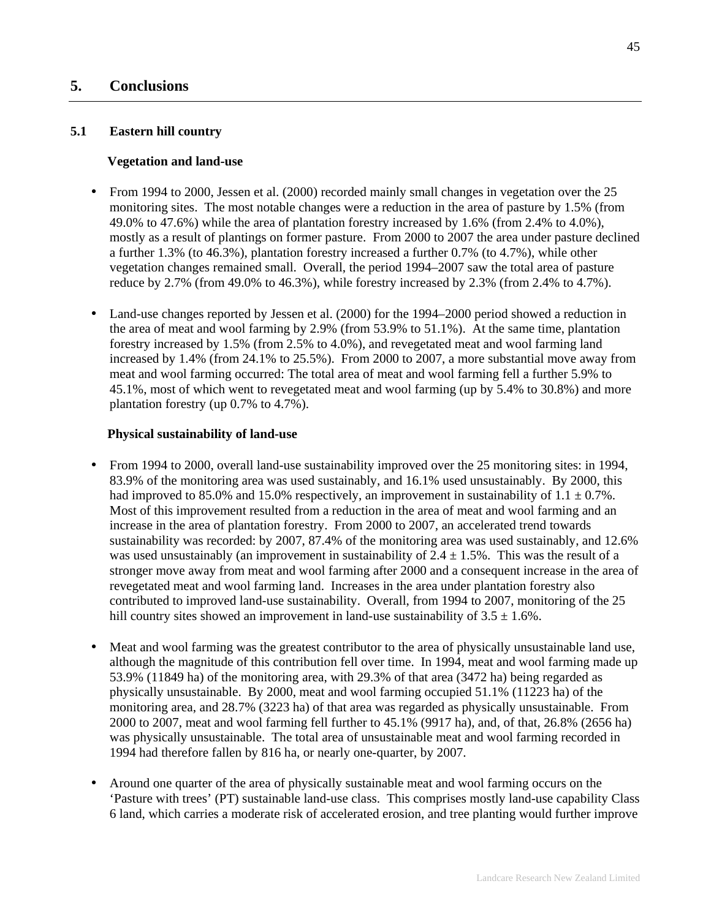# 5. Conclusions

## 5.1 Eastern hill country

### Vegetation and land-use

- From 1994 to 2000, Jessen et al. (2000) recorded mainly small changes in vegetation over the 25 monitoring sites. The most notable changes were a reduction in the area of pasture by 1.5% (from 49.0% to 47.6%) while the area of plantation forestry increased by 1.6% (from 2.4% to 4.0%), mostly as a result of plantings on former pasture. From 2000 to 2007 the area under pasture declined a further 1.3% (to 46.3%), plantation forestry increased a further 0.7% (to 4.7%), while other vegetation changes remained small. Overall, the period 1994–2007 saw the total area of pasture reduce by 2.7% (from 49.0% to 46.3%), while forestry increased by 2.3% (from 2.4% to 4.7%).

- Land-use changes reported by Jessen et al. (2000) for the 1994–2000 period showed a reduction in the area of meat and wool farming by 2.9% (from 53.9% to 51.1%). At the same time, plantation forestry increased by 1.5% (from 2.5% to 4.0%), and revegetated meat and wool farming land increased by 1.4% (from 24.1% to 25.5%). From 2000 to 2007, a more substantial move away from meat and wool farming occurred: The total area of meat and wool farming fell a further 5.9% to 45.1%, most of which went to revegetated meat and wool farming (up by 5.4% to 30.8%) and more plantation forestry (up 0.7% to 4.7%).

### Physical sustainability of land-use

- From 1994 to 2000, overall land-use sustainability improved over the 25 monitoring sites: in 1994, 83.9% of the monitoring area was used sustainably, and 16.1% used unsustainably. By 2000, this had improved to 85.0% and 15.0% respectively, an improvement in sustainability of $1.1 \pm 0.7\%$. Most of this improvement resulted from a reduction in the area of meat and wool farming and an increase in the area of plantation forestry. From 2000 to 2007, an accelerated trend towards sustainability was recorded: by 2007, 87.4% of the monitoring area was used sustainably, and 12.6% was used unsustainably (an improvement in sustainability of $2.4 \pm 1.5\%$. This was the result of a stronger move away from meat and wool farming after 2000 and a consequent increase in the area of revegetated meat and wool farming land. Increases in the area under plantation forestry also contributed to improved land-use sustainability. Overall, from 1994 to 2007, monitoring of the 25 hill country sites showed an improvement in land-use sustainability of $3.5 \pm 1.6\%$.

- Meat and wool farming was the greatest contributor to the area of physically unsustainable land use, although the magnitude of this contribution fell over time. In 1994, meat and wool farming made up 53.9% (11849 ha) of the monitoring area, with 29.3% of that area (3472 ha) being regarded as physically unsustainable. By 2000, meat and wool farming occupied 51.1% (11223 ha) of the monitoring area, and 28.7% (3223 ha) of that area was regarded as physically unsustainable. From 2000 to 2007, meat and wool farming fell further to 45.1% (9917 ha), and, of that, 26.8% (2656 ha) was physically unsustainable. The total area of unsustainable meat and wool farming recorded in 1994 had therefore fallen by 816 ha, or nearly one-quarter, by 2007.

- Around one quarter of the area of physically sustainable meat and wool farming occurs on the 'Pasture with trees' (PT) sustainable land-use class. This comprises mostly land-use capability Class 6 land, which carries a moderate risk of accelerated erosion, and tree planting would further improve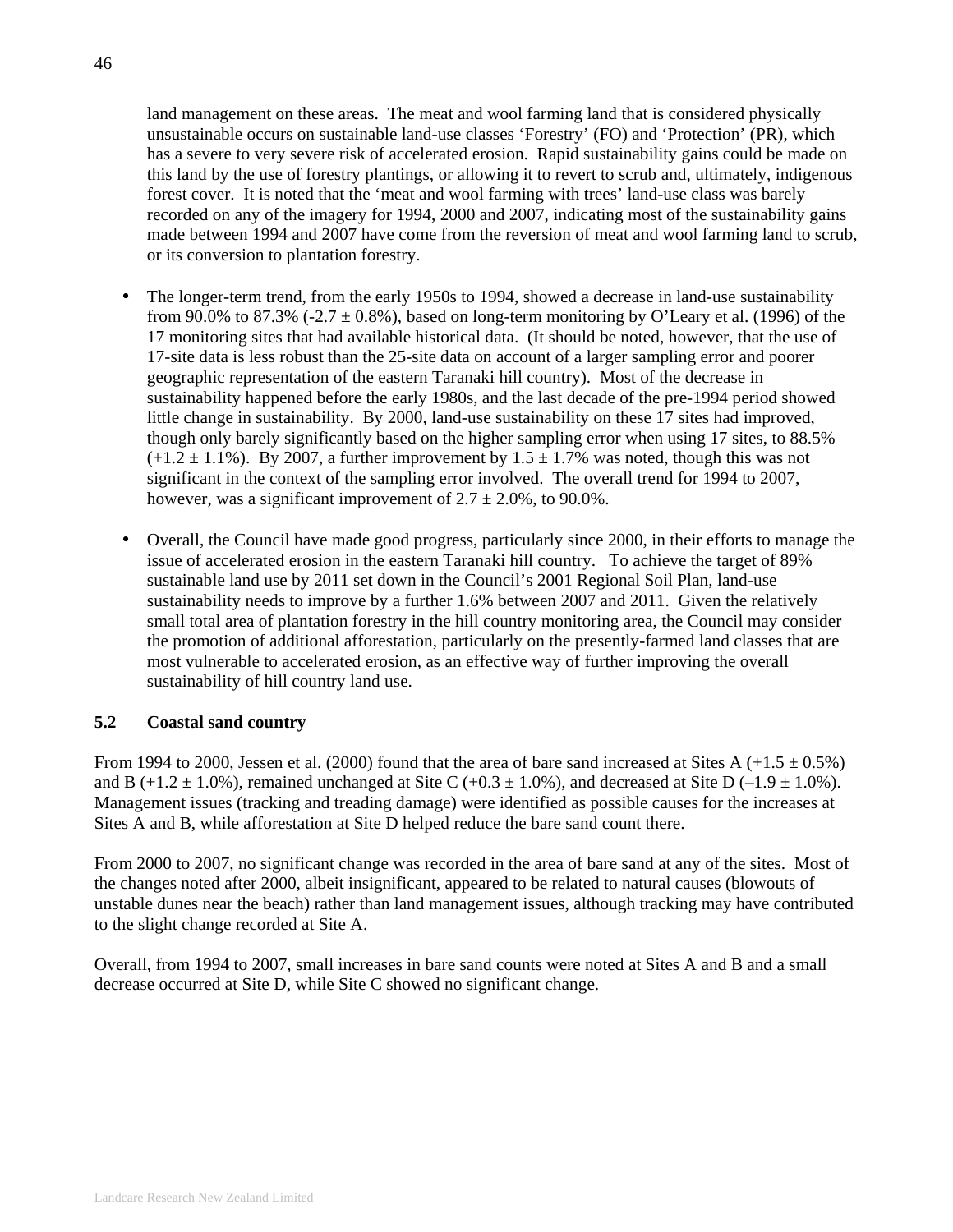land management on these areas. The meat and wool farming land that is considered physically unsustainable occurs on sustainable land-use classes 'Forestry' (FO) and 'Protection' (PR), which has a severe to very severe risk of accelerated erosion. Rapid sustainability gains could be made on this land by the use of forestry plantings, or allowing it to revert to scrub and, ultimately, indigenous forest cover. It is noted that the 'meat and wool farming with trees' land-use class was barely recorded on any of the imagery for 1994, 2000 and 2007, indicating most of the sustainability gains made between 1994 and 2007 have come from the reversion of meat and wool farming land to scrub, or its conversion to plantation forestry.

- The longer-term trend, from the early 1950s to 1994, showed a decrease in land-use sustainability from 90.0% to 87.3% ($-2.7 \pm 0.8\%$), based on long-term monitoring by O'Leary et al. (1996) of the 17 monitoring sites that had available historical data. (It should be noted, however, that the use of 17-site data is less robust than the 25-site data on account of a larger sampling error and poorer geographic representation of the eastern Taranaki hill country). Most of the decrease in sustainability happened before the early 1980s, and the last decade of the pre-1994 period showed little change in sustainability. By 2000, land-use sustainability on these 17 sites had improved, though only barely significantly based on the higher sampling error when using 17 sites, to 88.5% ($+1.2 \pm 1.1\%$). By 2007, a further improvement by $1.5 \pm 1.7\%$ was noted, though this was not significant in the context of the sampling error involved. The overall trend for 1994 to 2007, however, was a significant improvement of $2.7 \pm 2.0\%$, to 90.0%.

- Overall, the Council have made good progress, particularly since 2000, in their efforts to manage the issue of accelerated erosion in the eastern Taranaki hill country. To achieve the target of 89% sustainable land use by 2011 set down in the Council's 2001 Regional Soil Plan, land-use sustainability needs to improve by a further 1.6% between 2007 and 2011. Given the relatively small total area of plantation forestry in the hill country monitoring area, the Council may consider the promotion of additional afforestation, particularly on the presently-farmed land classes that are most vulnerable to accelerated erosion, as an effective way of further improving the overall sustainability of hill country land use.

## 5.2 Coastal sand country

From 1994 to 2000, Jessen et al. (2000) found that the area of bare sand increased at Sites A ($+1.5 \pm 0.5\%$) and B ($+1.2 \pm 1.0\%$), remained unchanged at Site C ($+0.3 \pm 1.0\%$), and decreased at Site D ($-1.9 \pm 1.0\%$). Management issues (tracking and treading damage) were identified as possible causes for the increases at Sites A and B, while afforestation at Site D helped reduce the bare sand count there.

From 2000 to 2007, no significant change was recorded in the area of bare sand at any of the sites. Most of the changes noted after 2000, albeit insignificant, appeared to be related to natural causes (blowouts of unstable dunes near the beach) rather than land management issues, although tracking may have contributed to the slight change recorded at Site A.

Overall, from 1994 to 2007, small increases in bare sand counts were noted at Sites A and B and a small decrease occurred at Site D, while Site C showed no significant change.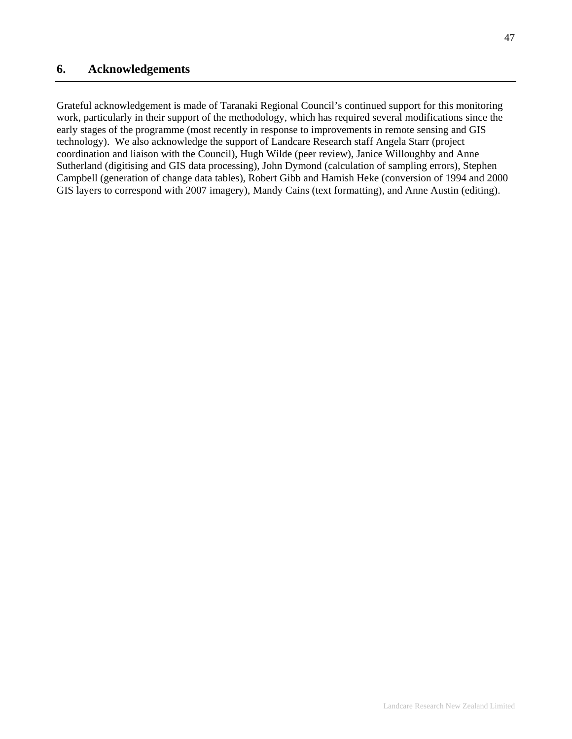# 6. Acknowledgements

Grateful acknowledgement is made of Taranaki Regional Council's continued support for this monitoring work, particularly in their support of the methodology, which has required several modifications since the early stages of the programme (most recently in response to improvements in remote sensing and GIS technology). We also acknowledge the support of Landcare Research staff Angela Starr (project coordination and liaison with the Council), Hugh Wilde (peer review), Janice Willoughby and Anne Sutherland (digitising and GIS data processing), John Dymond (calculation of sampling errors), Stephen Campbell (generation of change data tables), Robert Gibb and Hamish Heke (conversion of 1994 and 2000 GIS layers to correspond with 2007 imagery), Mandy Cains (text formatting), and Anne Austin (editing).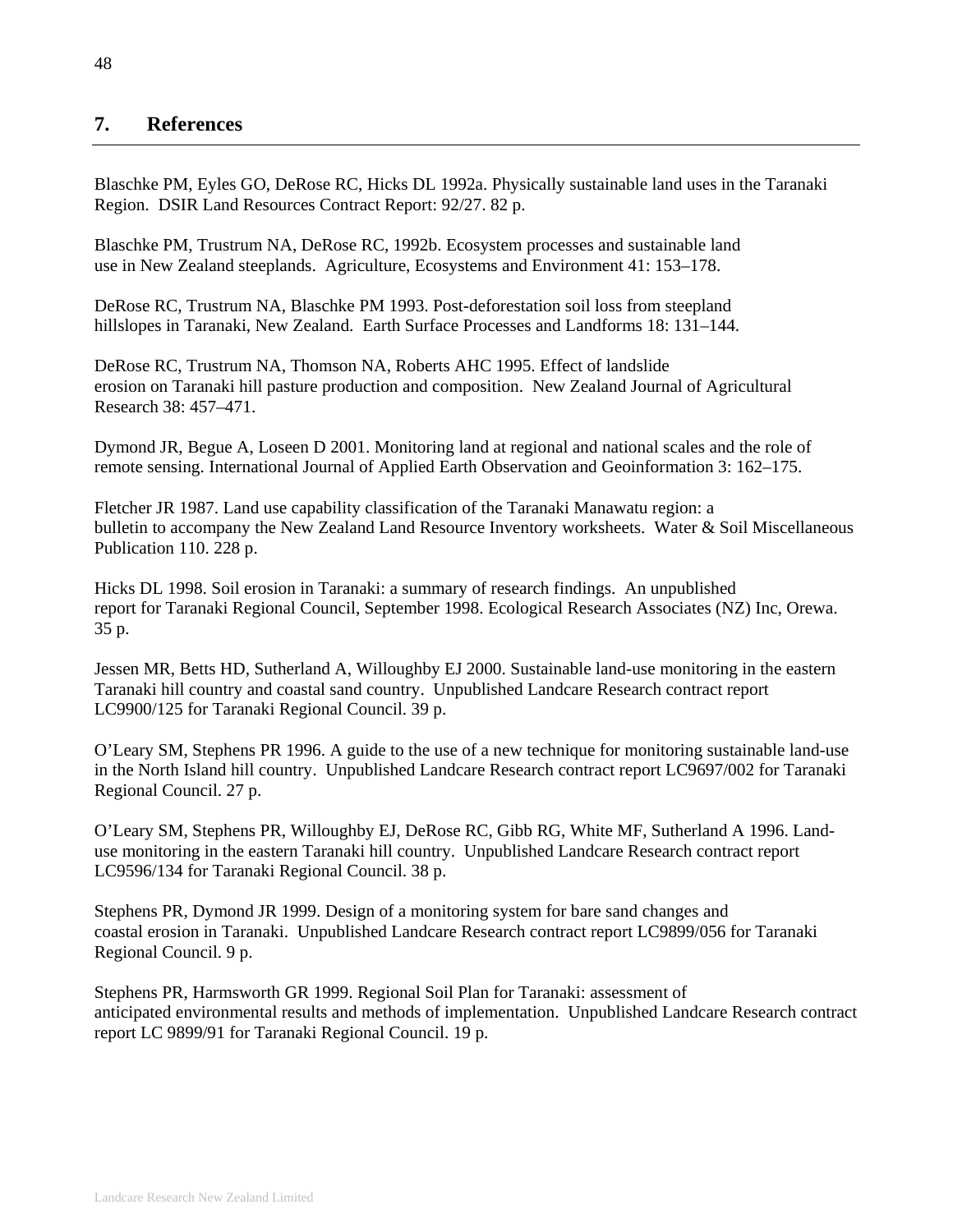## 7. References

Blaschke PM, Eyles GO, DeRose RC, Hicks DL 1992a. Physically sustainable land uses in the Taranaki Region. DSIR Land Resources Contract Report: 92/27. 82 p.

Blaschke PM, Trustrum NA, DeRose RC, 1992b. Ecosystem processes and sustainable land use in New Zealand steeplands. Agriculture, Ecosystems and Environment 41: 153–178.

DeRose RC, Trustrum NA, Blaschke PM 1993. Post-deforestation soil loss from steepland hillslopes in Taranaki, New Zealand. Earth Surface Processes and Landforms 18: 131–144.

DeRose RC, Trustrum NA, Thomson NA, Roberts AHC 1995. Effect of landslide erosion on Taranaki hill pasture production and composition. New Zealand Journal of Agricultural Research 38: 457–471.

Dymond JR, Begue A, Loseen D 2001. Monitoring land at regional and national scales and the role of remote sensing. International Journal of Applied Earth Observation and Geoinformation 3: 162–175.

Fletcher JR 1987. Land use capability classification of the Taranaki Manawatu region: a bulletin to accompany the New Zealand Land Resource Inventory worksheets. Water & Soil Miscellaneous Publication 110. 228 p.

Hicks DL 1998. Soil erosion in Taranaki: a summary of research findings. An unpublished report for Taranaki Regional Council, September 1998. Ecological Research Associates (NZ) Inc, Orewa. 35 p.

Jessen MR, Betts HD, Sutherland A, Willoughby EJ 2000. Sustainable land-use monitoring in the eastern Taranaki hill country and coastal sand country. Unpublished Landcare Research contract report LC9900/125 for Taranaki Regional Council. 39 p.

O'Leary SM, Stephens PR 1996. A guide to the use of a new technique for monitoring sustainable land-use in the North Island hill country. Unpublished Landcare Research contract report LC9697/002 for Taranaki Regional Council. 27 p.

O'Leary SM, Stephens PR, Willoughby EJ, DeRose RC, Gibb RG, White MF, Sutherland A 1996. Land-use monitoring in the eastern Taranaki hill country. Unpublished Landcare Research contract report LC9596/134 for Taranaki Regional Council. 38 p.

Stephens PR, Dymond JR 1999. Design of a monitoring system for bare sand changes and coastal erosion in Taranaki. Unpublished Landcare Research contract report LC9899/056 for Taranaki Regional Council. 9 p.

Stephens PR, Harmsworth GR 1999. Regional Soil Plan for Taranaki: assessment of anticipated environmental results and methods of implementation. Unpublished Landcare Research contract report LC 9899/91 for Taranaki Regional Council. 19 p.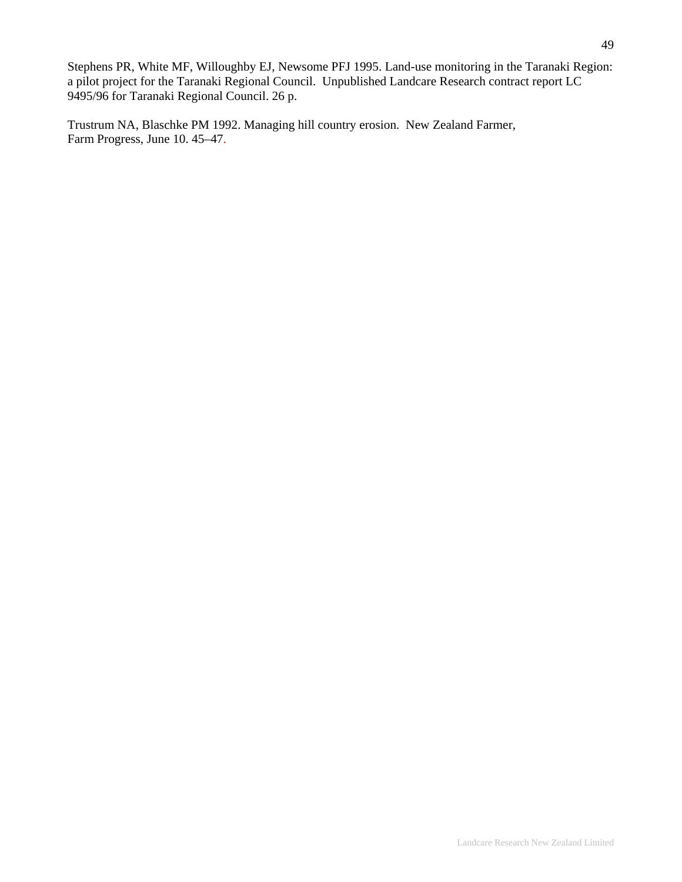Stephens PR, White MF, Willoughby EJ, Newsome PFJ 1995. Land-use monitoring in the Taranaki Region: a pilot project for the Taranaki Regional Council. Unpublished Landcare Research contract report LC 9495/96 for Taranaki Regional Council. 26 p.

Trustrum NA, Blaschke PM 1992. Managing hill country erosion. New Zealand Farmer, Farm Progress, June 10. 45–47.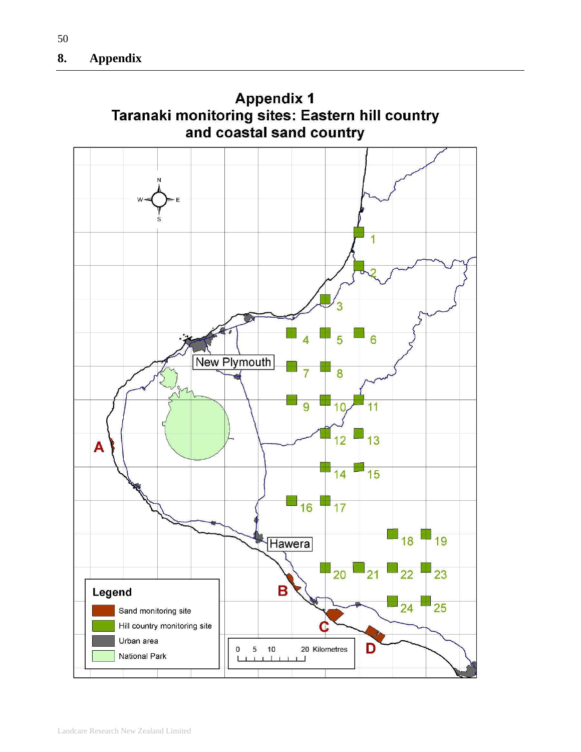# 8. Appendix

## Appendix 1
## Taranaki monitoring sites: Eastern hill country and coastal sand country

N
W
E
S

1
2
3
4
5
6
New Plymouth
7
8
9
10
11
12
13
A
14
15
16
17
18
19
Hawera
20
21
22
23
B
24
25
C
D

Legend
Sand monitoring site
Hill country monitoring site
Urban area
National Park

0 5 10 20 Kilometres